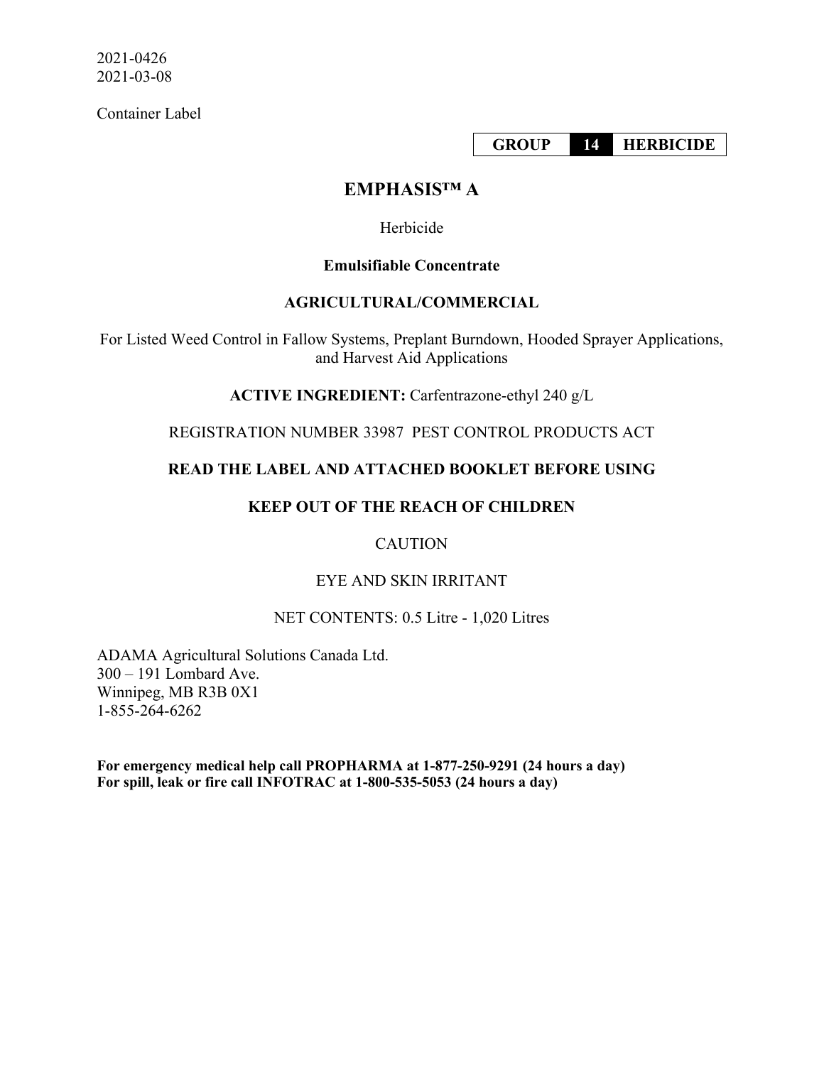2021-0426
2021-03-08

Container Label

| GROUP | 14 | HERBICIDE |
|---|---|---|

# EMPHASIS™ A

Herbicide

**Emulsifiable Concentrate**

**AGRICULTURAL/COMMERCIAL**

For Listed Weed Control in Fallow Systems, Preplant Burndown, Hooded Sprayer Applications, and Harvest Aid Applications

**ACTIVE INGREDIENT:** Carfentrazone-ethyl 240 g/L

REGISTRATION NUMBER 33987 PEST CONTROL PRODUCTS ACT

**READ THE LABEL AND ATTACHED BOOKLET BEFORE USING**

**KEEP OUT OF THE REACH OF CHILDREN**

CAUTION

EYE AND SKIN IRRITANT

NET CONTENTS: 0.5 Litre - 1,020 Litres

ADAMA Agricultural Solutions Canada Ltd.
300 – 191 Lombard Ave.
Winnipeg, MB R3B 0X1
1-855-264-6262

**For emergency medical help call PROPHARMA at 1-877-250-9291 (24 hours a day)**
**For spill, leak or fire call INFOTRAC at 1-800-535-5053 (24 hours a day)**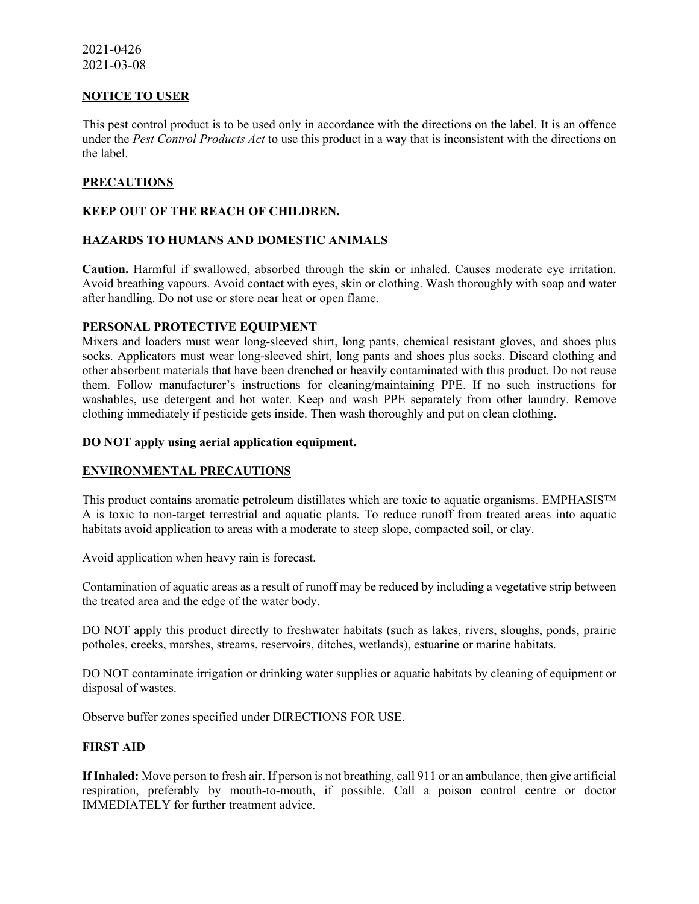2021-0426
2021-03-08

## NOTICE TO USER

This pest control product is to be used only in accordance with the directions on the label. It is an offence under the *Pest Control Products Act* to use this product in a way that is inconsistent with the directions on the label.

## PRECAUTIONS

### KEEP OUT OF THE REACH OF CHILDREN.

### HAZARDS TO HUMANS AND DOMESTIC ANIMALS

**Caution.** Harmful if swallowed, absorbed through the skin or inhaled. Causes moderate eye irritation. Avoid breathing vapours. Avoid contact with eyes, skin or clothing. Wash thoroughly with soap and water after handling. Do not use or store near heat or open flame.

### PERSONAL PROTECTIVE EQUIPMENT

Mixers and loaders must wear long-sleeved shirt, long pants, chemical resistant gloves, and shoes plus socks. Applicators must wear long-sleeved shirt, long pants and shoes plus socks. Discard clothing and other absorbent materials that have been drenched or heavily contaminated with this product. Do not reuse them. Follow manufacturer's instructions for cleaning/maintaining PPE. If no such instructions for washables, use detergent and hot water. Keep and wash PPE separately from other laundry. Remove clothing immediately if pesticide gets inside. Then wash thoroughly and put on clean clothing.

**DO NOT apply using aerial application equipment.**

## ENVIRONMENTAL PRECAUTIONS

This product contains aromatic petroleum distillates which are toxic to aquatic organisms. EMPHASIS™ A is toxic to non-target terrestrial and aquatic plants. To reduce runoff from treated areas into aquatic habitats avoid application to areas with a moderate to steep slope, compacted soil, or clay.

Avoid application when heavy rain is forecast.

Contamination of aquatic areas as a result of runoff may be reduced by including a vegetative strip between the treated area and the edge of the water body.

DO NOT apply this product directly to freshwater habitats (such as lakes, rivers, sloughs, ponds, prairie potholes, creeks, marshes, streams, reservoirs, ditches, wetlands), estuarine or marine habitats.

DO NOT contaminate irrigation or drinking water supplies or aquatic habitats by cleaning of equipment or disposal of wastes.

Observe buffer zones specified under DIRECTIONS FOR USE.

## FIRST AID

**If Inhaled:** Move person to fresh air. If person is not breathing, call 911 or an ambulance, then give artificial respiration, preferably by mouth-to-mouth, if possible. Call a poison control centre or doctor IMMEDIATELY for further treatment advice.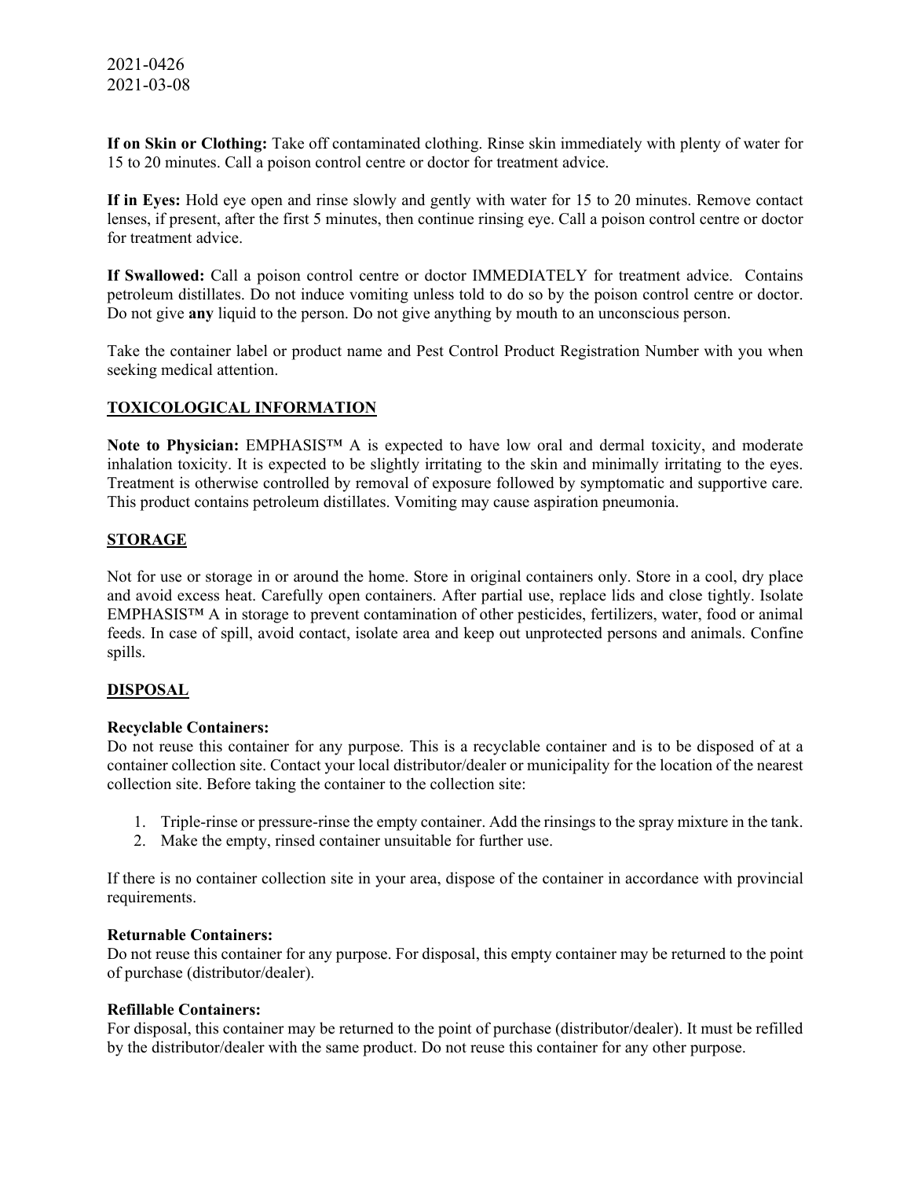2021-0426
2021-03-08

**If on Skin or Clothing:** Take off contaminated clothing. Rinse skin immediately with plenty of water for 15 to 20 minutes. Call a poison control centre or doctor for treatment advice.

**If in Eyes:** Hold eye open and rinse slowly and gently with water for 15 to 20 minutes. Remove contact lenses, if present, after the first 5 minutes, then continue rinsing eye. Call a poison control centre or doctor for treatment advice.

**If Swallowed:** Call a poison control centre or doctor IMMEDIATELY for treatment advice. Contains petroleum distillates. Do not induce vomiting unless told to do so by the poison control centre or doctor. Do not give **any** liquid to the person. Do not give anything by mouth to an unconscious person.

Take the container label or product name and Pest Control Product Registration Number with you when seeking medical attention.

## TOXICOLOGICAL INFORMATION

**Note to Physician:** EMPHASIS™ A is expected to have low oral and dermal toxicity, and moderate inhalation toxicity. It is expected to be slightly irritating to the skin and minimally irritating to the eyes. Treatment is otherwise controlled by removal of exposure followed by symptomatic and supportive care. This product contains petroleum distillates. Vomiting may cause aspiration pneumonia.

## STORAGE

Not for use or storage in or around the home. Store in original containers only. Store in a cool, dry place and avoid excess heat. Carefully open containers. After partial use, replace lids and close tightly. Isolate EMPHASIS™ A in storage to prevent contamination of other pesticides, fertilizers, water, food or animal feeds. In case of spill, avoid contact, isolate area and keep out unprotected persons and animals. Confine spills.

## DISPOSAL

**Recyclable Containers:**
Do not reuse this container for any purpose. This is a recyclable container and is to be disposed of at a container collection site. Contact your local distributor/dealer or municipality for the location of the nearest collection site. Before taking the container to the collection site:

1. Triple-rinse or pressure-rinse the empty container. Add the rinsings to the spray mixture in the tank.
2. Make the empty, rinsed container unsuitable for further use.

If there is no container collection site in your area, dispose of the container in accordance with provincial requirements.

**Returnable Containers:**
Do not reuse this container for any purpose. For disposal, this empty container may be returned to the point of purchase (distributor/dealer).

**Refillable Containers:**
For disposal, this container may be returned to the point of purchase (distributor/dealer). It must be refilled by the distributor/dealer with the same product. Do not reuse this container for any other purpose.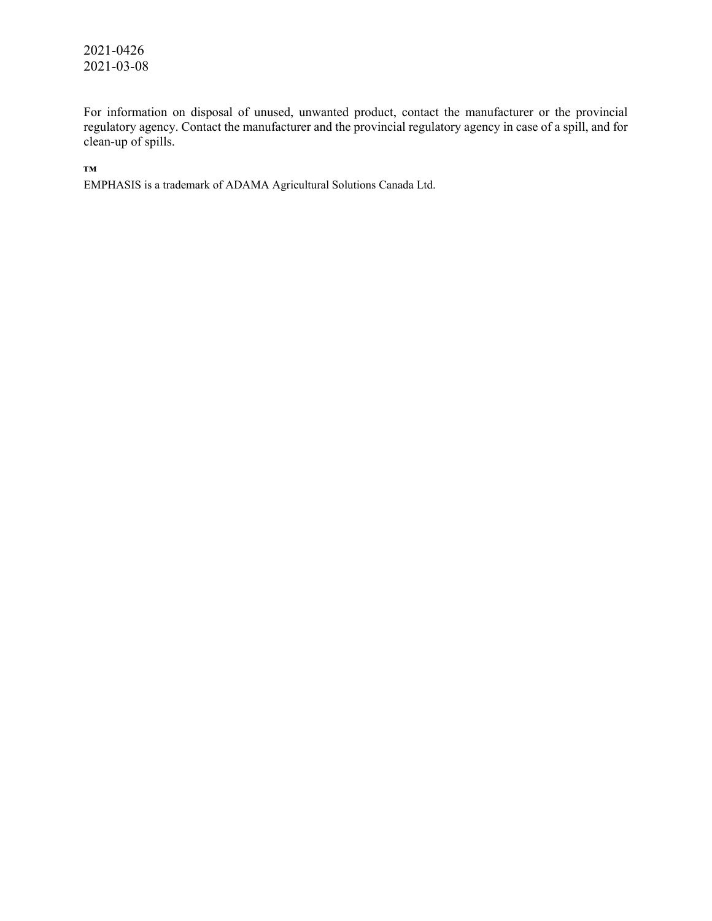2021-0426
2021-03-08

For information on disposal of unused, unwanted product, contact the manufacturer or the provincial regulatory agency. Contact the manufacturer and the provincial regulatory agency in case of a spill, and for clean-up of spills.

™
EMPHASIS is a trademark of ADAMA Agricultural Solutions Canada Ltd.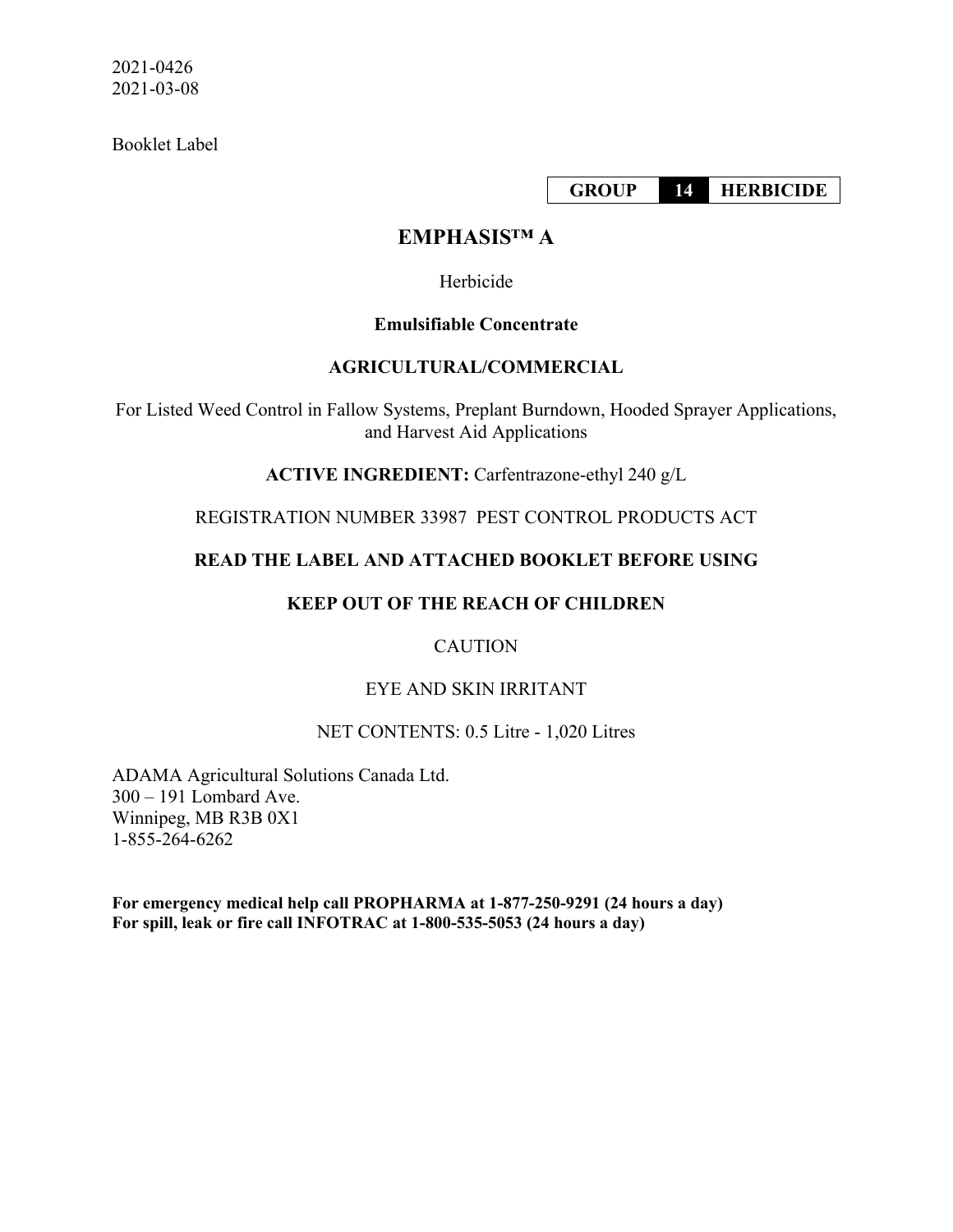2021-0426
2021-03-08

Booklet Label

| GROUP | 14 | HERBICIDE |
|---|---|---|

# EMPHASIS™ A

Herbicide

**Emulsifiable Concentrate**

**AGRICULTURAL/COMMERCIAL**

For Listed Weed Control in Fallow Systems, Preplant Burndown, Hooded Sprayer Applications, and Harvest Aid Applications

**ACTIVE INGREDIENT:** Carfentrazone-ethyl 240 g/L

REGISTRATION NUMBER 33987 PEST CONTROL PRODUCTS ACT

**READ THE LABEL AND ATTACHED BOOKLET BEFORE USING**

**KEEP OUT OF THE REACH OF CHILDREN**

CAUTION

EYE AND SKIN IRRITANT

NET CONTENTS: 0.5 Litre - 1,020 Litres

ADAMA Agricultural Solutions Canada Ltd.
300 – 191 Lombard Ave.
Winnipeg, MB R3B 0X1
1-855-264-6262

**For emergency medical help call PROPHARMA at 1-877-250-9291 (24 hours a day)**
**For spill, leak or fire call INFOTRAC at 1-800-535-5053 (24 hours a day)**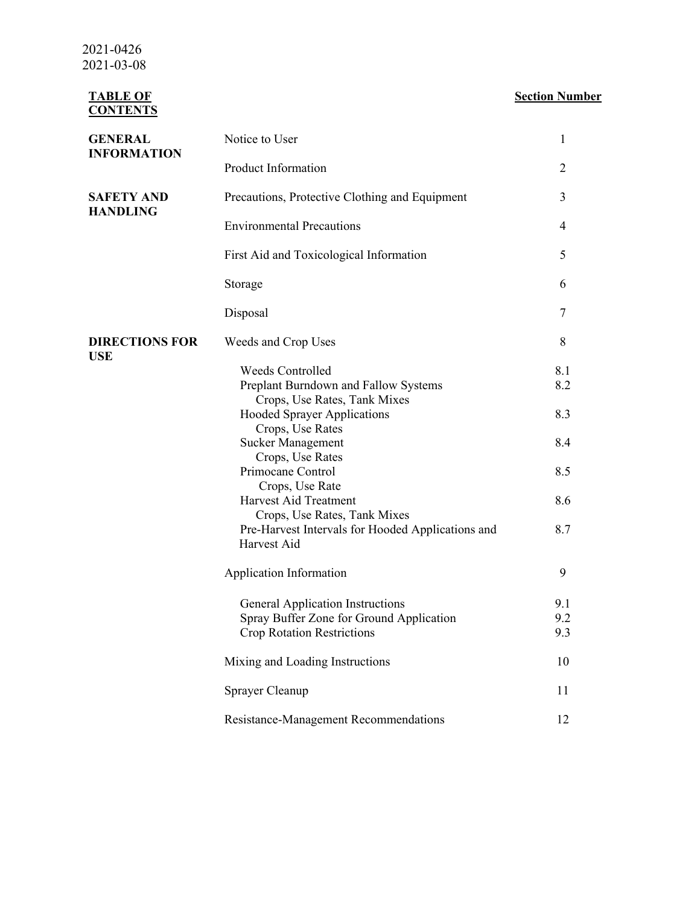2021-0426
2021-03-08

| **TABLE OF CONTENTS** | | **Section Number** |
|---|---|---|
| **GENERAL INFORMATION** | Notice to User | 1 |
| | Product Information | 2 |
| **SAFETY AND HANDLING** | Precautions, Protective Clothing and Equipment | 3 |
| | Environmental Precautions | 4 |
| | First Aid and Toxicological Information | 5 |
| | Storage | 6 |
| | Disposal | 7 |
| **DIRECTIONS FOR USE** | Weeds and Crop Uses | 8 |
| | Weeds Controlled | 8.1 |
| | Preplant Burndown and Fallow Systems<br>Crops, Use Rates, Tank Mixes | 8.2 |
| | Hooded Sprayer Applications<br>Crops, Use Rates | 8.3 |
| | Sucker Management<br>Crops, Use Rates | 8.4 |
| | Primocane Control<br>Crops, Use Rate | 8.5 |
| | Harvest Aid Treatment<br>Crops, Use Rates, Tank Mixes | 8.6 |
| | Pre-Harvest Intervals for Hooded Applications and Harvest Aid | 8.7 |
| | Application Information | 9 |
| | General Application Instructions | 9.1 |
| | Spray Buffer Zone for Ground Application | 9.2 |
| | Crop Rotation Restrictions | 9.3 |
| | Mixing and Loading Instructions | 10 |
| | Sprayer Cleanup | 11 |
| | Resistance-Management Recommendations | 12 |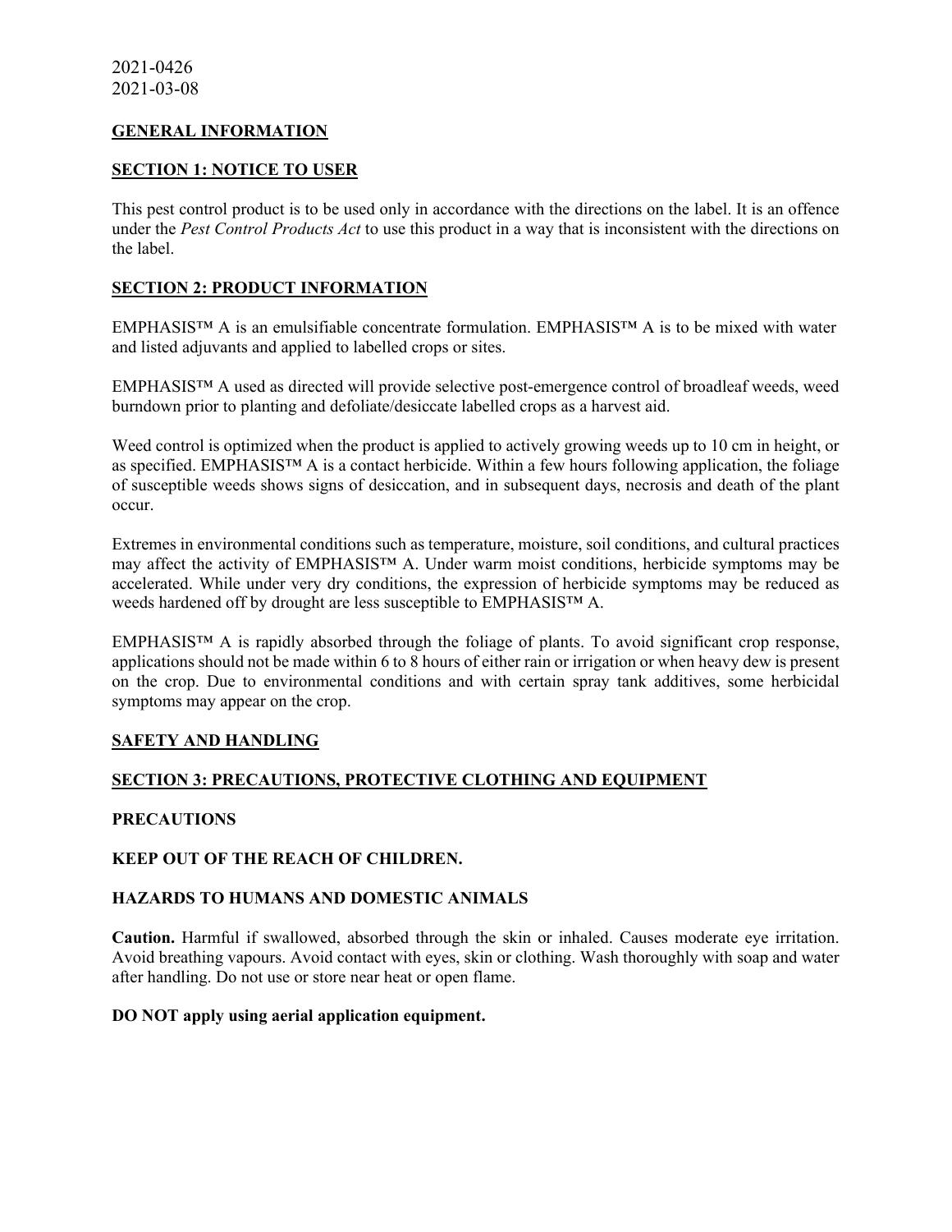2021-0426
2021-03-08

## GENERAL INFORMATION

## SECTION 1: NOTICE TO USER

This pest control product is to be used only in accordance with the directions on the label. It is an offence under the *Pest Control Products Act* to use this product in a way that is inconsistent with the directions on the label.

## SECTION 2: PRODUCT INFORMATION

EMPHASIS™ A is an emulsifiable concentrate formulation. EMPHASIS™ A is to be mixed with water and listed adjuvants and applied to labelled crops or sites.

EMPHASIS™ A used as directed will provide selective post-emergence control of broadleaf weeds, weed burndown prior to planting and defoliate/desiccate labelled crops as a harvest aid.

Weed control is optimized when the product is applied to actively growing weeds up to 10 cm in height, or as specified. EMPHASIS™ A is a contact herbicide. Within a few hours following application, the foliage of susceptible weeds shows signs of desiccation, and in subsequent days, necrosis and death of the plant occur.

Extremes in environmental conditions such as temperature, moisture, soil conditions, and cultural practices may affect the activity of EMPHASIS™ A. Under warm moist conditions, herbicide symptoms may be accelerated. While under very dry conditions, the expression of herbicide symptoms may be reduced as weeds hardened off by drought are less susceptible to EMPHASIS™ A.

EMPHASIS™ A is rapidly absorbed through the foliage of plants. To avoid significant crop response, applications should not be made within 6 to 8 hours of either rain or irrigation or when heavy dew is present on the crop. Due to environmental conditions and with certain spray tank additives, some herbicidal symptoms may appear on the crop.

## SAFETY AND HANDLING

## SECTION 3: PRECAUTIONS, PROTECTIVE CLOTHING AND EQUIPMENT

### PRECAUTIONS

**KEEP OUT OF THE REACH OF CHILDREN.**

### HAZARDS TO HUMANS AND DOMESTIC ANIMALS

**Caution.** Harmful if swallowed, absorbed through the skin or inhaled. Causes moderate eye irritation. Avoid breathing vapours. Avoid contact with eyes, skin or clothing. Wash thoroughly with soap and water after handling. Do not use or store near heat or open flame.

**DO NOT apply using aerial application equipment.**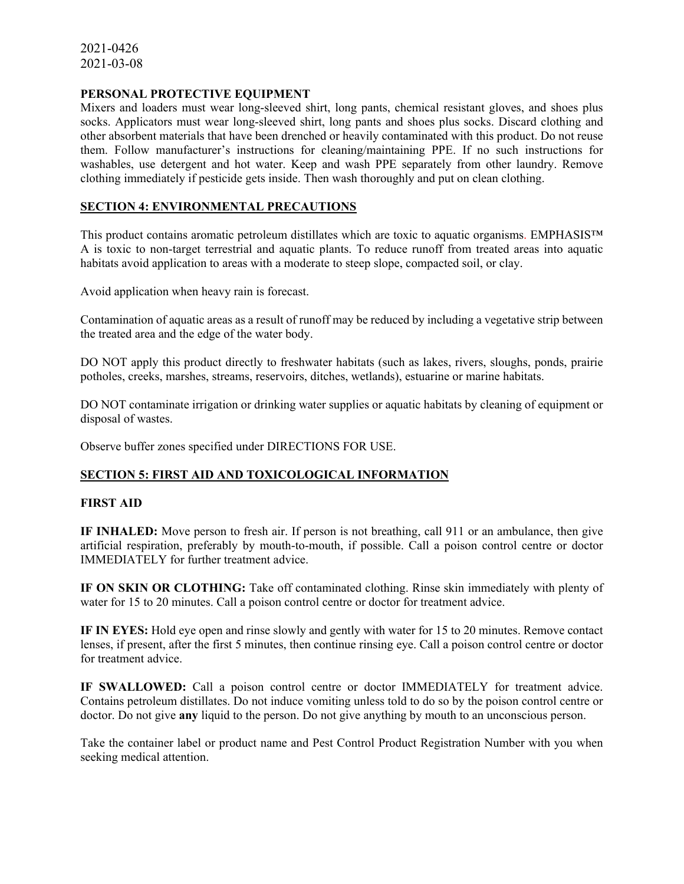2021-0426
2021-03-08

**PERSONAL PROTECTIVE EQUIPMENT**

Mixers and loaders must wear long-sleeved shirt, long pants, chemical resistant gloves, and shoes plus socks. Applicators must wear long-sleeved shirt, long pants and shoes plus socks. Discard clothing and other absorbent materials that have been drenched or heavily contaminated with this product. Do not reuse them. Follow manufacturer's instructions for cleaning/maintaining PPE. If no such instructions for washables, use detergent and hot water. Keep and wash PPE separately from other laundry. Remove clothing immediately if pesticide gets inside. Then wash thoroughly and put on clean clothing.

## SECTION 4: ENVIRONMENTAL PRECAUTIONS

This product contains aromatic petroleum distillates which are toxic to aquatic organisms. EMPHASIS™ A is toxic to non-target terrestrial and aquatic plants. To reduce runoff from treated areas into aquatic habitats avoid application to areas with a moderate to steep slope, compacted soil, or clay.

Avoid application when heavy rain is forecast.

Contamination of aquatic areas as a result of runoff may be reduced by including a vegetative strip between the treated area and the edge of the water body.

DO NOT apply this product directly to freshwater habitats (such as lakes, rivers, sloughs, ponds, prairie potholes, creeks, marshes, streams, reservoirs, ditches, wetlands), estuarine or marine habitats.

DO NOT contaminate irrigation or drinking water supplies or aquatic habitats by cleaning of equipment or disposal of wastes.

Observe buffer zones specified under DIRECTIONS FOR USE.

## SECTION 5: FIRST AID AND TOXICOLOGICAL INFORMATION

### FIRST AID

**IF INHALED:** Move person to fresh air. If person is not breathing, call 911 or an ambulance, then give artificial respiration, preferably by mouth-to-mouth, if possible. Call a poison control centre or doctor IMMEDIATELY for further treatment advice.

**IF ON SKIN OR CLOTHING:** Take off contaminated clothing. Rinse skin immediately with plenty of water for 15 to 20 minutes. Call a poison control centre or doctor for treatment advice.

**IF IN EYES:** Hold eye open and rinse slowly and gently with water for 15 to 20 minutes. Remove contact lenses, if present, after the first 5 minutes, then continue rinsing eye. Call a poison control centre or doctor for treatment advice.

**IF SWALLOWED:** Call a poison control centre or doctor IMMEDIATELY for treatment advice. Contains petroleum distillates. Do not induce vomiting unless told to do so by the poison control centre or doctor. Do not give **any** liquid to the person. Do not give anything by mouth to an unconscious person.

Take the container label or product name and Pest Control Product Registration Number with you when seeking medical attention.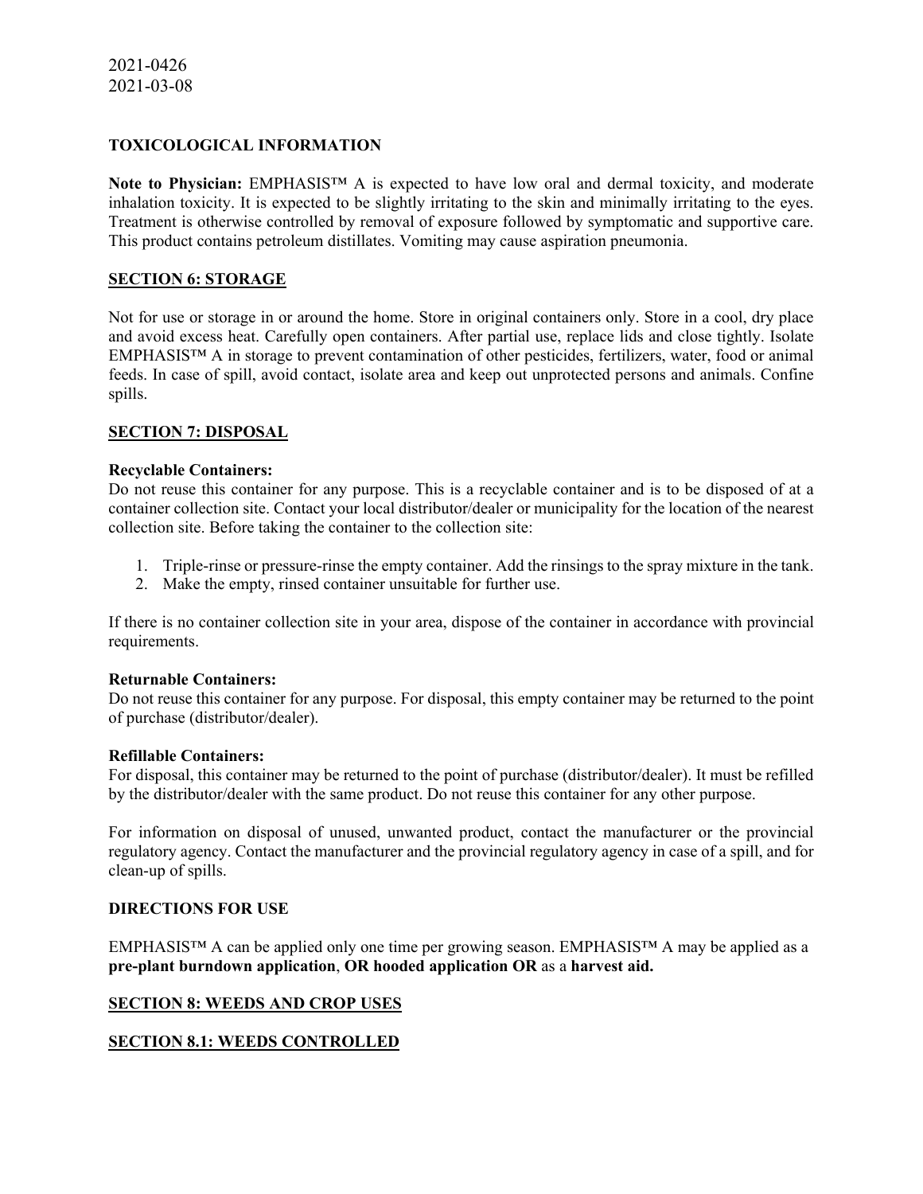2021-0426
2021-03-08

**TOXICOLOGICAL INFORMATION**

**Note to Physician:** EMPHASIS™ A is expected to have low oral and dermal toxicity, and moderate inhalation toxicity. It is expected to be slightly irritating to the skin and minimally irritating to the eyes. Treatment is otherwise controlled by removal of exposure followed by symptomatic and supportive care. This product contains petroleum distillates. Vomiting may cause aspiration pneumonia.

## SECTION 6: STORAGE

Not for use or storage in or around the home. Store in original containers only. Store in a cool, dry place and avoid excess heat. Carefully open containers. After partial use, replace lids and close tightly. Isolate EMPHASIS™ A in storage to prevent contamination of other pesticides, fertilizers, water, food or animal feeds. In case of spill, avoid contact, isolate area and keep out unprotected persons and animals. Confine spills.

## SECTION 7: DISPOSAL

**Recyclable Containers:**
Do not reuse this container for any purpose. This is a recyclable container and is to be disposed of at a container collection site. Contact your local distributor/dealer or municipality for the location of the nearest collection site. Before taking the container to the collection site:

1. Triple-rinse or pressure-rinse the empty container. Add the rinsings to the spray mixture in the tank.
2. Make the empty, rinsed container unsuitable for further use.

If there is no container collection site in your area, dispose of the container in accordance with provincial requirements.

**Returnable Containers:**
Do not reuse this container for any purpose. For disposal, this empty container may be returned to the point of purchase (distributor/dealer).

**Refillable Containers:**
For disposal, this container may be returned to the point of purchase (distributor/dealer). It must be refilled by the distributor/dealer with the same product. Do not reuse this container for any other purpose.

For information on disposal of unused, unwanted product, contact the manufacturer or the provincial regulatory agency. Contact the manufacturer and the provincial regulatory agency in case of a spill, and for clean-up of spills.

**DIRECTIONS FOR USE**

EMPHASIS™ A can be applied only one time per growing season. EMPHASIS™ A may be applied as a **pre-plant burndown application**, **OR hooded application OR** as a **harvest aid.**

## SECTION 8: WEEDS AND CROP USES

### SECTION 8.1: WEEDS CONTROLLED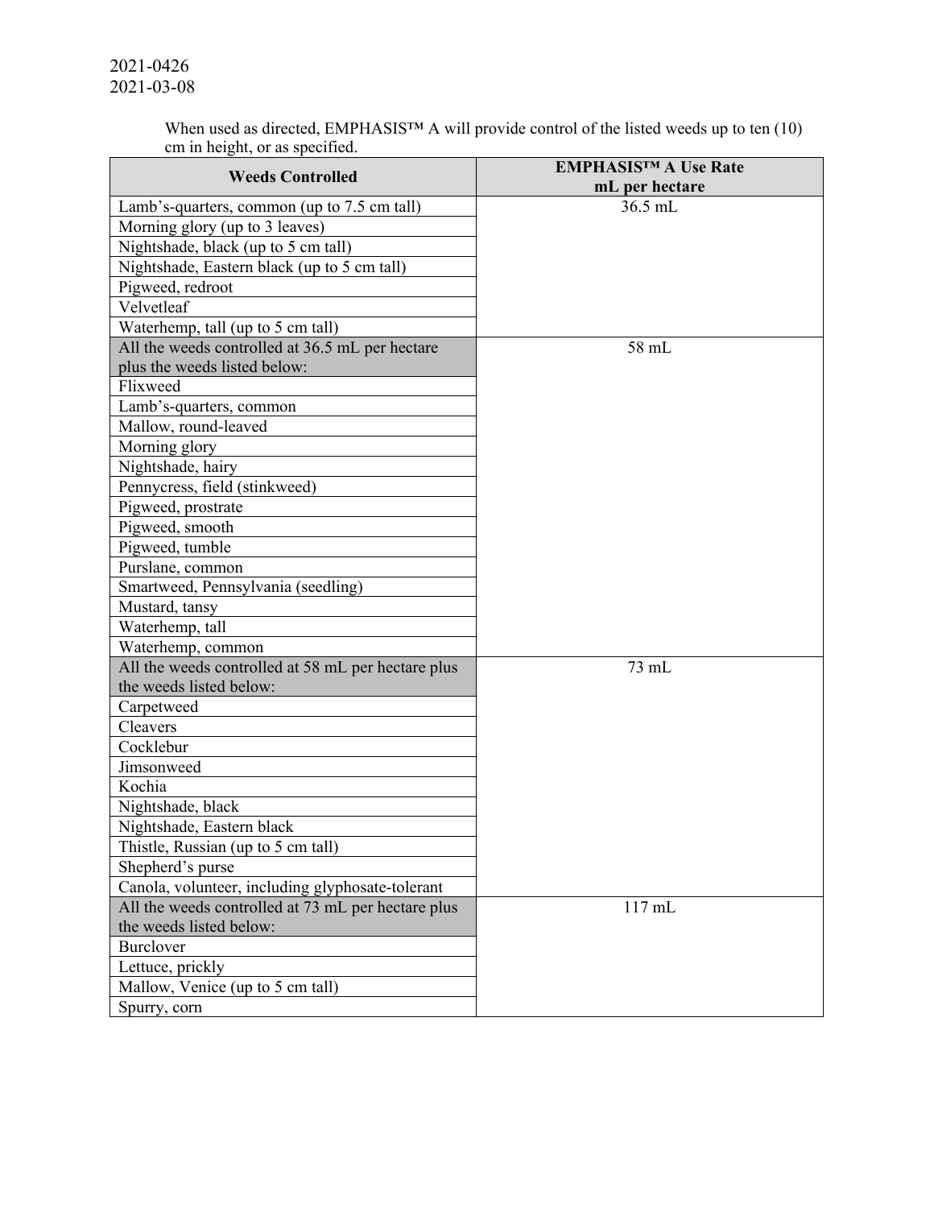When used as directed, EMPHASIS™ A will provide control of the listed weeds up to ten (10) cm in height, or as specified.

| Weeds Controlled | EMPHASIS™ A Use Rate mL per hectare |
|---|---|
| Lamb's-quarters, common (up to 7.5 cm tall) | 36.5 mL |
| Morning glory (up to 3 leaves) | |
| Nightshade, black (up to 5 cm tall) | |
| Nightshade, Eastern black (up to 5 cm tall) | |
| Pigweed, redroot | |
| Velvetleaf | |
| Waterhemp, tall (up to 5 cm tall) | |
| All the weeds controlled at 36.5 mL per hectare plus the weeds listed below: | 58 mL |
| Flixweed | |
| Lamb's-quarters, common | |
| Mallow, round-leaved | |
| Morning glory | |
| Nightshade, hairy | |
| Pennycress, field (stinkweed) | |
| Pigweed, prostrate | |
| Pigweed, smooth | |
| Pigweed, tumble | |
| Purslane, common | |
| Smartweed, Pennsylvania (seedling) | |
| Mustard, tansy | |
| Waterhemp, tall | |
| Waterhemp, common | |
| All the weeds controlled at 58 mL per hectare plus the weeds listed below: | 73 mL |
| Carpetweed | |
| Cleavers | |
| Cocklebur | |
| Jimsonweed | |
| Kochia | |
| Nightshade, black | |
| Nightshade, Eastern black | |
| Thistle, Russian (up to 5 cm tall) | |
| Shepherd's purse | |
| Canola, volunteer, including glyphosate-tolerant | |
| All the weeds controlled at 73 mL per hectare plus the weeds listed below: | 117 mL |
| Burclover | |
| Lettuce, prickly | |
| Mallow, Venice (up to 5 cm tall) | |
| Spurry, corn | |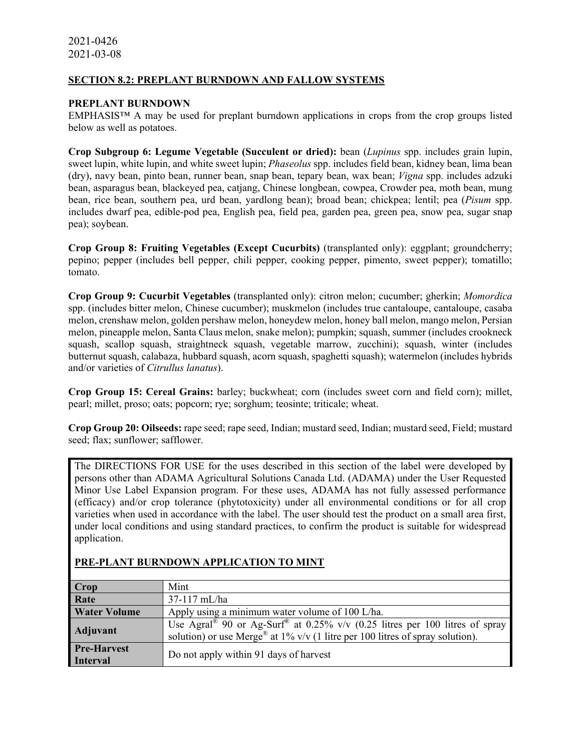2021-0426
2021-03-08

## SECTION 8.2: PREPLANT BURNDOWN AND FALLOW SYSTEMS

### PREPLANT BURNDOWN

EMPHASIS™ A may be used for preplant burndown applications in crops from the crop groups listed below as well as potatoes.

**Crop Subgroup 6: Legume Vegetable (Succulent or dried):** bean (*Lupinus* spp. includes grain lupin, sweet lupin, white lupin, and white sweet lupin; *Phaseolus* spp. includes field bean, kidney bean, lima bean (dry), navy bean, pinto bean, runner bean, snap bean, tepary bean, wax bean; *Vigna* spp. includes adzuki bean, asparagus bean, blackeyed pea, catjang, Chinese longbean, cowpea, Crowder pea, moth bean, mung bean, rice bean, southern pea, urd bean, yardlong bean); broad bean; chickpea; lentil; pea (*Pisum* spp. includes dwarf pea, edible-pod pea, English pea, field pea, garden pea, green pea, snow pea, sugar snap pea); soybean.

**Crop Group 8: Fruiting Vegetables (Except Cucurbits)** (transplanted only): eggplant; groundcherry; pepino; pepper (includes bell pepper, chili pepper, cooking pepper, pimento, sweet pepper); tomatillo; tomato.

**Crop Group 9: Cucurbit Vegetables** (transplanted only): citron melon; cucumber; gherkin; *Momordica* spp. (includes bitter melon, Chinese cucumber); muskmelon (includes true cantaloupe, cantaloupe, casaba melon, crenshaw melon, golden pershaw melon, honeydew melon, honey ball melon, mango melon, Persian melon, pineapple melon, Santa Claus melon, snake melon); pumpkin; squash, summer (includes crookneck squash, scallop squash, straightneck squash, vegetable marrow, zucchini); squash, winter (includes butternut squash, calabaza, hubbard squash, acorn squash, spaghetti squash); watermelon (includes hybrids and/or varieties of *Citrullus lanatus*).

**Crop Group 15: Cereal Grains:** barley; buckwheat; corn (includes sweet corn and field corn); millet, pearl; millet, proso; oats; popcorn; rye; sorghum; teosinte; triticale; wheat.

**Crop Group 20: Oilseeds:** rape seed; rape seed, Indian; mustard seed, Indian; mustard seed, Field; mustard seed; flax; sunflower; safflower.

The DIRECTIONS FOR USE for the uses described in this section of the label were developed by persons other than ADAMA Agricultural Solutions Canada Ltd. (ADAMA) under the User Requested Minor Use Label Expansion program. For these uses, ADAMA has not fully assessed performance (efficacy) and/or crop tolerance (phytotoxicity) under all environmental conditions or for all crop varieties when used in accordance with the label. The user should test the product on a small area first, under local conditions and using standard practices, to confirm the product is suitable for widespread application.

### PRE-PLANT BURNDOWN APPLICATION TO MINT

| **Crop** | Mint |
|---|---|
| **Rate** | 37-117 mL/ha |
| **Water Volume** | Apply using a minimum water volume of 100 L/ha. |
| **Adjuvant** | Use Agral® 90 or Ag-Surf® at 0.25% v/v (0.25 litres per 100 litres of spray solution) or use Merge® at 1% v/v (1 litre per 100 litres of spray solution). |
| **Pre-Harvest Interval** | Do not apply within 91 days of harvest |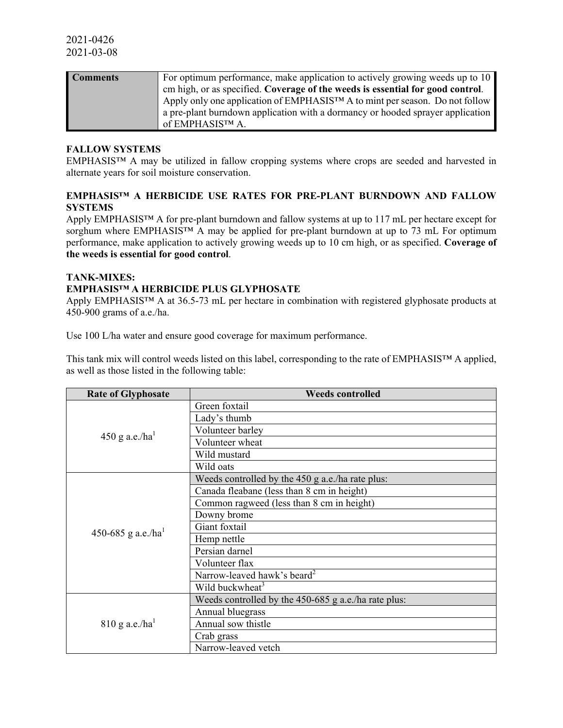2021-0426
2021-03-08

| **Comments** | For optimum performance, make application to actively growing weeds up to 10 cm high, or as specified. **Coverage of the weeds is essential for good control**. Apply only one application of EMPHASIS™ A to mint per season. Do not follow a pre-plant burndown application with a dormancy or hooded sprayer application of EMPHASIS™ A. |
|---|---|

**FALLOW SYSTEMS**

EMPHASIS™ A may be utilized in fallow cropping systems where crops are seeded and harvested in alternate years for soil moisture conservation.

**EMPHASIS™ A HERBICIDE USE RATES FOR PRE-PLANT BURNDOWN AND FALLOW SYSTEMS**

Apply EMPHASIS™ A for pre-plant burndown and fallow systems at up to 117 mL per hectare except for sorghum where EMPHASIS™ A may be applied for pre-plant burndown at up to 73 mL For optimum performance, make application to actively growing weeds up to 10 cm high, or as specified. **Coverage of the weeds is essential for good control**.

**TANK-MIXES:**

**EMPHASIS™ A HERBICIDE PLUS GLYPHOSATE**

Apply EMPHASIS™ A at 36.5-73 mL per hectare in combination with registered glyphosate products at 450-900 grams of a.e./ha.

Use 100 L/ha water and ensure good coverage for maximum performance.

This tank mix will control weeds listed on this label, corresponding to the rate of EMPHASIS™ A applied, as well as those listed in the following table:

| Rate of Glyphosate | Weeds controlled |
|---|---|
| 450 g a.e./ha[1] | Green foxtail |
| | Lady's thumb |
| | Volunteer barley |
| | Volunteer wheat |
| | Wild mustard |
| | Wild oats |
| 450-685 g a.e./ha[1] | Weeds controlled by the 450 g a.e./ha rate plus: |
| | Canada fleabane (less than 8 cm in height) |
| | Common ragweed (less than 8 cm in height) |
| | Downy brome |
| | Giant foxtail |
| | Hemp nettle |
| | Persian darnel |
| | Volunteer flax |
| | Narrow-leaved hawk's beard[2] |
| | Wild buckwheat[3] |
| 810 g a.e./ha[1] | Weeds controlled by the 450-685 g a.e./ha rate plus: |
| | Annual bluegrass |
| | Annual sow thistle |
| | Crab grass |
| | Narrow-leaved vetch |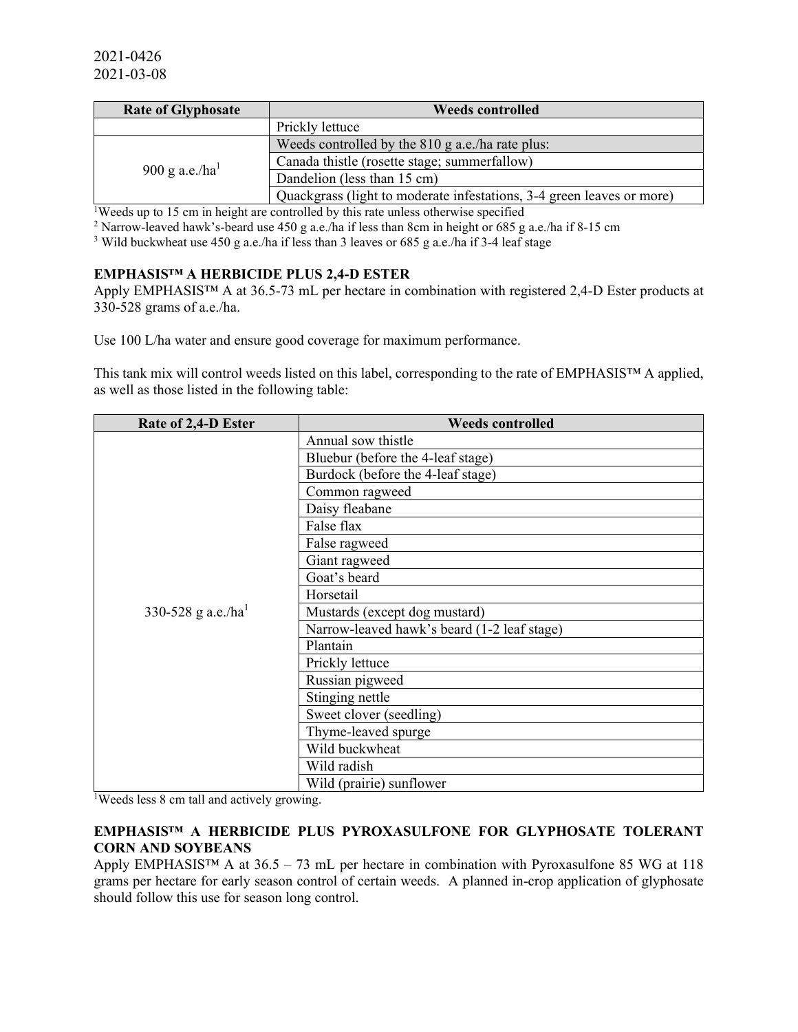2021-0426
2021-03-08

| Rate of Glyphosate | Weeds controlled |
| --- | --- |
| | Prickly lettuce |
| 900 g a.e./ha[1] | Weeds controlled by the 810 g a.e./ha rate plus: |
| | Canada thistle (rosette stage; summerfallow) |
| | Dandelion (less than 15 cm) |
| | Quackgrass (light to moderate infestations, 3-4 green leaves or more) |

[1]Weeds up to 15 cm in height are controlled by this rate unless otherwise specified
[2] Narrow-leaved hawk's-beard use 450 g a.e./ha if less than 8cm in height or 685 g a.e./ha if 8-15 cm
[3] Wild buckwheat use 450 g a.e./ha if less than 3 leaves or 685 g a.e./ha if 3-4 leaf stage

**EMPHASIS™ A HERBICIDE PLUS 2,4-D ESTER**

Apply EMPHASIS™ A at 36.5-73 mL per hectare in combination with registered 2,4-D Ester products at 330-528 grams of a.e./ha.

Use 100 L/ha water and ensure good coverage for maximum performance.

This tank mix will control weeds listed on this label, corresponding to the rate of EMPHASIS™ A applied, as well as those listed in the following table:

| Rate of 2,4-D Ester | Weeds controlled |
| --- | --- |
| 330-528 g a.e./ha[1] | Annual sow thistle |
| | Bluebur (before the 4-leaf stage) |
| | Burdock (before the 4-leaf stage) |
| | Common ragweed |
| | Daisy fleabane |
| | False flax |
| | False ragweed |
| | Giant ragweed |
| | Goat's beard |
| | Horsetail |
| | Mustards (except dog mustard) |
| | Narrow-leaved hawk's beard (1-2 leaf stage) |
| | Plantain |
| | Prickly lettuce |
| | Russian pigweed |
| | Stinging nettle |
| | Sweet clover (seedling) |
| | Thyme-leaved spurge |
| | Wild buckwheat |
| | Wild radish |
| | Wild (prairie) sunflower |

[1]Weeds less 8 cm tall and actively growing.

**EMPHASIS™ A HERBICIDE PLUS PYROXASULFONE FOR GLYPHOSATE TOLERANT CORN AND SOYBEANS**

Apply EMPHASIS™ A at 36.5 – 73 mL per hectare in combination with Pyroxasulfone 85 WG at 118 grams per hectare for early season control of certain weeds. A planned in-crop application of glyphosate should follow this use for season long control.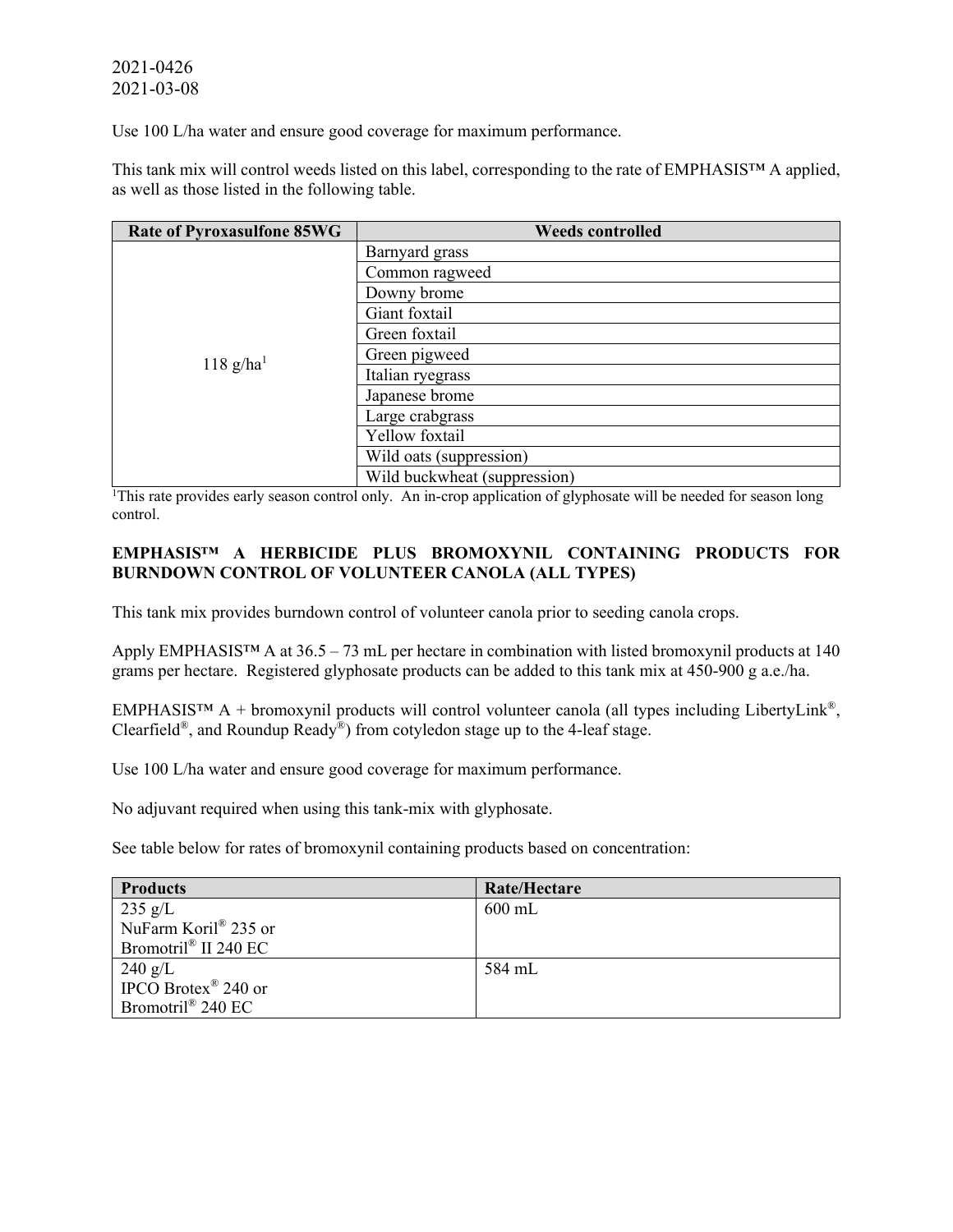Use 100 L/ha water and ensure good coverage for maximum performance.

This tank mix will control weeds listed on this label, corresponding to the rate of EMPHASIS™ A applied, as well as those listed in the following table.

| Rate of Pyroxasulfone 85WG | Weeds controlled |
|---|---|
| 118 g/ha[1] | Barnyard grass |
| | Common ragweed |
| | Downy brome |
| | Giant foxtail |
| | Green foxtail |
| | Green pigweed |
| | Italian ryegrass |
| | Japanese brome |
| | Large crabgrass |
| | Yellow foxtail |
| | Wild oats (suppression) |
| | Wild buckwheat (suppression) |

[1]This rate provides early season control only. An in-crop application of glyphosate will be needed for season long control.

**EMPHASIS™ A HERBICIDE PLUS BROMOXYNIL CONTAINING PRODUCTS FOR BURNDOWN CONTROL OF VOLUNTEER CANOLA (ALL TYPES)**

This tank mix provides burndown control of volunteer canola prior to seeding canola crops.

Apply EMPHASIS™ A at 36.5 – 73 mL per hectare in combination with listed bromoxynil products at 140 grams per hectare. Registered glyphosate products can be added to this tank mix at 450-900 g a.e./ha.

EMPHASIS™ A + bromoxynil products will control volunteer canola (all types including LibertyLink®, Clearfield®, and Roundup Ready®) from cotyledon stage up to the 4-leaf stage.

Use 100 L/ha water and ensure good coverage for maximum performance.

No adjuvant required when using this tank-mix with glyphosate.

See table below for rates of bromoxynil containing products based on concentration:

| Products | Rate/Hectare |
|---|---|
| 235 g/L<br>NuFarm Koril® 235 or<br>Bromotril® II 240 EC | 600 mL |
| 240 g/L<br>IPCO Brotex® 240 or<br>Bromotril® 240 EC | 584 mL |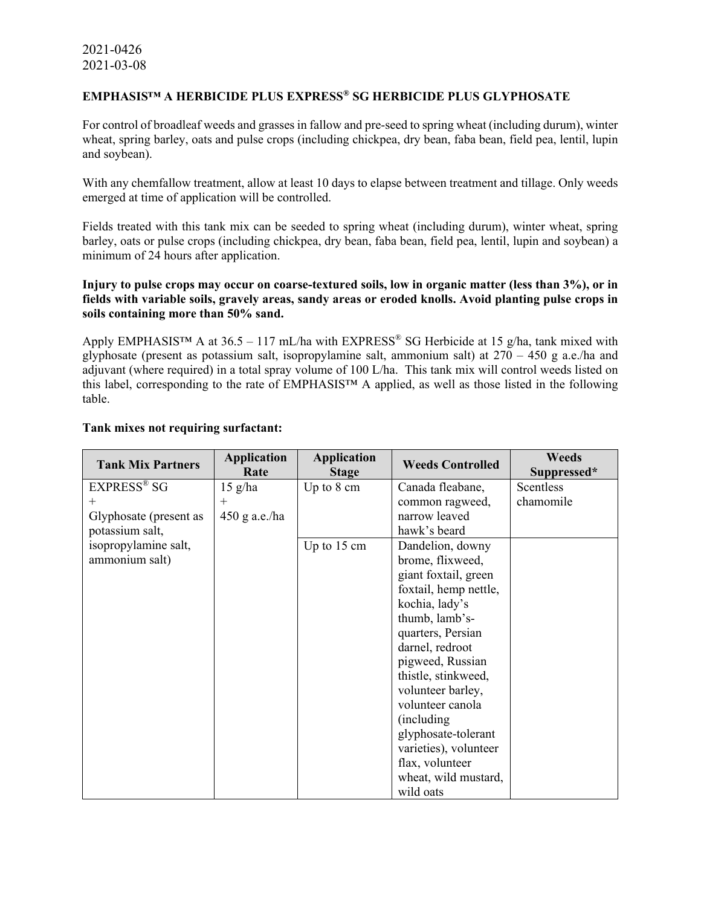2021-0426
2021-03-08

**EMPHASIS™ A HERBICIDE PLUS EXPRESS® SG HERBICIDE PLUS GLYPHOSATE**

For control of broadleaf weeds and grasses in fallow and pre-seed to spring wheat (including durum), winter wheat, spring barley, oats and pulse crops (including chickpea, dry bean, faba bean, field pea, lentil, lupin and soybean).

With any chemfallow treatment, allow at least 10 days to elapse between treatment and tillage. Only weeds emerged at time of application will be controlled.

Fields treated with this tank mix can be seeded to spring wheat (including durum), winter wheat, spring barley, oats or pulse crops (including chickpea, dry bean, faba bean, field pea, lentil, lupin and soybean) a minimum of 24 hours after application.

**Injury to pulse crops may occur on coarse-textured soils, low in organic matter (less than 3%), or in fields with variable soils, gravely areas, sandy areas or eroded knolls. Avoid planting pulse crops in soils containing more than 50% sand.**

Apply EMPHASIS™ A at 36.5 – 117 mL/ha with EXPRESS® SG Herbicide at 15 g/ha, tank mixed with glyphosate (present as potassium salt, isopropylamine salt, ammonium salt) at 270 – 450 g a.e./ha and adjuvant (where required) in a total spray volume of 100 L/ha. This tank mix will control weeds listed on this label, corresponding to the rate of EMPHASIS™ A applied, as well as those listed in the following table.

**Tank mixes not requiring surfactant:**

| Tank Mix Partners | Application Rate | Application Stage | Weeds Controlled | Weeds Suppressed* |
|---|---|---|---|---|
| EXPRESS® SG + Glyphosate (present as potassium salt, isopropylamine salt, ammonium salt) | 15 g/ha + 450 g a.e./ha | Up to 8 cm | Canada fleabane, common ragweed, narrow leaved hawk's beard | Scentless chamomile |
| | | Up to 15 cm | Dandelion, downy brome, flixweed, giant foxtail, green foxtail, hemp nettle, kochia, lady's thumb, lamb's-quarters, Persian darnel, redroot pigweed, Russian thistle, stinkweed, volunteer barley, volunteer canola (including glyphosate-tolerant varieties), volunteer flax, volunteer wheat, wild mustard, wild oats | |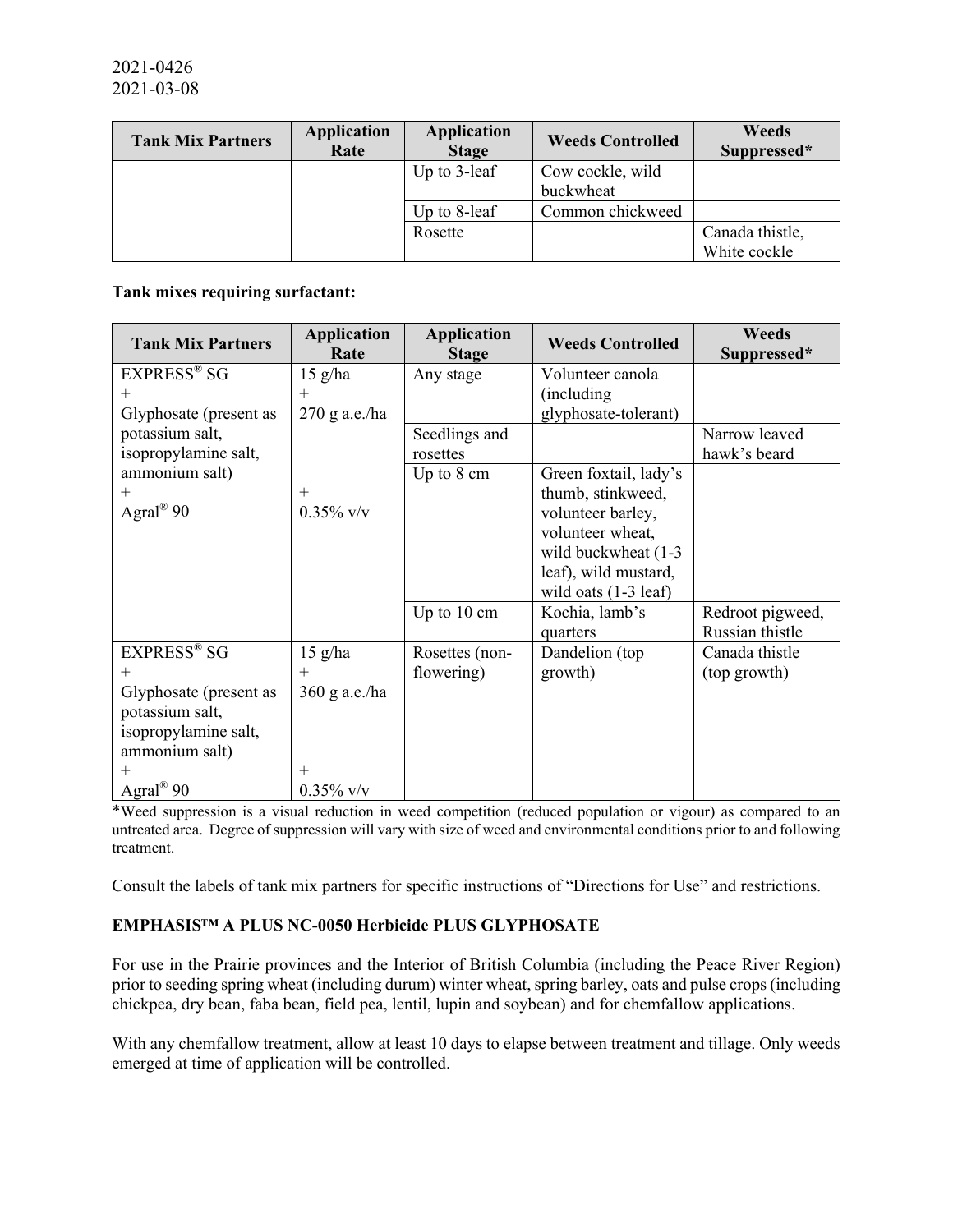2021-0426
2021-03-08

| Tank Mix Partners | Application Rate | Application Stage | Weeds Controlled | Weeds Suppressed* |
|---|---|---|---|---|
| | | Up to 3-leaf | Cow cockle, wild buckwheat | |
| | | Up to 8-leaf | Common chickweed | |
| | | Rosette | | Canada thistle, White cockle |

**Tank mixes requiring surfactant:**

| Tank Mix Partners | Application Rate | Application Stage | Weeds Controlled | Weeds Suppressed* |
|---|---|---|---|---|
| EXPRESS® SG + Glyphosate (present as potassium salt, isopropylamine salt, ammonium salt) + Agral® 90 | 15 g/ha + 270 g a.e./ha + 0.35% v/v | Any stage | Volunteer canola (including glyphosate-tolerant) | |
| | | Seedlings and rosettes | | Narrow leaved hawk's beard |
| | | Up to 8 cm | Green foxtail, lady's thumb, stinkweed, volunteer barley, volunteer wheat, wild buckwheat (1-3 leaf), wild mustard, wild oats (1-3 leaf) | |
| | | Up to 10 cm | Kochia, lamb's quarters | Redroot pigweed, Russian thistle |
| EXPRESS® SG + Glyphosate (present as potassium salt, isopropylamine salt, ammonium salt) + Agral® 90 | 15 g/ha + 360 g a.e./ha + 0.35% v/v | Rosettes (non-flowering) | Dandelion (top growth) | Canada thistle (top growth) |

*Weed suppression is a visual reduction in weed competition (reduced population or vigour) as compared to an untreated area. Degree of suppression will vary with size of weed and environmental conditions prior to and following treatment.

Consult the labels of tank mix partners for specific instructions of "Directions for Use" and restrictions.

**EMPHASIS™ A PLUS NC-0050 Herbicide PLUS GLYPHOSATE**

For use in the Prairie provinces and the Interior of British Columbia (including the Peace River Region) prior to seeding spring wheat (including durum) winter wheat, spring barley, oats and pulse crops (including chickpea, dry bean, faba bean, field pea, lentil, lupin and soybean) and for chemfallow applications.

With any chemfallow treatment, allow at least 10 days to elapse between treatment and tillage. Only weeds emerged at time of application will be controlled.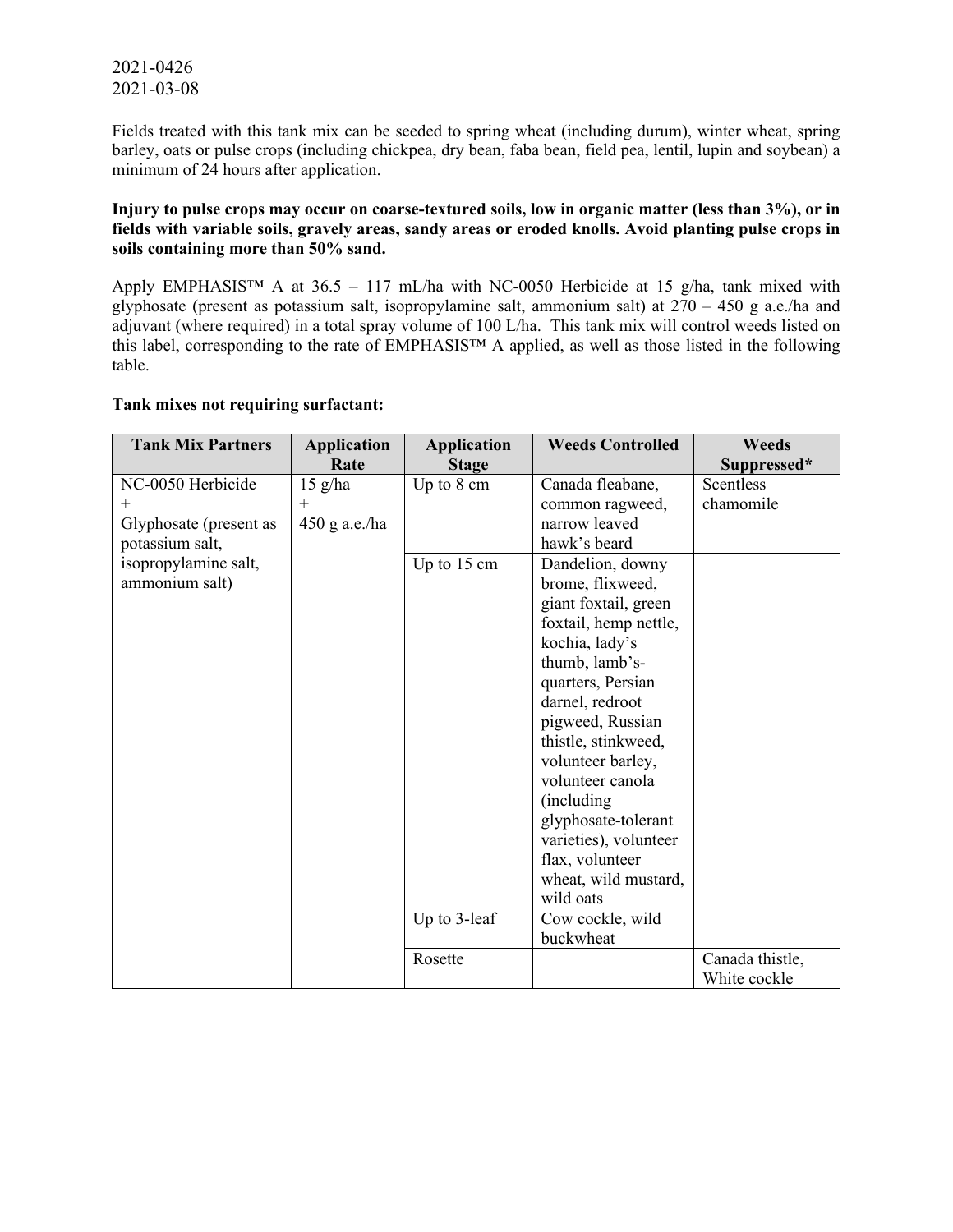Fields treated with this tank mix can be seeded to spring wheat (including durum), winter wheat, spring barley, oats or pulse crops (including chickpea, dry bean, faba bean, field pea, lentil, lupin and soybean) a minimum of 24 hours after application.

**Injury to pulse crops may occur on coarse-textured soils, low in organic matter (less than 3%), or in fields with variable soils, gravely areas, sandy areas or eroded knolls. Avoid planting pulse crops in soils containing more than 50% sand.**

Apply EMPHASIS™ A at 36.5 – 117 mL/ha with NC-0050 Herbicide at 15 g/ha, tank mixed with glyphosate (present as potassium salt, isopropylamine salt, ammonium salt) at 270 – 450 g a.e./ha and adjuvant (where required) in a total spray volume of 100 L/ha. This tank mix will control weeds listed on this label, corresponding to the rate of EMPHASIS™ A applied, as well as those listed in the following table.

**Tank mixes not requiring surfactant:**

| Tank Mix Partners | Application Rate | Application Stage | Weeds Controlled | Weeds Suppressed* |
|---|---|---|---|---|
| NC-0050 Herbicide + Glyphosate (present as potassium salt, isopropylamine salt, ammonium salt) | 15 g/ha + 450 g a.e./ha | Up to 8 cm | Canada fleabane, common ragweed, narrow leaved hawk's beard | Scentless chamomile |
| | | Up to 15 cm | Dandelion, downy brome, flixweed, giant foxtail, green foxtail, hemp nettle, kochia, lady's thumb, lamb's-quarters, Persian darnel, redroot pigweed, Russian thistle, stinkweed, volunteer barley, volunteer canola (including glyphosate-tolerant varieties), volunteer flax, volunteer wheat, wild mustard, wild oats | |
| | | Up to 3-leaf | Cow cockle, wild buckwheat | |
| | | Rosette | | Canada thistle, White cockle |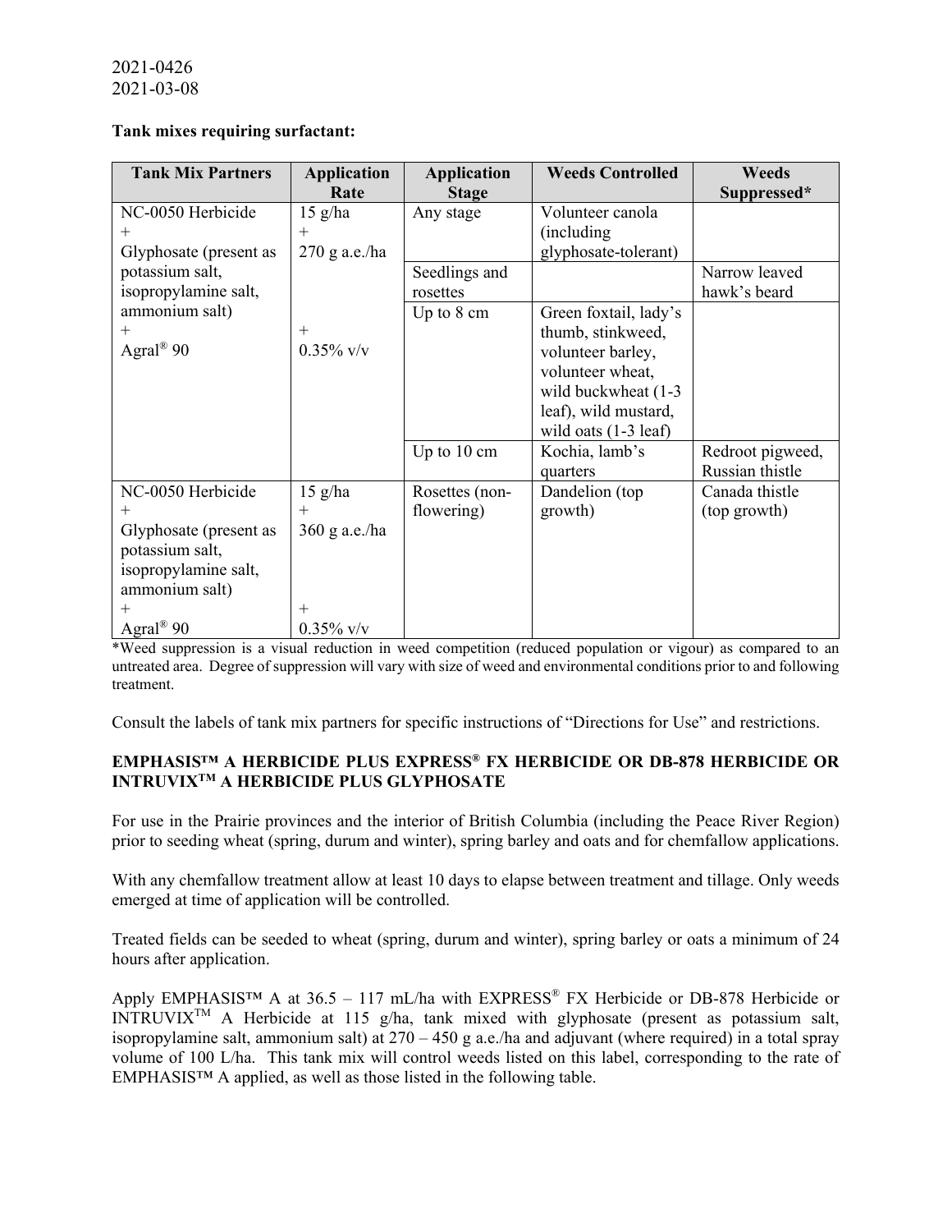2021-0426
2021-03-08

**Tank mixes requiring surfactant:**

| Tank Mix Partners | Application Rate | Application Stage | Weeds Controlled | Weeds Suppressed* |
|---|---|---|---|---|
| NC-0050 Herbicide + Glyphosate (present as potassium salt, isopropylamine salt, ammonium salt) + Agral® 90 | 15 g/ha + 270 g a.e./ha + 0.35% v/v | Any stage | Volunteer canola (including glyphosate-tolerant) | |
| | | Seedlings and rosettes | | Narrow leaved hawk's beard |
| | | Up to 8 cm | Green foxtail, lady's thumb, stinkweed, volunteer barley, volunteer wheat, wild buckwheat (1-3 leaf), wild mustard, wild oats (1-3 leaf) | |
| | | Up to 10 cm | Kochia, lamb's quarters | Redroot pigweed, Russian thistle |
| NC-0050 Herbicide + Glyphosate (present as potassium salt, isopropylamine salt, ammonium salt) + Agral® 90 | 15 g/ha + 360 g a.e./ha + 0.35% v/v | Rosettes (non-flowering) | Dandelion (top growth) | Canada thistle (top growth) |

*Weed suppression is a visual reduction in weed competition (reduced population or vigour) as compared to an untreated area. Degree of suppression will vary with size of weed and environmental conditions prior to and following treatment.

Consult the labels of tank mix partners for specific instructions of "Directions for Use" and restrictions.

**EMPHASIS™ A HERBICIDE PLUS EXPRESS® FX HERBICIDE OR DB-878 HERBICIDE OR INTRUVIX™ A HERBICIDE PLUS GLYPHOSATE**

For use in the Prairie provinces and the interior of British Columbia (including the Peace River Region) prior to seeding wheat (spring, durum and winter), spring barley and oats and for chemfallow applications.

With any chemfallow treatment allow at least 10 days to elapse between treatment and tillage. Only weeds emerged at time of application will be controlled.

Treated fields can be seeded to wheat (spring, durum and winter), spring barley or oats a minimum of 24 hours after application.

Apply EMPHASIS™ A at 36.5 – 117 mL/ha with EXPRESS® FX Herbicide or DB-878 Herbicide or INTRUVIX™ A Herbicide at 115 g/ha, tank mixed with glyphosate (present as potassium salt, isopropylamine salt, ammonium salt) at 270 – 450 g a.e./ha and adjuvant (where required) in a total spray volume of 100 L/ha. This tank mix will control weeds listed on this label, corresponding to the rate of EMPHASIS™ A applied, as well as those listed in the following table.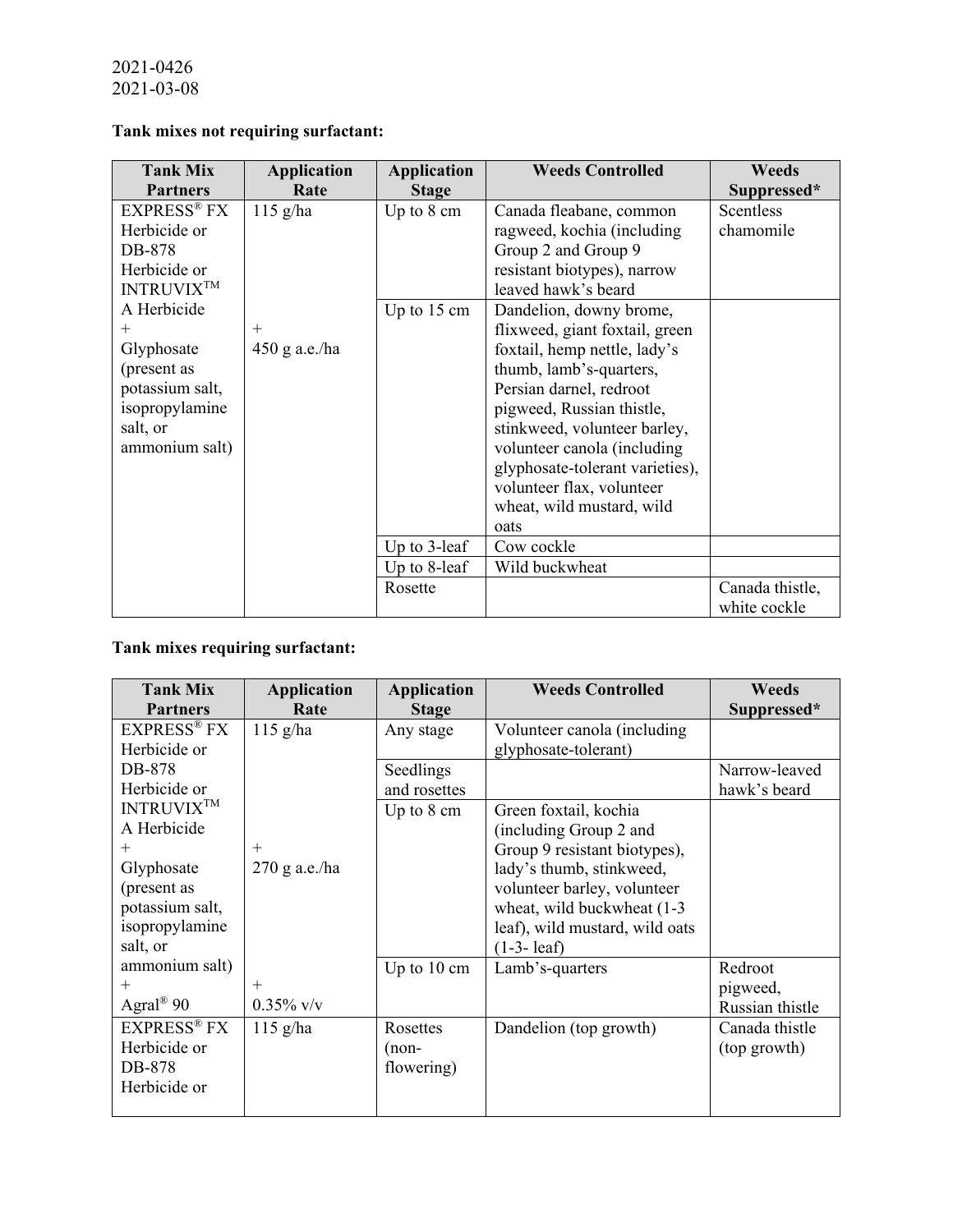2021-0426
2021-03-08

**Tank mixes not requiring surfactant:**

| Tank Mix Partners | Application Rate | Application Stage | Weeds Controlled | Weeds Suppressed* |
|---|---|---|---|---|
| EXPRESS® FX Herbicide or DB-878 Herbicide or INTRUVIX™ A Herbicide + Glyphosate (present as potassium salt, isopropylamine salt, or ammonium salt) | 115 g/ha + 450 g a.e./ha | Up to 8 cm | Canada fleabane, common ragweed, kochia (including Group 2 and Group 9 resistant biotypes), narrow leaved hawk's beard | Scentless chamomile |
| | | Up to 15 cm | Dandelion, downy brome, flixweed, giant foxtail, green foxtail, hemp nettle, lady's thumb, lamb's-quarters, Persian darnel, redroot pigweed, Russian thistle, stinkweed, volunteer barley, volunteer canola (including glyphosate-tolerant varieties), volunteer flax, volunteer wheat, wild mustard, wild oats | |
| | | Up to 3-leaf | Cow cockle | |
| | | Up to 8-leaf | Wild buckwheat | |
| | | Rosette | | Canada thistle, white cockle |

**Tank mixes requiring surfactant:**

| Tank Mix Partners | Application Rate | Application Stage | Weeds Controlled | Weeds Suppressed* |
|---|---|---|---|---|
| EXPRESS® FX Herbicide or DB-878 Herbicide or INTRUVIX™ A Herbicide + Glyphosate (present as potassium salt, isopropylamine salt, or ammonium salt) + Agral® 90 | 115 g/ha + 270 g a.e./ha + 0.35% v/v | Any stage | Volunteer canola (including glyphosate-tolerant) | |
| | | Seedlings and rosettes | | Narrow-leaved hawk's beard |
| | | Up to 8 cm | Green foxtail, kochia (including Group 2 and Group 9 resistant biotypes), lady's thumb, stinkweed, volunteer barley, volunteer wheat, wild buckwheat (1-3 leaf), wild mustard, wild oats (1-3- leaf) | |
| | | Up to 10 cm | Lamb's-quarters | Redroot pigweed, Russian thistle |
| EXPRESS® FX Herbicide or DB-878 Herbicide or | 115 g/ha | Rosettes (non-flowering) | Dandelion (top growth) | Canada thistle (top growth) |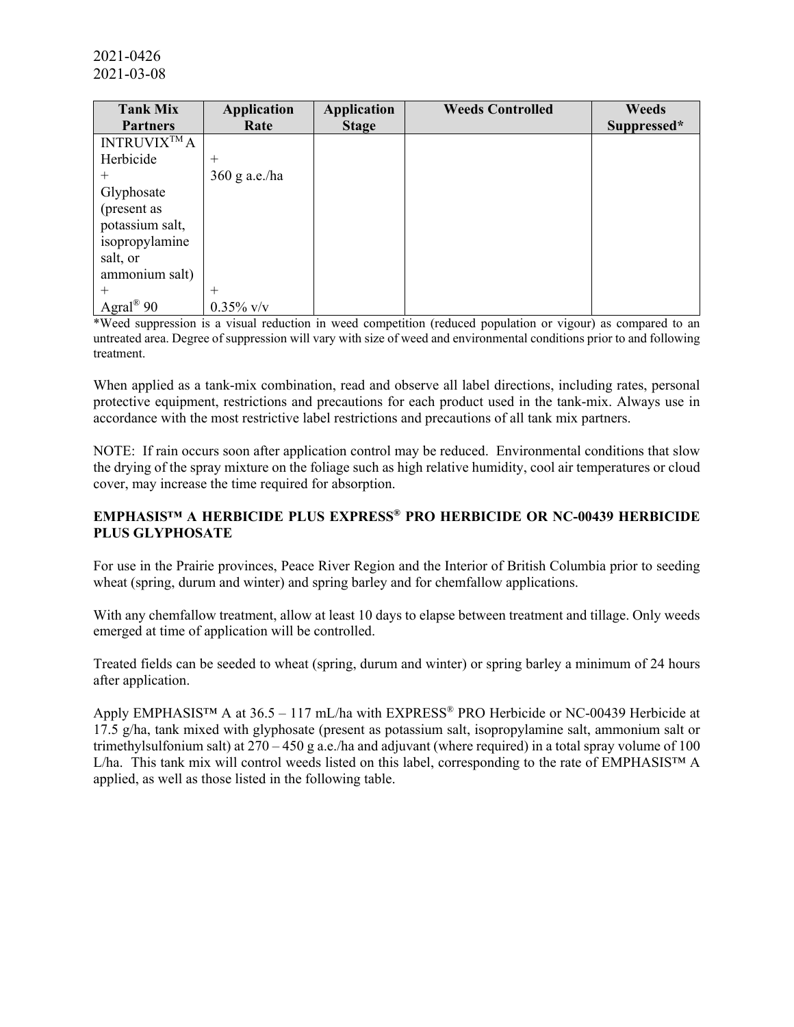2021-0426
2021-03-08

| Tank Mix Partners | Application Rate | Application Stage | Weeds Controlled | Weeds Suppressed* |
|---|---|---|---|---|
| INTRUVIX™ A Herbicide + Glyphosate (present as potassium salt, isopropylamine salt, or ammonium salt) + Agral® 90 | + 360 g a.e./ha + 0.35% v/v | | | |

*Weed suppression is a visual reduction in weed competition (reduced population or vigour) as compared to an untreated area. Degree of suppression will vary with size of weed and environmental conditions prior to and following treatment.

When applied as a tank-mix combination, read and observe all label directions, including rates, personal protective equipment, restrictions and precautions for each product used in the tank-mix. Always use in accordance with the most restrictive label restrictions and precautions of all tank mix partners.

NOTE: If rain occurs soon after application control may be reduced. Environmental conditions that slow the drying of the spray mixture on the foliage such as high relative humidity, cool air temperatures or cloud cover, may increase the time required for absorption.

**EMPHASIS™ A HERBICIDE PLUS EXPRESS® PRO HERBICIDE OR NC-00439 HERBICIDE PLUS GLYPHOSATE**

For use in the Prairie provinces, Peace River Region and the Interior of British Columbia prior to seeding wheat (spring, durum and winter) and spring barley and for chemfallow applications.

With any chemfallow treatment, allow at least 10 days to elapse between treatment and tillage. Only weeds emerged at time of application will be controlled.

Treated fields can be seeded to wheat (spring, durum and winter) or spring barley a minimum of 24 hours after application.

Apply EMPHASIS™ A at 36.5 – 117 mL/ha with EXPRESS® PRO Herbicide or NC-00439 Herbicide at 17.5 g/ha, tank mixed with glyphosate (present as potassium salt, isopropylamine salt, ammonium salt or trimethylsulfonium salt) at 270 – 450 g a.e./ha and adjuvant (where required) in a total spray volume of 100 L/ha. This tank mix will control weeds listed on this label, corresponding to the rate of EMPHASIS™ A applied, as well as those listed in the following table.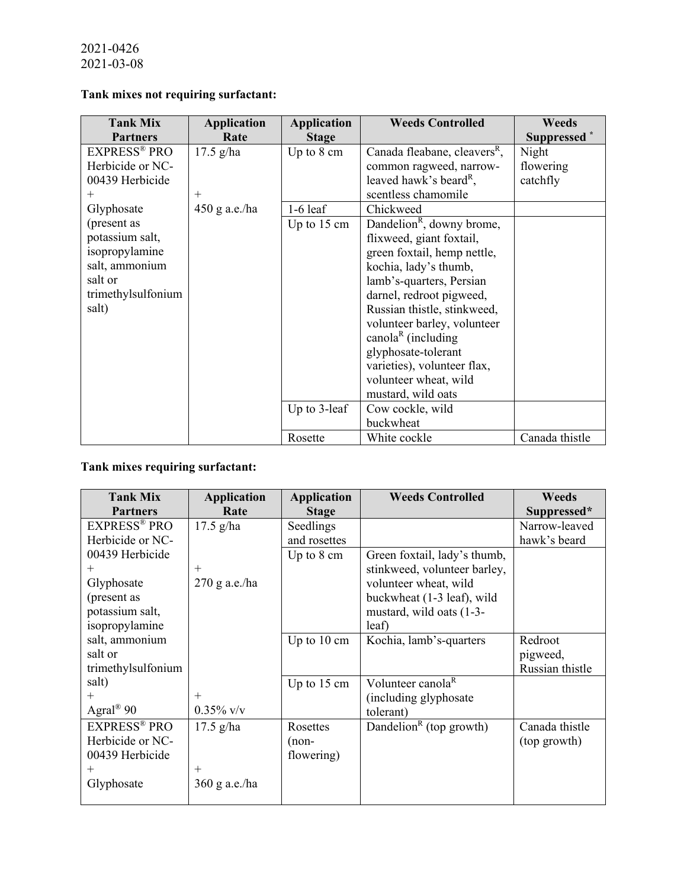2021-0426
2021-03-08

**Tank mixes not requiring surfactant:**

| Tank Mix Partners | Application Rate | Application Stage | Weeds Controlled | Weeds Suppressed * |
|---|---|---|---|---|
| EXPRESS® PRO Herbicide or NC-00439 Herbicide + Glyphosate (present as potassium salt, isopropylamine salt, ammonium salt or trimethylsulfonium salt) | 17.5 g/ha + 450 g a.e./ha | Up to 8 cm | Canada fleabane, cleavers[R], common ragweed, narrow-leaved hawk's beard[R], scentless chamomile | Night flowering catchfly |
| | | 1-6 leaf | Chickweed | |
| | | Up to 15 cm | Dandelion[R], downy brome, flixweed, giant foxtail, green foxtail, hemp nettle, kochia, lady's thumb, lamb's-quarters, Persian darnel, redroot pigweed, Russian thistle, stinkweed, volunteer barley, volunteer canola[R] (including glyphosate-tolerant varieties), volunteer flax, volunteer wheat, wild mustard, wild oats | |
| | | Up to 3-leaf | Cow cockle, wild buckwheat | |
| | | Rosette | White cockle | Canada thistle |

**Tank mixes requiring surfactant:**

| Tank Mix Partners | Application Rate | Application Stage | Weeds Controlled | Weeds Suppressed* |
|---|---|---|---|---|
| EXPRESS® PRO Herbicide or NC-00439 Herbicide + Glyphosate (present as potassium salt, isopropylamine salt, ammonium salt or trimethylsulfonium salt) + Agral® 90 | 17.5 g/ha + 270 g a.e./ha + 0.35% v/v | Seedlings and rosettes | | Narrow-leaved hawk's beard |
| | | Up to 8 cm | Green foxtail, lady's thumb, stinkweed, volunteer barley, volunteer wheat, wild buckwheat (1-3 leaf), wild mustard, wild oats (1-3-leaf) | |
| | | Up to 10 cm | Kochia, lamb's-quarters | Redroot pigweed, Russian thistle |
| | | Up to 15 cm | Volunteer canola[R] (including glyphosate tolerant) | |
| EXPRESS® PRO Herbicide or NC-00439 Herbicide + Glyphosate | 17.5 g/ha + 360 g a.e./ha | Rosettes (non-flowering) | Dandelion[R] (top growth) | Canada thistle (top growth) |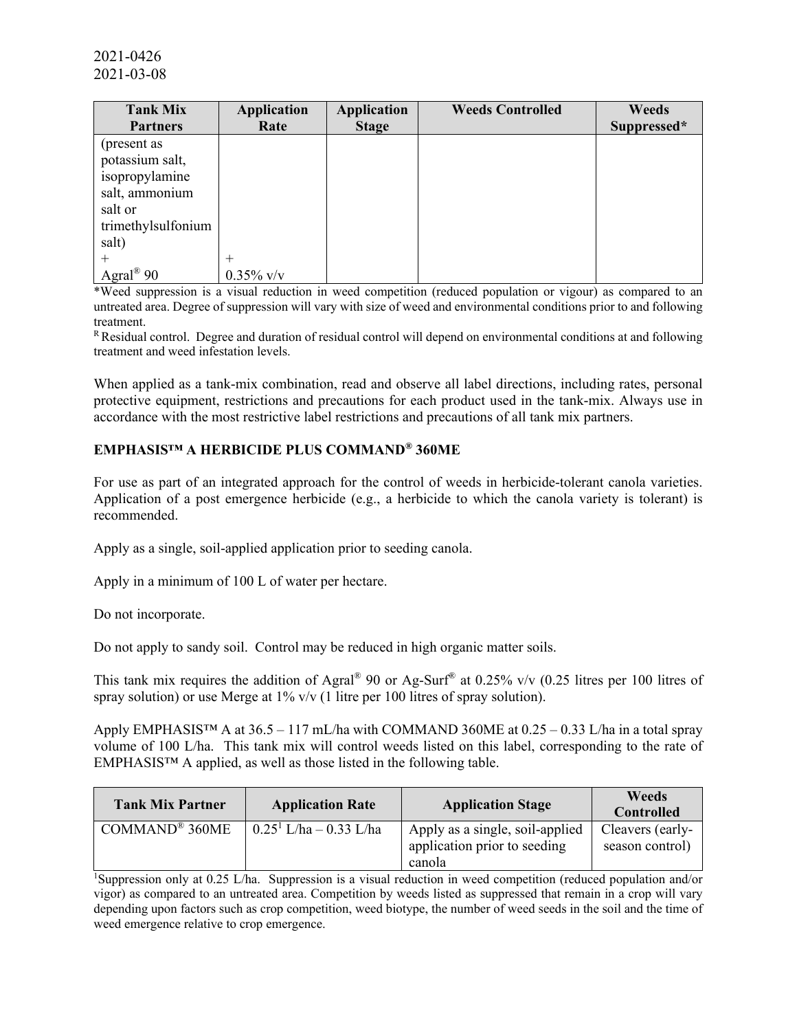2021-0426
2021-03-08

| Tank Mix Partners | Application Rate | Application Stage | Weeds Controlled | Weeds Suppressed* |
|---|---|---|---|---|
| (present as potassium salt, isopropylamine salt, ammonium salt or trimethylsulfonium salt)<br>+<br>Agral® 90 | <br>+<br>0.35% v/v | | | |

*Weed suppression is a visual reduction in weed competition (reduced population or vigour) as compared to an untreated area. Degree of suppression will vary with size of weed and environmental conditions prior to and following treatment.

[R] Residual control. Degree and duration of residual control will depend on environmental conditions at and following treatment and weed infestation levels.

When applied as a tank-mix combination, read and observe all label directions, including rates, personal protective equipment, restrictions and precautions for each product used in the tank-mix. Always use in accordance with the most restrictive label restrictions and precautions of all tank mix partners.

**EMPHASIS™ A HERBICIDE PLUS COMMAND® 360ME**

For use as part of an integrated approach for the control of weeds in herbicide-tolerant canola varieties. Application of a post emergence herbicide (e.g., a herbicide to which the canola variety is tolerant) is recommended.

Apply as a single, soil-applied application prior to seeding canola.

Apply in a minimum of 100 L of water per hectare.

Do not incorporate.

Do not apply to sandy soil. Control may be reduced in high organic matter soils.

This tank mix requires the addition of Agral® 90 or Ag-Surf® at 0.25% v/v (0.25 litres per 100 litres of spray solution) or use Merge at 1% v/v (1 litre per 100 litres of spray solution).

Apply EMPHASIS™ A at 36.5 – 117 mL/ha with COMMAND 360ME at 0.25 – 0.33 L/ha in a total spray volume of 100 L/ha. This tank mix will control weeds listed on this label, corresponding to the rate of EMPHASIS™ A applied, as well as those listed in the following table.

| Tank Mix Partner | Application Rate | Application Stage | Weeds Controlled |
|---|---|---|---|
| COMMAND® 360ME | 0.25[1] L/ha – 0.33 L/ha | Apply as a single, soil-applied application prior to seeding canola | Cleavers (early-season control) |

[1]Suppression only at 0.25 L/ha. Suppression is a visual reduction in weed competition (reduced population and/or vigor) as compared to an untreated area. Competition by weeds listed as suppressed that remain in a crop will vary depending upon factors such as crop competition, weed biotype, the number of weed seeds in the soil and the time of weed emergence relative to crop emergence.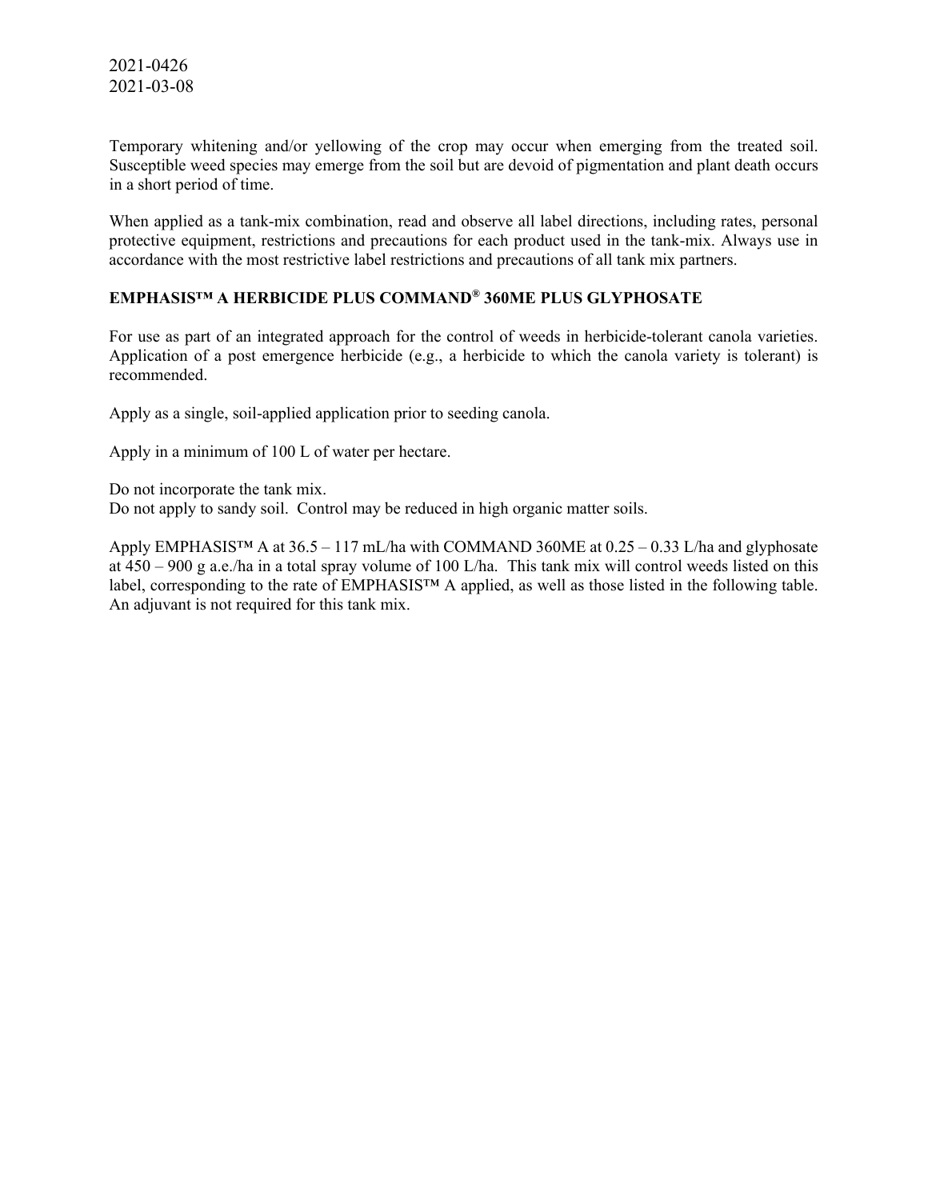Temporary whitening and/or yellowing of the crop may occur when emerging from the treated soil. Susceptible weed species may emerge from the soil but are devoid of pigmentation and plant death occurs in a short period of time.

When applied as a tank-mix combination, read and observe all label directions, including rates, personal protective equipment, restrictions and precautions for each product used in the tank-mix. Always use in accordance with the most restrictive label restrictions and precautions of all tank mix partners.

**EMPHASIS™ A HERBICIDE PLUS COMMAND® 360ME PLUS GLYPHOSATE**

For use as part of an integrated approach for the control of weeds in herbicide-tolerant canola varieties. Application of a post emergence herbicide (e.g., a herbicide to which the canola variety is tolerant) is recommended.

Apply as a single, soil-applied application prior to seeding canola.

Apply in a minimum of 100 L of water per hectare.

Do not incorporate the tank mix.
Do not apply to sandy soil. Control may be reduced in high organic matter soils.

Apply EMPHASIS™ A at 36.5 – 117 mL/ha with COMMAND 360ME at 0.25 – 0.33 L/ha and glyphosate at 450 – 900 g a.e./ha in a total spray volume of 100 L/ha. This tank mix will control weeds listed on this label, corresponding to the rate of EMPHASIS™ A applied, as well as those listed in the following table. An adjuvant is not required for this tank mix.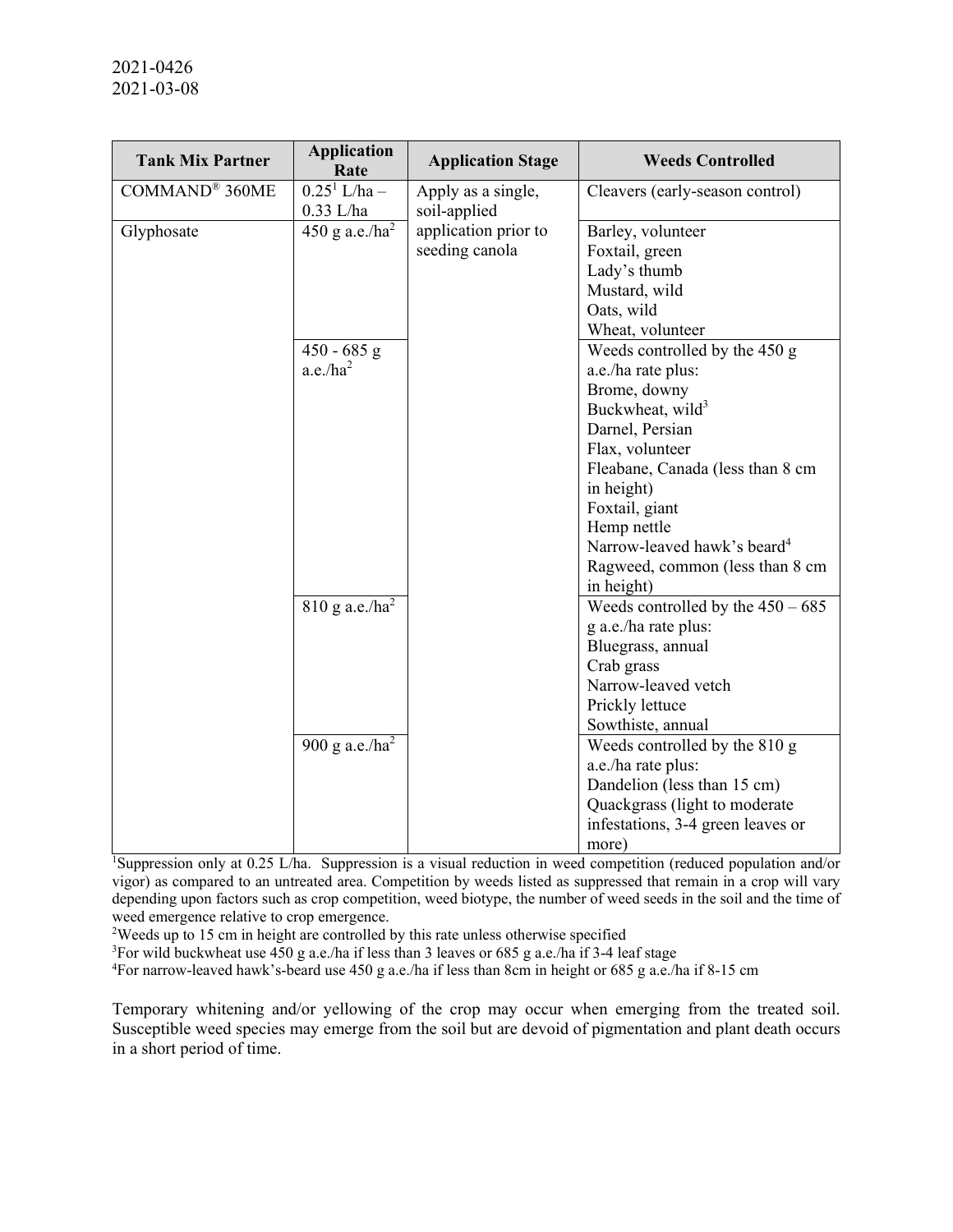2021-0426
2021-03-08

| Tank Mix Partner | Application Rate | Application Stage | Weeds Controlled |
|---|---|---|---|
| COMMAND® 360ME | 0.25[1] L/ha – 0.33 L/ha | Apply as a single, soil-applied application prior to seeding canola | Cleavers (early-season control) |
| Glyphosate | 450 g a.e./ha[2] | | Barley, volunteer<br>Foxtail, green<br>Lady's thumb<br>Mustard, wild<br>Oats, wild<br>Wheat, volunteer |
| | 450 - 685 g a.e./ha[2] | | Weeds controlled by the 450 g a.e./ha rate plus:<br>Brome, downy<br>Buckwheat, wild[3]<br>Darnel, Persian<br>Flax, volunteer<br>Fleabane, Canada (less than 8 cm in height)<br>Foxtail, giant<br>Hemp nettle<br>Narrow-leaved hawk's beard[4]<br>Ragweed, common (less than 8 cm in height) |
| | 810 g a.e./ha[2] | | Weeds controlled by the 450 – 685 g a.e./ha rate plus:<br>Bluegrass, annual<br>Crab grass<br>Narrow-leaved vetch<br>Prickly lettuce<br>Sowthiste, annual |
| | 900 g a.e./ha[2] | | Weeds controlled by the 810 g a.e./ha rate plus:<br>Dandelion (less than 15 cm)<br>Quackgrass (light to moderate infestations, 3-4 green leaves or more) |

[1]Suppression only at 0.25 L/ha. Suppression is a visual reduction in weed competition (reduced population and/or vigor) as compared to an untreated area. Competition by weeds listed as suppressed that remain in a crop will vary depending upon factors such as crop competition, weed biotype, the number of weed seeds in the soil and the time of weed emergence relative to crop emergence.

[2]Weeds up to 15 cm in height are controlled by this rate unless otherwise specified

[3]For wild buckwheat use 450 g a.e./ha if less than 3 leaves or 685 g a.e./ha if 3-4 leaf stage

[4]For narrow-leaved hawk's-beard use 450 g a.e./ha if less than 8cm in height or 685 g a.e./ha if 8-15 cm

Temporary whitening and/or yellowing of the crop may occur when emerging from the treated soil. Susceptible weed species may emerge from the soil but are devoid of pigmentation and plant death occurs in a short period of time.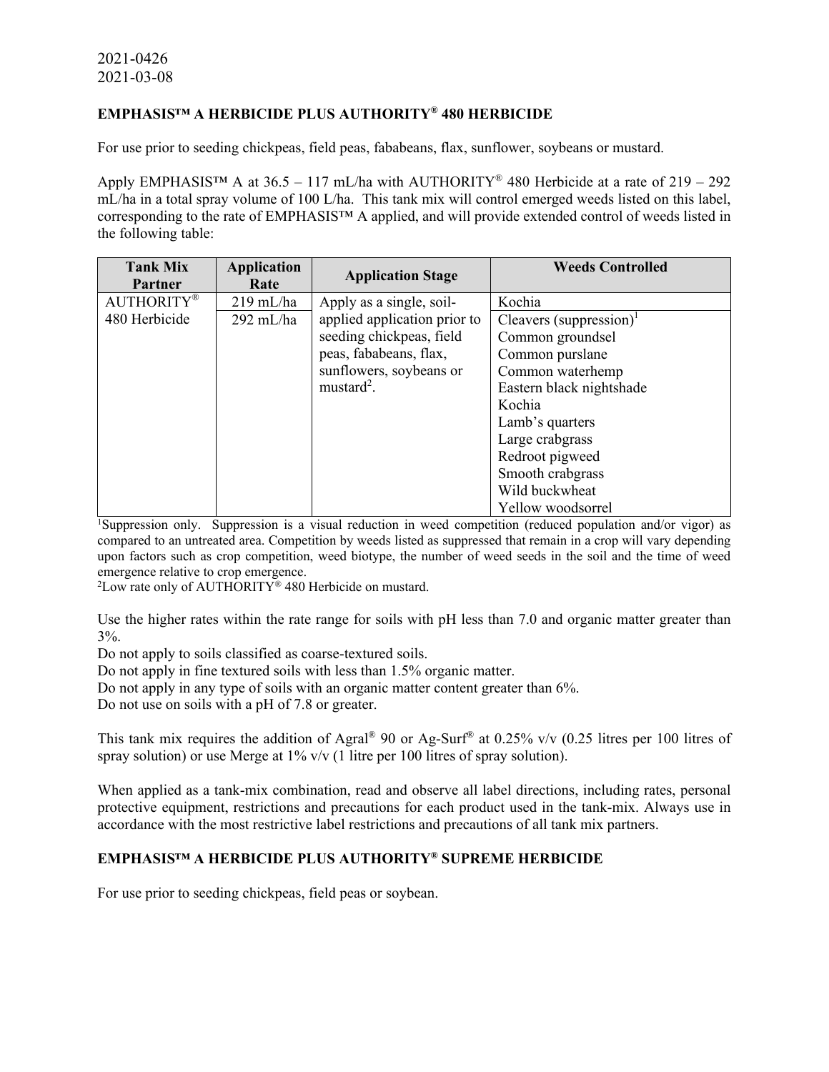2021-0426
2021-03-08

**EMPHASIS™ A HERBICIDE PLUS AUTHORITY® 480 HERBICIDE**

For use prior to seeding chickpeas, field peas, fababeans, flax, sunflower, soybeans or mustard.

Apply EMPHASIS™ A at 36.5 – 117 mL/ha with AUTHORITY® 480 Herbicide at a rate of 219 – 292 mL/ha in a total spray volume of 100 L/ha. This tank mix will control emerged weeds listed on this label, corresponding to the rate of EMPHASIS™ A applied, and will provide extended control of weeds listed in the following table:

| Tank Mix Partner | Application Rate | Application Stage | Weeds Controlled |
|---|---|---|---|
| AUTHORITY® 480 Herbicide | 219 mL/ha | Apply as a single, soil-applied application prior to seeding chickpeas, field peas, fababeans, flax, sunflowers, soybeans or mustard[2]. | Kochia |
| | 292 mL/ha | | Cleavers (suppression)[1]<br>Common groundsel<br>Common purslane<br>Common waterhemp<br>Eastern black nightshade<br>Kochia<br>Lamb's quarters<br>Large crabgrass<br>Redroot pigweed<br>Smooth crabgrass<br>Wild buckwheat<br>Yellow woodsorrel |

[1]Suppression only. Suppression is a visual reduction in weed competition (reduced population and/or vigor) as compared to an untreated area. Competition by weeds listed as suppressed that remain in a crop will vary depending upon factors such as crop competition, weed biotype, the number of weed seeds in the soil and the time of weed emergence relative to crop emergence.

[2]Low rate only of AUTHORITY® 480 Herbicide on mustard.

Use the higher rates within the rate range for soils with pH less than 7.0 and organic matter greater than 3%.

Do not apply to soils classified as coarse-textured soils.

Do not apply in fine textured soils with less than 1.5% organic matter.

Do not apply in any type of soils with an organic matter content greater than 6%.

Do not use on soils with a pH of 7.8 or greater.

This tank mix requires the addition of Agral® 90 or Ag-Surf® at 0.25% v/v (0.25 litres per 100 litres of spray solution) or use Merge at 1% v/v (1 litre per 100 litres of spray solution).

When applied as a tank-mix combination, read and observe all label directions, including rates, personal protective equipment, restrictions and precautions for each product used in the tank-mix. Always use in accordance with the most restrictive label restrictions and precautions of all tank mix partners.

**EMPHASIS™ A HERBICIDE PLUS AUTHORITY® SUPREME HERBICIDE**

For use prior to seeding chickpeas, field peas or soybean.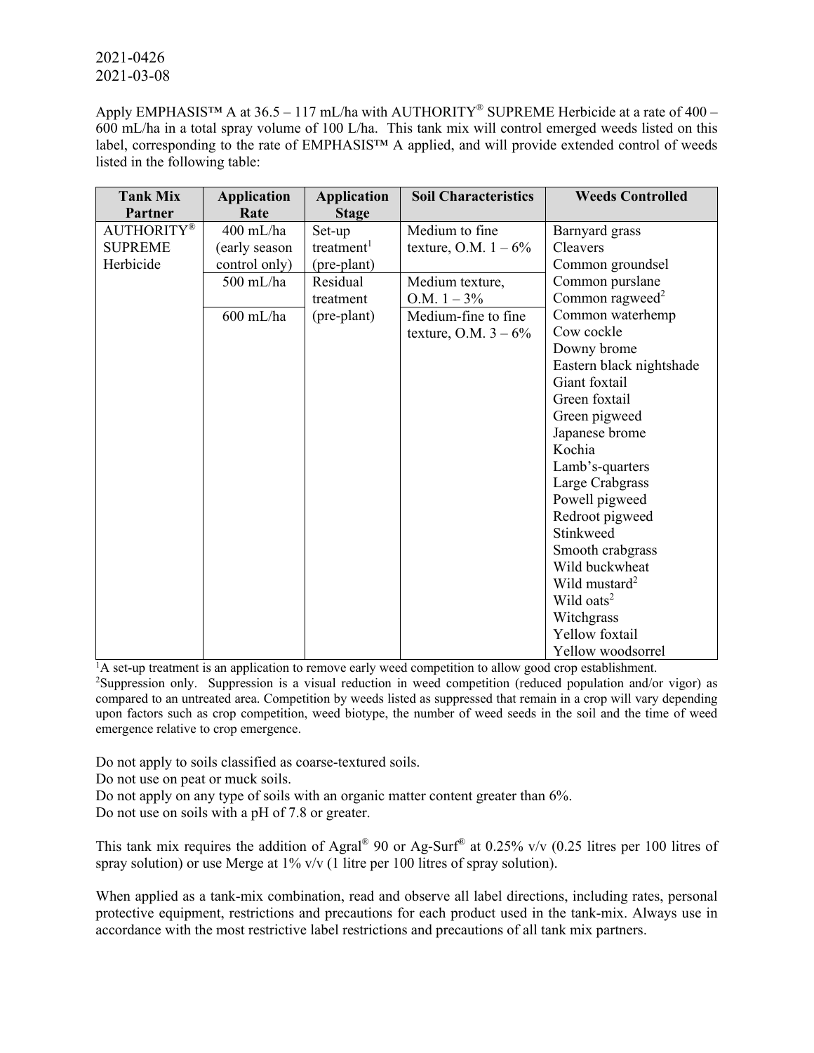2021-0426
2021-03-08

Apply EMPHASIS™ A at 36.5 – 117 mL/ha with AUTHORITY® SUPREME Herbicide at a rate of 400 – 600 mL/ha in a total spray volume of 100 L/ha. This tank mix will control emerged weeds listed on this label, corresponding to the rate of EMPHASIS™ A applied, and will provide extended control of weeds listed in the following table:

| Tank Mix Partner | Application Rate | Application Stage | Soil Characteristics | Weeds Controlled |
|---|---|---|---|---|
| AUTHORITY® SUPREME Herbicide | 400 mL/ha (early season control only) | Set-up treatment[1] (pre-plant) | Medium to fine texture, O.M. 1 – 6% | Barnyard grass<br>Cleavers<br>Common groundsel<br>Common purslane<br>Common ragweed[2]<br>Common waterhemp<br>Cow cockle<br>Downy brome<br>Eastern black nightshade<br>Giant foxtail<br>Green foxtail<br>Green pigweed<br>Japanese brome<br>Kochia<br>Lamb's-quarters<br>Large Crabgrass<br>Powell pigweed<br>Redroot pigweed<br>Stinkweed<br>Smooth crabgrass<br>Wild buckwheat<br>Wild mustard[2]<br>Wild oats[2]<br>Witchgrass<br>Yellow foxtail<br>Yellow woodsorrel |
| | 500 mL/ha | Residual treatment (pre-plant) | Medium texture, O.M. 1 – 3% | |
| | 600 mL/ha | | Medium-fine to fine texture, O.M. 3 – 6% | |

[1]A set-up treatment is an application to remove early weed competition to allow good crop establishment.
[2]Suppression only. Suppression is a visual reduction in weed competition (reduced population and/or vigor) as compared to an untreated area. Competition by weeds listed as suppressed that remain in a crop will vary depending upon factors such as crop competition, weed biotype, the number of weed seeds in the soil and the time of weed emergence relative to crop emergence.

Do not apply to soils classified as coarse-textured soils.
Do not use on peat or muck soils.
Do not apply on any type of soils with an organic matter content greater than 6%.
Do not use on soils with a pH of 7.8 or greater.

This tank mix requires the addition of Agral® 90 or Ag-Surf® at 0.25% v/v (0.25 litres per 100 litres of spray solution) or use Merge at 1% v/v (1 litre per 100 litres of spray solution).

When applied as a tank-mix combination, read and observe all label directions, including rates, personal protective equipment, restrictions and precautions for each product used in the tank-mix. Always use in accordance with the most restrictive label restrictions and precautions of all tank mix partners.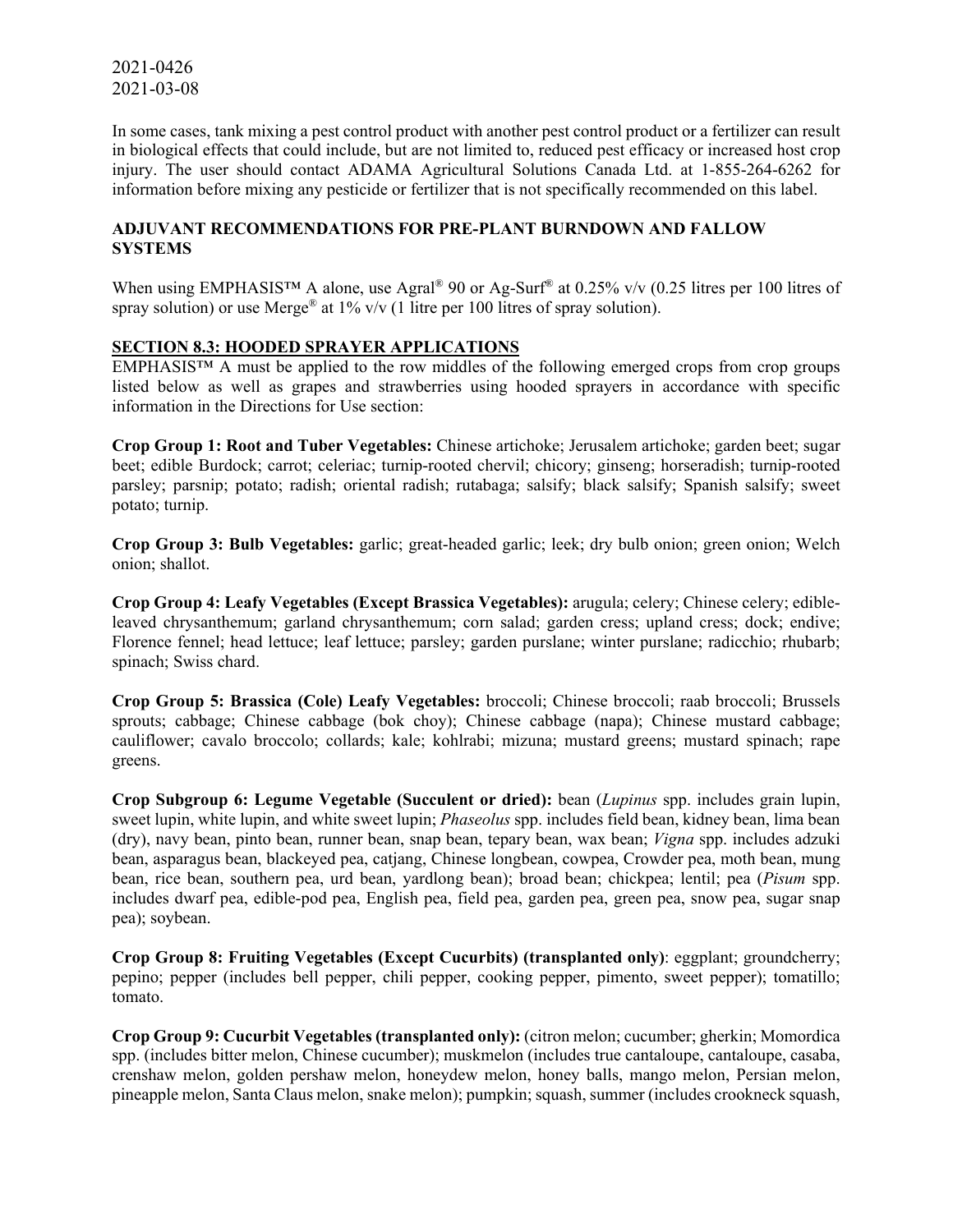2021-0426
2021-03-08

In some cases, tank mixing a pest control product with another pest control product or a fertilizer can result in biological effects that could include, but are not limited to, reduced pest efficacy or increased host crop injury. The user should contact ADAMA Agricultural Solutions Canada Ltd. at 1-855-264-6262 for information before mixing any pesticide or fertilizer that is not specifically recommended on this label.

**ADJUVANT RECOMMENDATIONS FOR PRE-PLANT BURNDOWN AND FALLOW SYSTEMS**

When using EMPHASIS™ A alone, use Agral® 90 or Ag-Surf® at 0.25% v/v (0.25 litres per 100 litres of spray solution) or use Merge® at 1% v/v (1 litre per 100 litres of spray solution).

**SECTION 8.3: HOODED SPRAYER APPLICATIONS**

EMPHASIS™ A must be applied to the row middles of the following emerged crops from crop groups listed below as well as grapes and strawberries using hooded sprayers in accordance with specific information in the Directions for Use section:

**Crop Group 1: Root and Tuber Vegetables:** Chinese artichoke; Jerusalem artichoke; garden beet; sugar beet; edible Burdock; carrot; celeriac; turnip-rooted chervil; chicory; ginseng; horseradish; turnip-rooted parsley; parsnip; potato; radish; oriental radish; rutabaga; salsify; black salsify; Spanish salsify; sweet potato; turnip.

**Crop Group 3: Bulb Vegetables:** garlic; great-headed garlic; leek; dry bulb onion; green onion; Welch onion; shallot.

**Crop Group 4: Leafy Vegetables (Except Brassica Vegetables):** arugula; celery; Chinese celery; edible-leaved chrysanthemum; garland chrysanthemum; corn salad; garden cress; upland cress; dock; endive; Florence fennel; head lettuce; leaf lettuce; parsley; garden purslane; winter purslane; radicchio; rhubarb; spinach; Swiss chard.

**Crop Group 5: Brassica (Cole) Leafy Vegetables:** broccoli; Chinese broccoli; raab broccoli; Brussels sprouts; cabbage; Chinese cabbage (bok choy); Chinese cabbage (napa); Chinese mustard cabbage; cauliflower; cavalo broccolo; collards; kale; kohlrabi; mizuna; mustard greens; mustard spinach; rape greens.

**Crop Subgroup 6: Legume Vegetable (Succulent or dried):** bean (*Lupinus* spp. includes grain lupin, sweet lupin, white lupin, and white sweet lupin; *Phaseolus* spp. includes field bean, kidney bean, lima bean (dry), navy bean, pinto bean, runner bean, snap bean, tepary bean, wax bean; *Vigna* spp. includes adzuki bean, asparagus bean, blackeyed pea, catjang, Chinese longbean, cowpea, Crowder pea, moth bean, mung bean, rice bean, southern pea, urd bean, yardlong bean); broad bean; chickpea; lentil; pea (*Pisum* spp. includes dwarf pea, edible-pod pea, English pea, field pea, garden pea, green pea, snow pea, sugar snap pea); soybean.

**Crop Group 8: Fruiting Vegetables (Except Cucurbits) (transplanted only)**: eggplant; groundcherry; pepino; pepper (includes bell pepper, chili pepper, cooking pepper, pimento, sweet pepper); tomatillo; tomato.

**Crop Group 9: Cucurbit Vegetables (transplanted only):** (citron melon; cucumber; gherkin; Momordica spp. (includes bitter melon, Chinese cucumber); muskmelon (includes true cantaloupe, cantaloupe, casaba, crenshaw melon, golden pershaw melon, honeydew melon, honey balls, mango melon, Persian melon, pineapple melon, Santa Claus melon, snake melon); pumpkin; squash, summer (includes crookneck squash,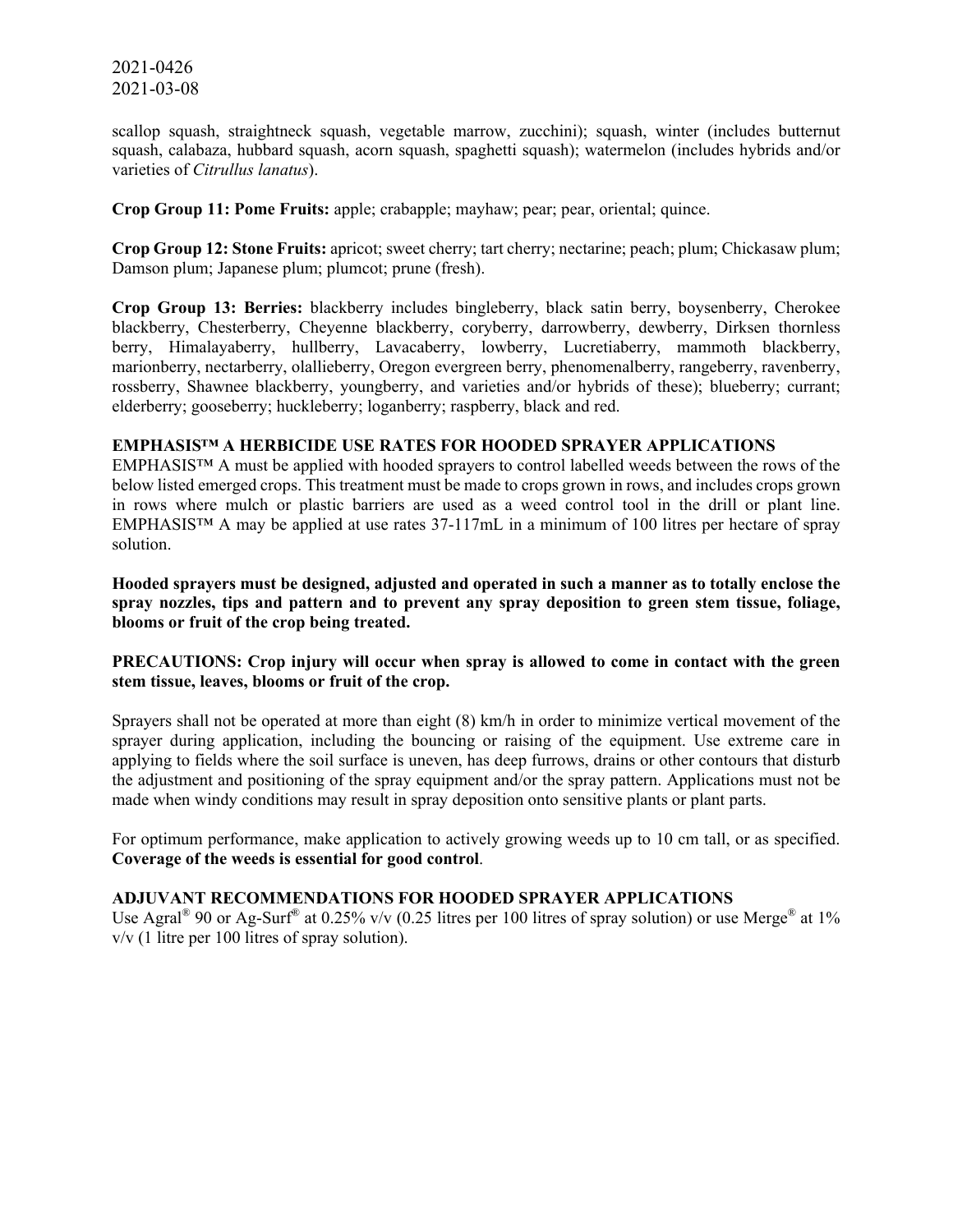scallop squash, straightneck squash, vegetable marrow, zucchini); squash, winter (includes butternut squash, calabaza, hubbard squash, acorn squash, spaghetti squash); watermelon (includes hybrids and/or varieties of *Citrullus lanatus*).

**Crop Group 11: Pome Fruits:** apple; crabapple; mayhaw; pear; pear, oriental; quince.

**Crop Group 12: Stone Fruits:** apricot; sweet cherry; tart cherry; nectarine; peach; plum; Chickasaw plum; Damson plum; Japanese plum; plumcot; prune (fresh).

**Crop Group 13: Berries:** blackberry includes bingleberry, black satin berry, boysenberry, Cherokee blackberry, Chesterberry, Cheyenne blackberry, coryberry, darrowberry, dewberry, Dirksen thornless berry, Himalayaberry, hullberry, Lavacaberry, lowberry, Lucretiaberry, mammoth blackberry, marionberry, nectarberry, olallieberry, Oregon evergreen berry, phenomenalberry, rangeberry, ravenberry, rossberry, Shawnee blackberry, youngberry, and varieties and/or hybrids of these); blueberry; currant; elderberry; gooseberry; huckleberry; loganberry; raspberry, black and red.

**EMPHASIS™ A HERBICIDE USE RATES FOR HOODED SPRAYER APPLICATIONS**

EMPHASIS™ A must be applied with hooded sprayers to control labelled weeds between the rows of the below listed emerged crops. This treatment must be made to crops grown in rows, and includes crops grown in rows where mulch or plastic barriers are used as a weed control tool in the drill or plant line. EMPHASIS™ A may be applied at use rates 37-117mL in a minimum of 100 litres per hectare of spray solution.

**Hooded sprayers must be designed, adjusted and operated in such a manner as to totally enclose the spray nozzles, tips and pattern and to prevent any spray deposition to green stem tissue, foliage, blooms or fruit of the crop being treated.**

**PRECAUTIONS: Crop injury will occur when spray is allowed to come in contact with the green stem tissue, leaves, blooms or fruit of the crop.**

Sprayers shall not be operated at more than eight (8) km/h in order to minimize vertical movement of the sprayer during application, including the bouncing or raising of the equipment. Use extreme care in applying to fields where the soil surface is uneven, has deep furrows, drains or other contours that disturb the adjustment and positioning of the spray equipment and/or the spray pattern. Applications must not be made when windy conditions may result in spray deposition onto sensitive plants or plant parts.

For optimum performance, make application to actively growing weeds up to 10 cm tall, or as specified. **Coverage of the weeds is essential for good control**.

**ADJUVANT RECOMMENDATIONS FOR HOODED SPRAYER APPLICATIONS**

Use Agral® 90 or Ag-Surf® at 0.25% v/v (0.25 litres per 100 litres of spray solution) or use Merge® at 1% v/v (1 litre per 100 litres of spray solution).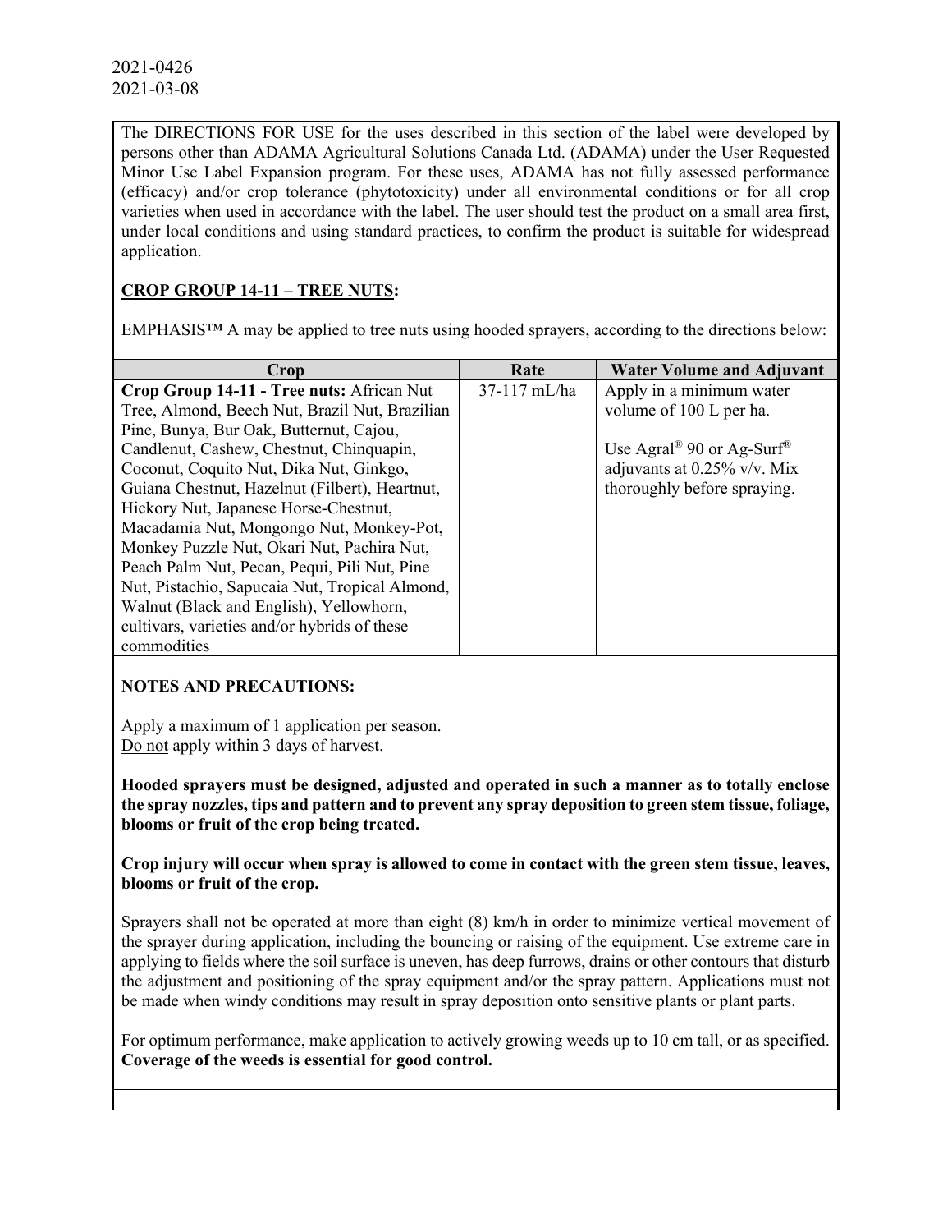2021-0426
2021-03-08

The DIRECTIONS FOR USE for the uses described in this section of the label were developed by persons other than ADAMA Agricultural Solutions Canada Ltd. (ADAMA) under the User Requested Minor Use Label Expansion program. For these uses, ADAMA has not fully assessed performance (efficacy) and/or crop tolerance (phytotoxicity) under all environmental conditions or for all crop varieties when used in accordance with the label. The user should test the product on a small area first, under local conditions and using standard practices, to confirm the product is suitable for widespread application.

**CROP GROUP 14-11 – TREE NUTS:**

EMPHASIS™ A may be applied to tree nuts using hooded sprayers, according to the directions below:

| Crop | Rate | Water Volume and Adjuvant |
|---|---|---|
| **Crop Group 14-11 - Tree nuts:** African Nut Tree, Almond, Beech Nut, Brazil Nut, Brazilian Pine, Bunya, Bur Oak, Butternut, Cajou, Candlenut, Cashew, Chestnut, Chinquapin, Coconut, Coquito Nut, Dika Nut, Ginkgo, Guiana Chestnut, Hazelnut (Filbert), Heartnut, Hickory Nut, Japanese Horse-Chestnut, Macadamia Nut, Mongongo Nut, Monkey-Pot, Monkey Puzzle Nut, Okari Nut, Pachira Nut, Peach Palm Nut, Pecan, Pequi, Pili Nut, Pine Nut, Pistachio, Sapucaia Nut, Tropical Almond, Walnut (Black and English), Yellowhorn, cultivars, varieties and/or hybrids of these commodities | 37-117 mL/ha | Apply in a minimum water volume of 100 L per ha.<br><br>Use Agral® 90 or Ag-Surf® adjuvants at 0.25% v/v. Mix thoroughly before spraying. |

**NOTES AND PRECAUTIONS:**

Apply a maximum of 1 application per season.
Do not apply within 3 days of harvest.

**Hooded sprayers must be designed, adjusted and operated in such a manner as to totally enclose the spray nozzles, tips and pattern and to prevent any spray deposition to green stem tissue, foliage, blooms or fruit of the crop being treated.**

**Crop injury will occur when spray is allowed to come in contact with the green stem tissue, leaves, blooms or fruit of the crop.**

Sprayers shall not be operated at more than eight (8) km/h in order to minimize vertical movement of the sprayer during application, including the bouncing or raising of the equipment. Use extreme care in applying to fields where the soil surface is uneven, has deep furrows, drains or other contours that disturb the adjustment and positioning of the spray equipment and/or the spray pattern. Applications must not be made when windy conditions may result in spray deposition onto sensitive plants or plant parts.

For optimum performance, make application to actively growing weeds up to 10 cm tall, or as specified. **Coverage of the weeds is essential for good control.**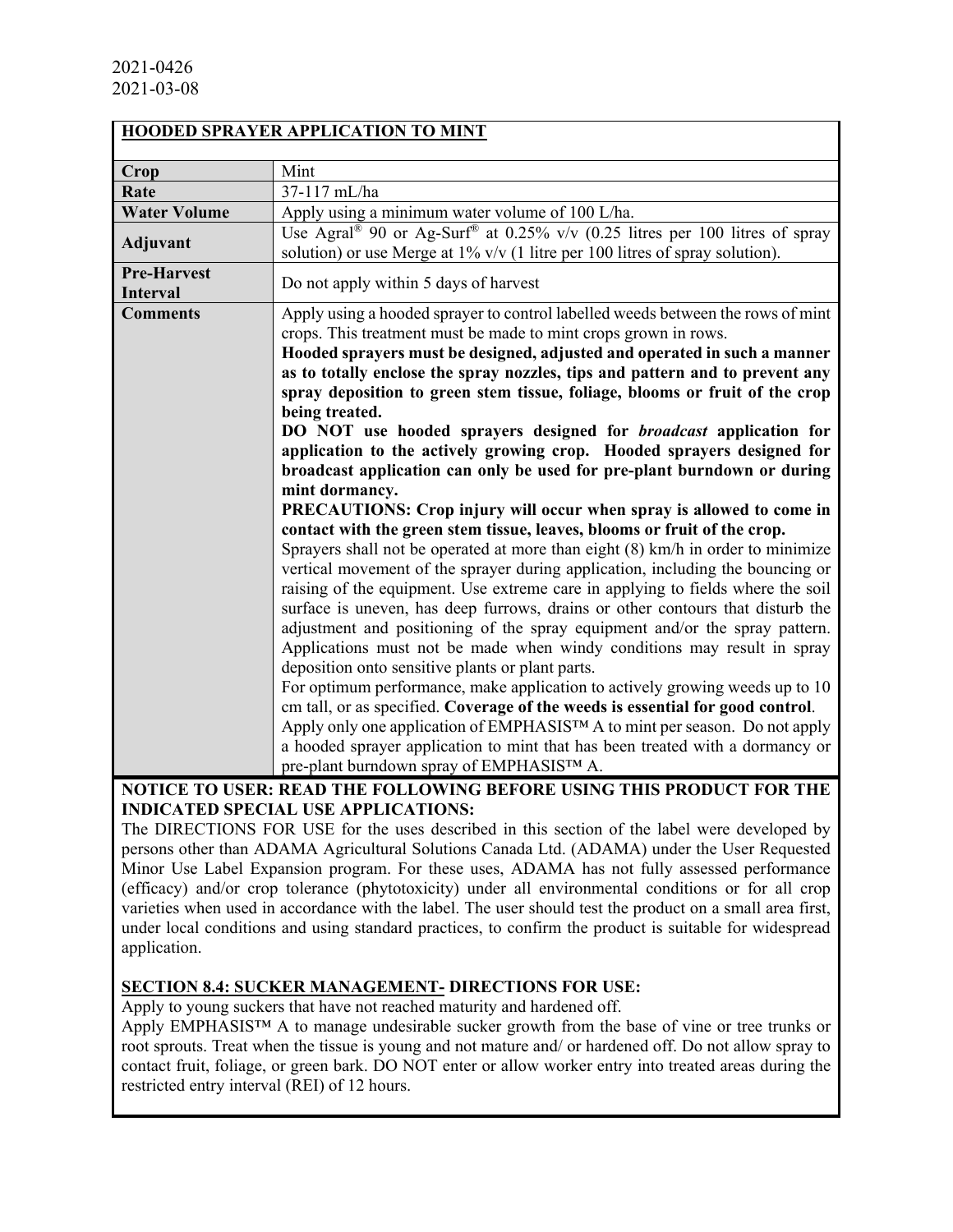2021-0426
2021-03-08

| **HOODED SPRAYER APPLICATION TO MINT** | |
|---|---|
| **Crop** | Mint |
| **Rate** | 37-117 mL/ha |
| **Water Volume** | Apply using a minimum water volume of 100 L/ha. |
| **Adjuvant** | Use Agral® 90 or Ag-Surf® at 0.25% v/v (0.25 litres per 100 litres of spray solution) or use Merge at 1% v/v (1 litre per 100 litres of spray solution). |
| **Pre-Harvest Interval** | Do not apply within 5 days of harvest |
| **Comments** | Apply using a hooded sprayer to control labelled weeds between the rows of mint crops. This treatment must be made to mint crops grown in rows. **Hooded sprayers must be designed, adjusted and operated in such a manner as to totally enclose the spray nozzles, tips and pattern and to prevent any spray deposition to green stem tissue, foliage, blooms or fruit of the crop being treated.** **DO NOT use hooded sprayers designed for *broadcast* application for application to the actively growing crop. Hooded sprayers designed for broadcast application can only be used for pre-plant burndown or during mint dormancy.** **PRECAUTIONS: Crop injury will occur when spray is allowed to come in contact with the green stem tissue, leaves, blooms or fruit of the crop.** Sprayers shall not be operated at more than eight (8) km/h in order to minimize vertical movement of the sprayer during application, including the bouncing or raising of the equipment. Use extreme care in applying to fields where the soil surface is uneven, has deep furrows, drains or other contours that disturb the adjustment and positioning of the spray equipment and/or the spray pattern. Applications must not be made when windy conditions may result in spray deposition onto sensitive plants or plant parts. For optimum performance, make application to actively growing weeds up to 10 cm tall, or as specified. **Coverage of the weeds is essential for good control**. Apply only one application of EMPHASIS™ A to mint per season. Do not apply a hooded sprayer application to mint that has been treated with a dormancy or pre-plant burndown spray of EMPHASIS™ A. |

**NOTICE TO USER: READ THE FOLLOWING BEFORE USING THIS PRODUCT FOR THE INDICATED SPECIAL USE APPLICATIONS:**

The DIRECTIONS FOR USE for the uses described in this section of the label were developed by persons other than ADAMA Agricultural Solutions Canada Ltd. (ADAMA) under the User Requested Minor Use Label Expansion program. For these uses, ADAMA has not fully assessed performance (efficacy) and/or crop tolerance (phytotoxicity) under all environmental conditions or for all crop varieties when used in accordance with the label. The user should test the product on a small area first, under local conditions and using standard practices, to confirm the product is suitable for widespread application.

## SECTION 8.4: SUCKER MANAGEMENT- DIRECTIONS FOR USE:

Apply to young suckers that have not reached maturity and hardened off.

Apply EMPHASIS™ A to manage undesirable sucker growth from the base of vine or tree trunks or root sprouts. Treat when the tissue is young and not mature and/ or hardened off. Do not allow spray to contact fruit, foliage, or green bark. DO NOT enter or allow worker entry into treated areas during the restricted entry interval (REI) of 12 hours.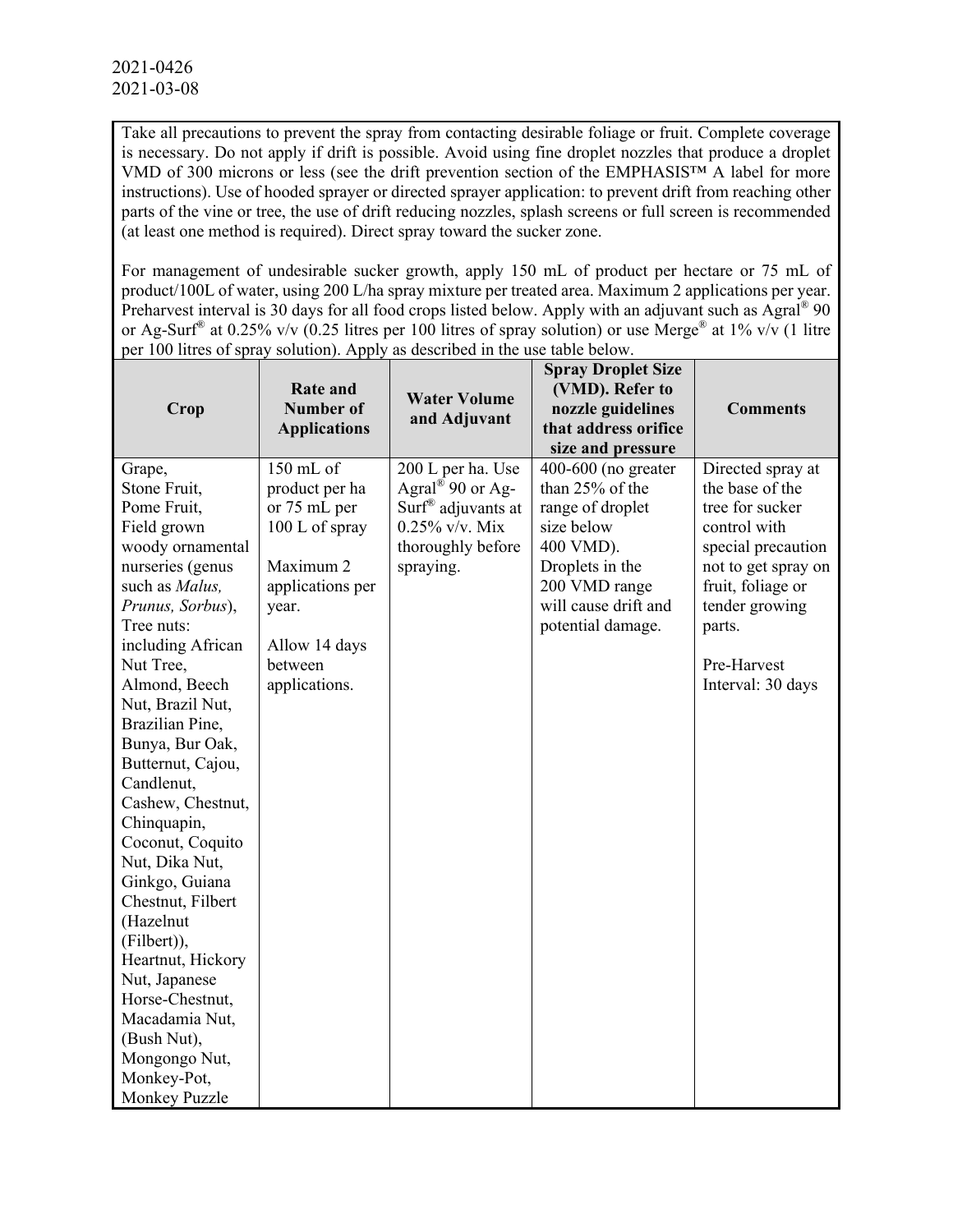Take all precautions to prevent the spray from contacting desirable foliage or fruit. Complete coverage is necessary. Do not apply if drift is possible. Avoid using fine droplet nozzles that produce a droplet VMD of 300 microns or less (see the drift prevention section of the EMPHASIS™ A label for more instructions). Use of hooded sprayer or directed sprayer application: to prevent drift from reaching other parts of the vine or tree, the use of drift reducing nozzles, splash screens or full screen is recommended (at least one method is required). Direct spray toward the sucker zone.

For management of undesirable sucker growth, apply 150 mL of product per hectare or 75 mL of product/100L of water, using 200 L/ha spray mixture per treated area. Maximum 2 applications per year. Preharvest interval is 30 days for all food crops listed below. Apply with an adjuvant such as Agral® 90 or Ag-Surf® at 0.25% v/v (0.25 litres per 100 litres of spray solution) or use Merge® at 1% v/v (1 litre per 100 litres of spray solution). Apply as described in the use table below.

| Crop | Rate and Number of Applications | Water Volume and Adjuvant | Spray Droplet Size (VMD). Refer to nozzle guidelines that address orifice size and pressure | Comments |
|---|---|---|---|---|
| Grape, Stone Fruit, Pome Fruit, Field grown woody ornamental nurseries (genus such as *Malus, Prunus, Sorbus*), Tree nuts: including African Nut Tree, Almond, Beech Nut, Brazil Nut, Brazilian Pine, Bunya, Bur Oak, Butternut, Cajou, Candlenut, Cashew, Chestnut, Chinquapin, Coconut, Coquito Nut, Dika Nut, Ginkgo, Guiana Chestnut, Filbert (Hazelnut (Filbert)), Heartnut, Hickory Nut, Japanese Horse-Chestnut, Macadamia Nut, (Bush Nut), Mongongo Nut, Monkey-Pot, Monkey Puzzle | 150 mL of product per ha or 75 mL per 100 L of spray<br><br>Maximum 2 applications per year.<br><br>Allow 14 days between applications. | 200 L per ha. Use Agral® 90 or Ag-Surf® adjuvants at 0.25% v/v. Mix thoroughly before spraying. | 400-600 (no greater than 25% of the range of droplet size below 400 VMD). Droplets in the 200 VMD range will cause drift and potential damage. | Directed spray at the base of the tree for sucker control with special precaution not to get spray on fruit, foliage or tender growing parts.<br><br>Pre-Harvest Interval: 30 days |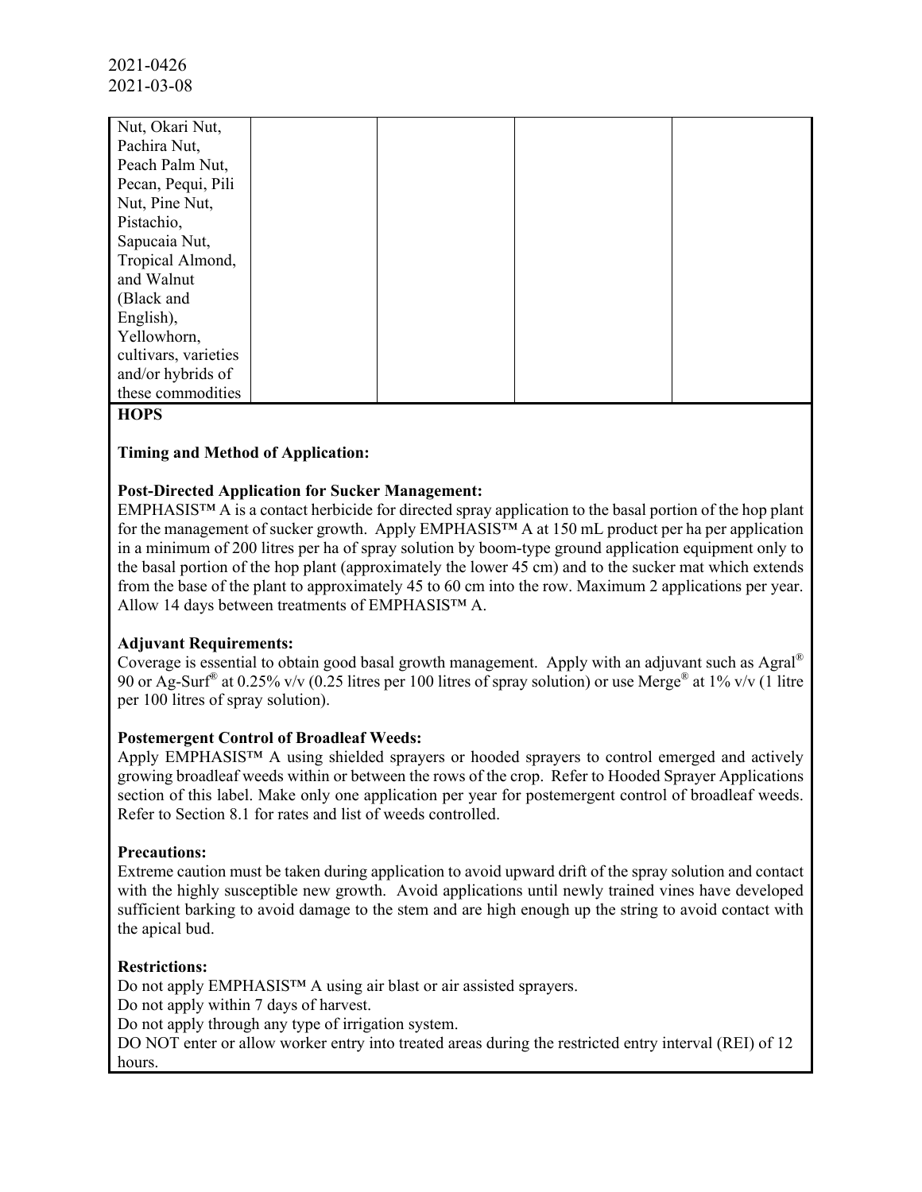| | | | | |
|---|---|---|---|---|
| Nut, Okari Nut, Pachira Nut, Peach Palm Nut, Pecan, Pequi, Pili Nut, Pine Nut, Pistachio, Sapucaia Nut, Tropical Almond, and Walnut (Black and English), Yellowhorn, cultivars, varieties and/or hybrids of these commodities | | | | |

**HOPS**

**Timing and Method of Application:**

**Post-Directed Application for Sucker Management:**

EMPHASIS™ A is a contact herbicide for directed spray application to the basal portion of the hop plant for the management of sucker growth. Apply EMPHASIS™ A at 150 mL product per ha per application in a minimum of 200 litres per ha of spray solution by boom-type ground application equipment only to the basal portion of the hop plant (approximately the lower 45 cm) and to the sucker mat which extends from the base of the plant to approximately 45 to 60 cm into the row. Maximum 2 applications per year. Allow 14 days between treatments of EMPHASIS™ A.

**Adjuvant Requirements:**

Coverage is essential to obtain good basal growth management. Apply with an adjuvant such as Agral® 90 or Ag-Surf® at 0.25% v/v (0.25 litres per 100 litres of spray solution) or use Merge® at 1% v/v (1 litre per 100 litres of spray solution).

**Postemergent Control of Broadleaf Weeds:**

Apply EMPHASIS™ A using shielded sprayers or hooded sprayers to control emerged and actively growing broadleaf weeds within or between the rows of the crop. Refer to Hooded Sprayer Applications section of this label. Make only one application per year for postemergent control of broadleaf weeds. Refer to Section 8.1 for rates and list of weeds controlled.

**Precautions:**

Extreme caution must be taken during application to avoid upward drift of the spray solution and contact with the highly susceptible new growth. Avoid applications until newly trained vines have developed sufficient barking to avoid damage to the stem and are high enough up the string to avoid contact with the apical bud.

**Restrictions:**

Do not apply EMPHASIS™ A using air blast or air assisted sprayers.
Do not apply within 7 days of harvest.
Do not apply through any type of irrigation system.
DO NOT enter or allow worker entry into treated areas during the restricted entry interval (REI) of 12 hours.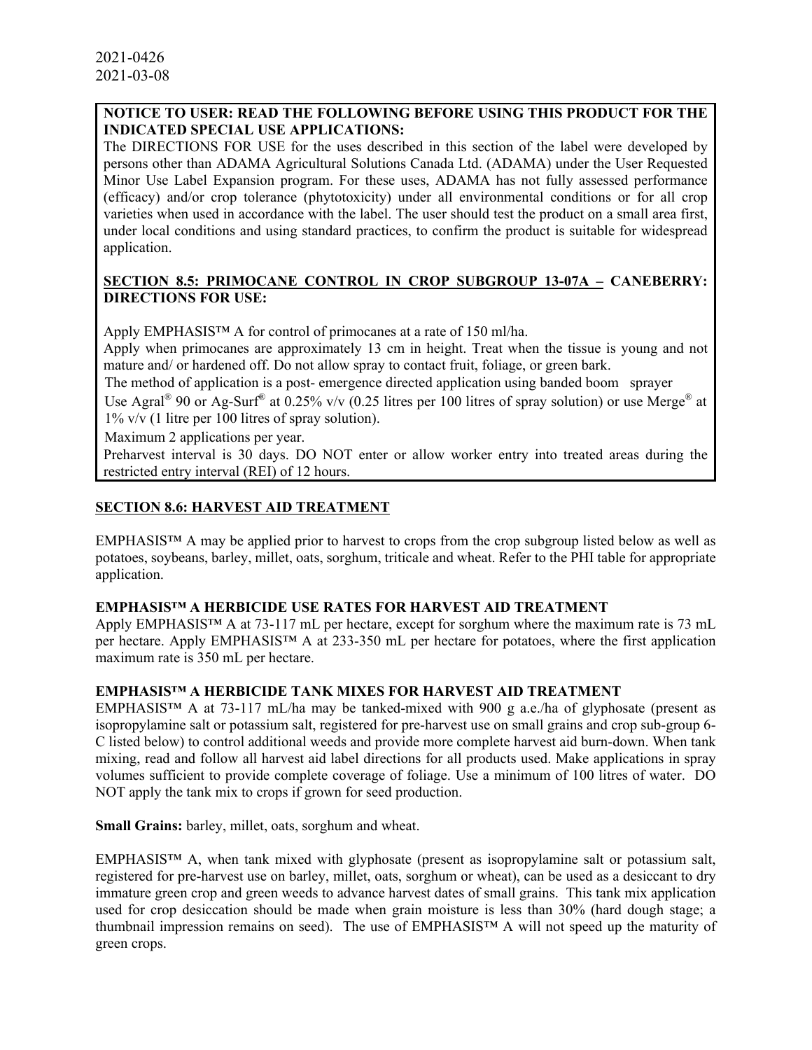2021-0426
2021-03-08

**NOTICE TO USER: READ THE FOLLOWING BEFORE USING THIS PRODUCT FOR THE INDICATED SPECIAL USE APPLICATIONS:**

The DIRECTIONS FOR USE for the uses described in this section of the label were developed by persons other than ADAMA Agricultural Solutions Canada Ltd. (ADAMA) under the User Requested Minor Use Label Expansion program. For these uses, ADAMA has not fully assessed performance (efficacy) and/or crop tolerance (phytotoxicity) under all environmental conditions or for all crop varieties when used in accordance with the label. The user should test the product on a small area first, under local conditions and using standard practices, to confirm the product is suitable for widespread application.

**SECTION 8.5: PRIMOCANE CONTROL IN CROP SUBGROUP 13-07A – CANEBERRY: DIRECTIONS FOR USE:**

Apply EMPHASIS™ A for control of primocanes at a rate of 150 ml/ha.

Apply when primocanes are approximately 13 cm in height. Treat when the tissue is young and not mature and/ or hardened off. Do not allow spray to contact fruit, foliage, or green bark.

The method of application is a post- emergence directed application using banded boom sprayer

Use Agral® 90 or Ag-Surf® at 0.25% v/v (0.25 litres per 100 litres of spray solution) or use Merge® at 1% v/v (1 litre per 100 litres of spray solution).

Maximum 2 applications per year.

Preharvest interval is 30 days. DO NOT enter or allow worker entry into treated areas during the restricted entry interval (REI) of 12 hours.

## SECTION 8.6: HARVEST AID TREATMENT

EMPHASIS™ A may be applied prior to harvest to crops from the crop subgroup listed below as well as potatoes, soybeans, barley, millet, oats, sorghum, triticale and wheat. Refer to the PHI table for appropriate application.

### EMPHASIS™ A HERBICIDE USE RATES FOR HARVEST AID TREATMENT

Apply EMPHASIS™ A at 73-117 mL per hectare, except for sorghum where the maximum rate is 73 mL per hectare. Apply EMPHASIS™ A at 233-350 mL per hectare for potatoes, where the first application maximum rate is 350 mL per hectare.

### EMPHASIS™ A HERBICIDE TANK MIXES FOR HARVEST AID TREATMENT

EMPHASIS™ A at 73-117 mL/ha may be tanked-mixed with 900 g a.e./ha of glyphosate (present as isopropylamine salt or potassium salt, registered for pre-harvest use on small grains and crop sub-group 6-C listed below) to control additional weeds and provide more complete harvest aid burn-down. When tank mixing, read and follow all harvest aid label directions for all products used. Make applications in spray volumes sufficient to provide complete coverage of foliage. Use a minimum of 100 litres of water. DO NOT apply the tank mix to crops if grown for seed production.

**Small Grains:** barley, millet, oats, sorghum and wheat.

EMPHASIS™ A, when tank mixed with glyphosate (present as isopropylamine salt or potassium salt, registered for pre-harvest use on barley, millet, oats, sorghum or wheat), can be used as a desiccant to dry immature green crop and green weeds to advance harvest dates of small grains. This tank mix application used for crop desiccation should be made when grain moisture is less than 30% (hard dough stage; a thumbnail impression remains on seed). The use of EMPHASIS™ A will not speed up the maturity of green crops.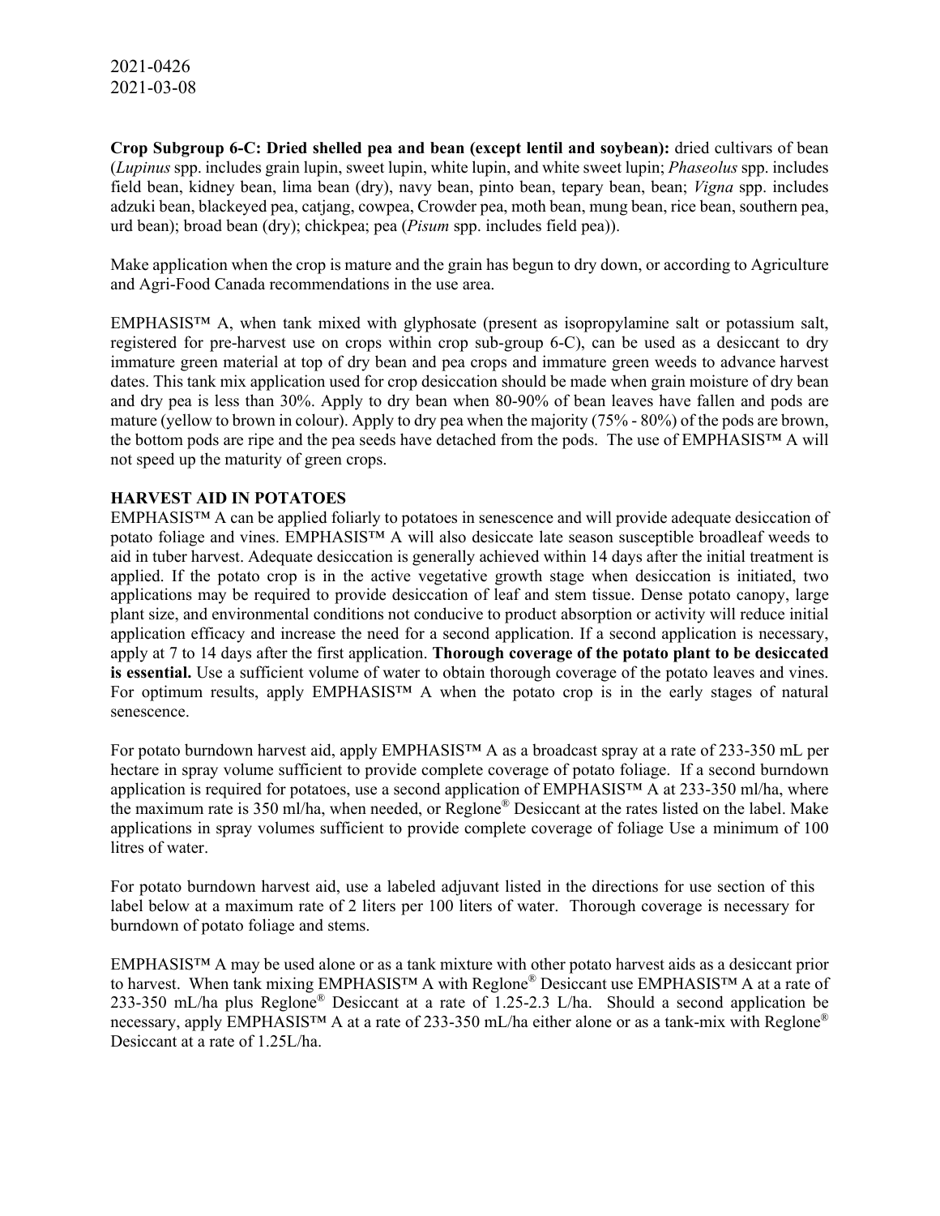**Crop Subgroup 6-C: Dried shelled pea and bean (except lentil and soybean):** dried cultivars of bean (*Lupinus* spp. includes grain lupin, sweet lupin, white lupin, and white sweet lupin; *Phaseolus* spp. includes field bean, kidney bean, lima bean (dry), navy bean, pinto bean, tepary bean, bean; *Vigna* spp. includes adzuki bean, blackeyed pea, catjang, cowpea, Crowder pea, moth bean, mung bean, rice bean, southern pea, urd bean); broad bean (dry); chickpea; pea (*Pisum* spp. includes field pea)).

Make application when the crop is mature and the grain has begun to dry down, or according to Agriculture and Agri-Food Canada recommendations in the use area.

EMPHASIS™ A, when tank mixed with glyphosate (present as isopropylamine salt or potassium salt, registered for pre-harvest use on crops within crop sub-group 6-C), can be used as a desiccant to dry immature green material at top of dry bean and pea crops and immature green weeds to advance harvest dates. This tank mix application used for crop desiccation should be made when grain moisture of dry bean and dry pea is less than 30%. Apply to dry bean when 80-90% of bean leaves have fallen and pods are mature (yellow to brown in colour). Apply to dry pea when the majority (75% - 80%) of the pods are brown, the bottom pods are ripe and the pea seeds have detached from the pods. The use of EMPHASIS™ A will not speed up the maturity of green crops.

**HARVEST AID IN POTATOES**

EMPHASIS™ A can be applied foliarly to potatoes in senescence and will provide adequate desiccation of potato foliage and vines. EMPHASIS™ A will also desiccate late season susceptible broadleaf weeds to aid in tuber harvest. Adequate desiccation is generally achieved within 14 days after the initial treatment is applied. If the potato crop is in the active vegetative growth stage when desiccation is initiated, two applications may be required to provide desiccation of leaf and stem tissue. Dense potato canopy, large plant size, and environmental conditions not conducive to product absorption or activity will reduce initial application efficacy and increase the need for a second application. If a second application is necessary, apply at 7 to 14 days after the first application. **Thorough coverage of the potato plant to be desiccated is essential.** Use a sufficient volume of water to obtain thorough coverage of the potato leaves and vines. For optimum results, apply EMPHASIS™ A when the potato crop is in the early stages of natural senescence.

For potato burndown harvest aid, apply EMPHASIS™ A as a broadcast spray at a rate of 233-350 mL per hectare in spray volume sufficient to provide complete coverage of potato foliage. If a second burndown application is required for potatoes, use a second application of EMPHASIS™ A at 233-350 ml/ha, where the maximum rate is 350 ml/ha, when needed, or Reglone® Desiccant at the rates listed on the label. Make applications in spray volumes sufficient to provide complete coverage of foliage Use a minimum of 100 litres of water.

For potato burndown harvest aid, use a labeled adjuvant listed in the directions for use section of this label below at a maximum rate of 2 liters per 100 liters of water. Thorough coverage is necessary for burndown of potato foliage and stems.

EMPHASIS™ A may be used alone or as a tank mixture with other potato harvest aids as a desiccant prior to harvest. When tank mixing EMPHASIS™ A with Reglone® Desiccant use EMPHASIS™ A at a rate of 233-350 mL/ha plus Reglone® Desiccant at a rate of 1.25-2.3 L/ha. Should a second application be necessary, apply EMPHASIS™ A at a rate of 233-350 mL/ha either alone or as a tank-mix with Reglone® Desiccant at a rate of 1.25L/ha.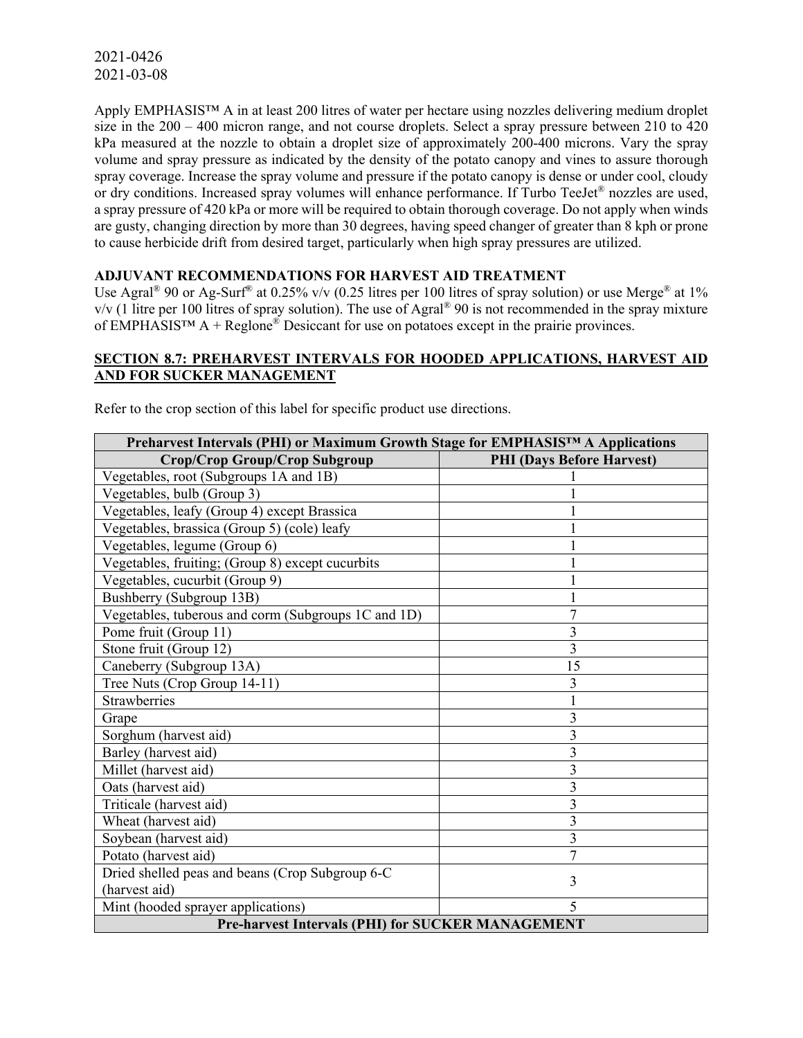2021-0426
2021-03-08

Apply EMPHASIS™ A in at least 200 litres of water per hectare using nozzles delivering medium droplet size in the 200 – 400 micron range, and not course droplets. Select a spray pressure between 210 to 420 kPa measured at the nozzle to obtain a droplet size of approximately 200-400 microns. Vary the spray volume and spray pressure as indicated by the density of the potato canopy and vines to assure thorough spray coverage. Increase the spray volume and pressure if the potato canopy is dense or under cool, cloudy or dry conditions. Increased spray volumes will enhance performance. If Turbo TeeJet® nozzles are used, a spray pressure of 420 kPa or more will be required to obtain thorough coverage. Do not apply when winds are gusty, changing direction by more than 30 degrees, having speed changer of greater than 8 kph or prone to cause herbicide drift from desired target, particularly when high spray pressures are utilized.

**ADJUVANT RECOMMENDATIONS FOR HARVEST AID TREATMENT**

Use Agral® 90 or Ag-Surf® at 0.25% v/v (0.25 litres per 100 litres of spray solution) or use Merge® at 1% v/v (1 litre per 100 litres of spray solution). The use of Agral® 90 is not recommended in the spray mixture of EMPHASIS™ A + Reglone® Desiccant for use on potatoes except in the prairie provinces.

## SECTION 8.7: PREHARVEST INTERVALS FOR HOODED APPLICATIONS, HARVEST AID AND FOR SUCKER MANAGEMENT

Refer to the crop section of this label for specific product use directions.

| Preharvest Intervals (PHI) or Maximum Growth Stage for EMPHASIS™ A Applications | |
|---|---|
| **Crop/Crop Group/Crop Subgroup** | **PHI (Days Before Harvest)** |
| Vegetables, root (Subgroups 1A and 1B) | 1 |
| Vegetables, bulb (Group 3) | 1 |
| Vegetables, leafy (Group 4) except Brassica | 1 |
| Vegetables, brassica (Group 5) (cole) leafy | 1 |
| Vegetables, legume (Group 6) | 1 |
| Vegetables, fruiting; (Group 8) except cucurbits | 1 |
| Vegetables, cucurbit (Group 9) | 1 |
| Bushberry (Subgroup 13B) | 1 |
| Vegetables, tuberous and corm (Subgroups 1C and 1D) | 7 |
| Pome fruit (Group 11) | 3 |
| Stone fruit (Group 12) | 3 |
| Caneberry (Subgroup 13A) | 15 |
| Tree Nuts (Crop Group 14-11) | 3 |
| Strawberries | 1 |
| Grape | 3 |
| Sorghum (harvest aid) | 3 |
| Barley (harvest aid) | 3 |
| Millet (harvest aid) | 3 |
| Oats (harvest aid) | 3 |
| Triticale (harvest aid) | 3 |
| Wheat (harvest aid) | 3 |
| Soybean (harvest aid) | 3 |
| Potato (harvest aid) | 7 |
| Dried shelled peas and beans (Crop Subgroup 6-C (harvest aid) | 3 |
| Mint (hooded sprayer applications) | 5 |
| **Pre-harvest Intervals (PHI) for SUCKER MANAGEMENT** | |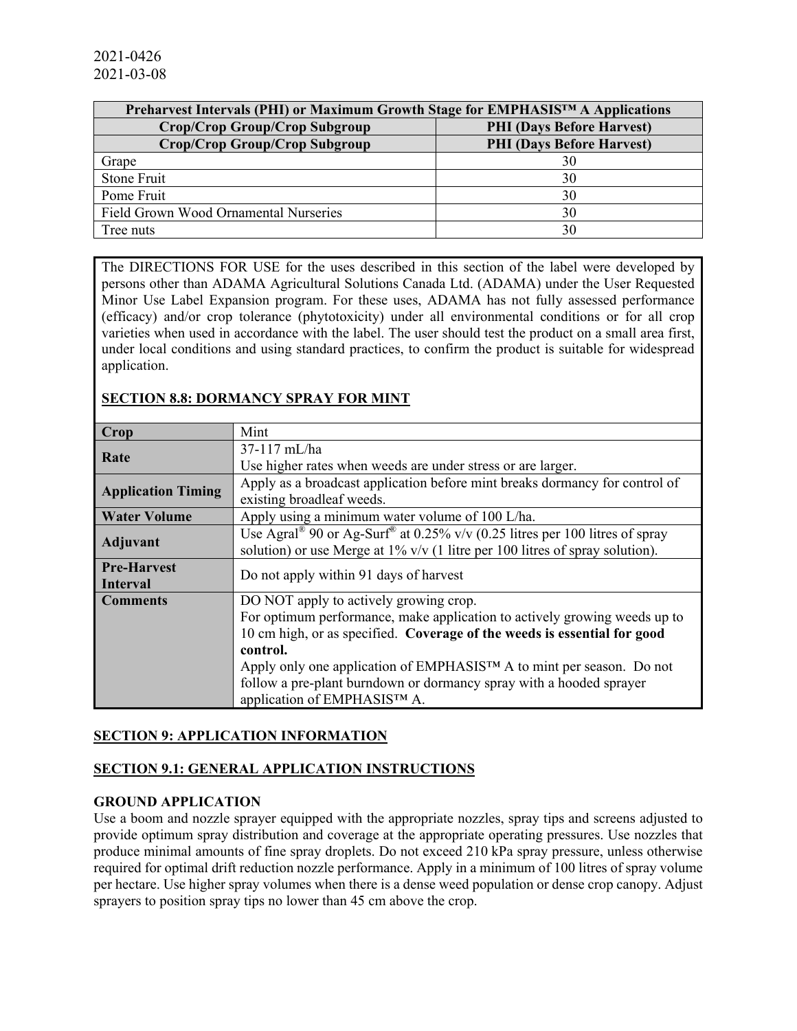2021-0426
2021-03-08

| Preharvest Intervals (PHI) or Maximum Growth Stage for EMPHASIS™ A Applications | |
|---|---|
| **Crop/Crop Group/Crop Subgroup** | **PHI (Days Before Harvest)** |
| **Crop/Crop Group/Crop Subgroup** | **PHI (Days Before Harvest)** |
| Grape | 30 |
| Stone Fruit | 30 |
| Pome Fruit | 30 |
| Field Grown Wood Ornamental Nurseries | 30 |
| Tree nuts | 30 |

The DIRECTIONS FOR USE for the uses described in this section of the label were developed by persons other than ADAMA Agricultural Solutions Canada Ltd. (ADAMA) under the User Requested Minor Use Label Expansion program. For these uses, ADAMA has not fully assessed performance (efficacy) and/or crop tolerance (phytotoxicity) under all environmental conditions or for all crop varieties when used in accordance with the label. The user should test the product on a small area first, under local conditions and using standard practices, to confirm the product is suitable for widespread application.

## SECTION 8.8: DORMANCY SPRAY FOR MINT

| **Crop** | Mint |
|---|---|
| **Rate** | 37-117 mL/ha<br>Use higher rates when weeds are under stress or are larger. |
| **Application Timing** | Apply as a broadcast application before mint breaks dormancy for control of existing broadleaf weeds. |
| **Water Volume** | Apply using a minimum water volume of 100 L/ha. |
| **Adjuvant** | Use Agral® 90 or Ag-Surf® at 0.25% v/v (0.25 litres per 100 litres of spray solution) or use Merge at 1% v/v (1 litre per 100 litres of spray solution). |
| **Pre-Harvest Interval** | Do not apply within 91 days of harvest |
| **Comments** | DO NOT apply to actively growing crop.<br>For optimum performance, make application to actively growing weeds up to 10 cm high, or as specified. **Coverage of the weeds is essential for good control.**<br>Apply only one application of EMPHASIS™ A to mint per season. Do not follow a pre-plant burndown or dormancy spray with a hooded sprayer application of EMPHASIS™ A. |

## SECTION 9: APPLICATION INFORMATION

### SECTION 9.1: GENERAL APPLICATION INSTRUCTIONS

**GROUND APPLICATION**

Use a boom and nozzle sprayer equipped with the appropriate nozzles, spray tips and screens adjusted to provide optimum spray distribution and coverage at the appropriate operating pressures. Use nozzles that produce minimal amounts of fine spray droplets. Do not exceed 210 kPa spray pressure, unless otherwise required for optimal drift reduction nozzle performance. Apply in a minimum of 100 litres of spray volume per hectare. Use higher spray volumes when there is a dense weed population or dense crop canopy. Adjust sprayers to position spray tips no lower than 45 cm above the crop.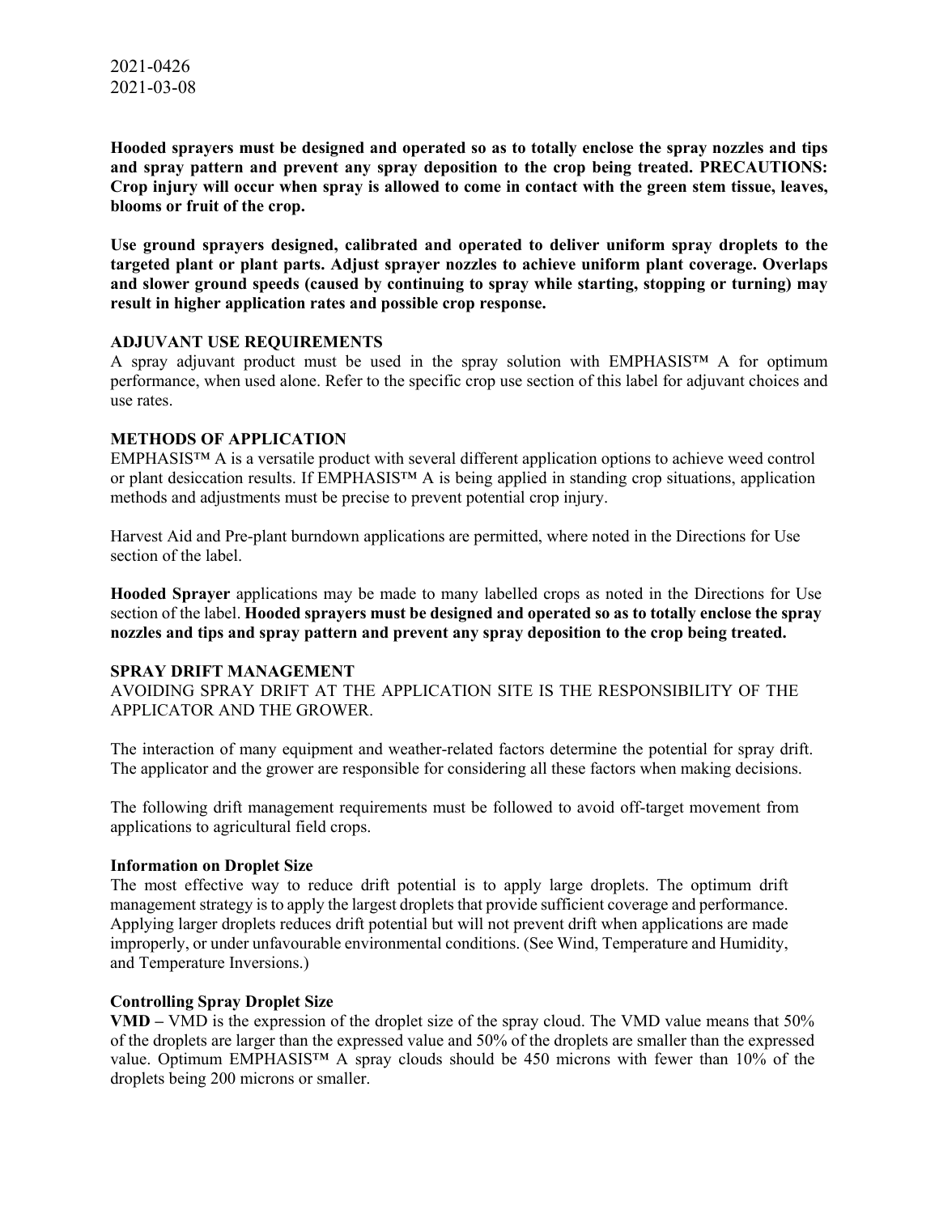2021-0426
2021-03-08

**Hooded sprayers must be designed and operated so as to totally enclose the spray nozzles and tips and spray pattern and prevent any spray deposition to the crop being treated. PRECAUTIONS: Crop injury will occur when spray is allowed to come in contact with the green stem tissue, leaves, blooms or fruit of the crop.**

**Use ground sprayers designed, calibrated and operated to deliver uniform spray droplets to the targeted plant or plant parts. Adjust sprayer nozzles to achieve uniform plant coverage. Overlaps and slower ground speeds (caused by continuing to spray while starting, stopping or turning) may result in higher application rates and possible crop response.**

**ADJUVANT USE REQUIREMENTS**

A spray adjuvant product must be used in the spray solution with EMPHASIS™ A for optimum performance, when used alone. Refer to the specific crop use section of this label for adjuvant choices and use rates.

**METHODS OF APPLICATION**

EMPHASIS™ A is a versatile product with several different application options to achieve weed control or plant desiccation results. If EMPHASIS™ A is being applied in standing crop situations, application methods and adjustments must be precise to prevent potential crop injury.

Harvest Aid and Pre-plant burndown applications are permitted, where noted in the Directions for Use section of the label.

**Hooded Sprayer** applications may be made to many labelled crops as noted in the Directions for Use section of the label. **Hooded sprayers must be designed and operated so as to totally enclose the spray nozzles and tips and spray pattern and prevent any spray deposition to the crop being treated.**

**SPRAY DRIFT MANAGEMENT**

AVOIDING SPRAY DRIFT AT THE APPLICATION SITE IS THE RESPONSIBILITY OF THE APPLICATOR AND THE GROWER.

The interaction of many equipment and weather-related factors determine the potential for spray drift. The applicator and the grower are responsible for considering all these factors when making decisions.

The following drift management requirements must be followed to avoid off-target movement from applications to agricultural field crops.

**Information on Droplet Size**

The most effective way to reduce drift potential is to apply large droplets. The optimum drift management strategy is to apply the largest droplets that provide sufficient coverage and performance. Applying larger droplets reduces drift potential but will not prevent drift when applications are made improperly, or under unfavourable environmental conditions. (See Wind, Temperature and Humidity, and Temperature Inversions.)

**Controlling Spray Droplet Size**

**VMD –** VMD is the expression of the droplet size of the spray cloud. The VMD value means that 50% of the droplets are larger than the expressed value and 50% of the droplets are smaller than the expressed value. Optimum EMPHASIS™ A spray clouds should be 450 microns with fewer than 10% of the droplets being 200 microns or smaller.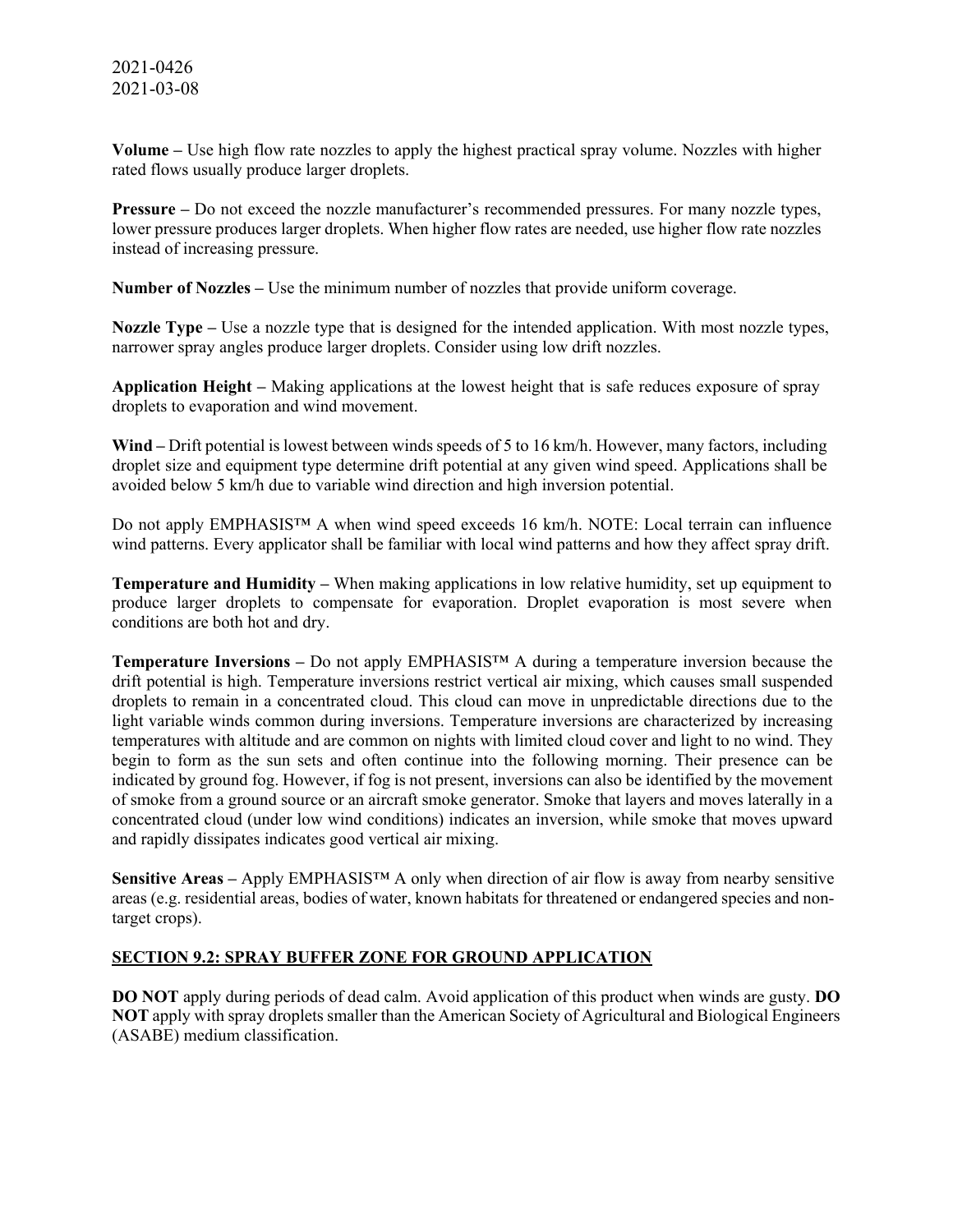**Volume –** Use high flow rate nozzles to apply the highest practical spray volume. Nozzles with higher rated flows usually produce larger droplets.

**Pressure –** Do not exceed the nozzle manufacturer's recommended pressures. For many nozzle types, lower pressure produces larger droplets. When higher flow rates are needed, use higher flow rate nozzles instead of increasing pressure.

**Number of Nozzles –** Use the minimum number of nozzles that provide uniform coverage.

**Nozzle Type –** Use a nozzle type that is designed for the intended application. With most nozzle types, narrower spray angles produce larger droplets. Consider using low drift nozzles.

**Application Height –** Making applications at the lowest height that is safe reduces exposure of spray droplets to evaporation and wind movement.

**Wind –** Drift potential is lowest between winds speeds of 5 to 16 km/h. However, many factors, including droplet size and equipment type determine drift potential at any given wind speed. Applications shall be avoided below 5 km/h due to variable wind direction and high inversion potential.

Do not apply EMPHASIS™ A when wind speed exceeds 16 km/h. NOTE: Local terrain can influence wind patterns. Every applicator shall be familiar with local wind patterns and how they affect spray drift.

**Temperature and Humidity –** When making applications in low relative humidity, set up equipment to produce larger droplets to compensate for evaporation. Droplet evaporation is most severe when conditions are both hot and dry.

**Temperature Inversions –** Do not apply EMPHASIS™ A during a temperature inversion because the drift potential is high. Temperature inversions restrict vertical air mixing, which causes small suspended droplets to remain in a concentrated cloud. This cloud can move in unpredictable directions due to the light variable winds common during inversions. Temperature inversions are characterized by increasing temperatures with altitude and are common on nights with limited cloud cover and light to no wind. They begin to form as the sun sets and often continue into the following morning. Their presence can be indicated by ground fog. However, if fog is not present, inversions can also be identified by the movement of smoke from a ground source or an aircraft smoke generator. Smoke that layers and moves laterally in a concentrated cloud (under low wind conditions) indicates an inversion, while smoke that moves upward and rapidly dissipates indicates good vertical air mixing.

**Sensitive Areas –** Apply EMPHASIS™ A only when direction of air flow is away from nearby sensitive areas (e.g. residential areas, bodies of water, known habitats for threatened or endangered species and non-target crops).

## SECTION 9.2: SPRAY BUFFER ZONE FOR GROUND APPLICATION

**DO NOT** apply during periods of dead calm. Avoid application of this product when winds are gusty. **DO NOT** apply with spray droplets smaller than the American Society of Agricultural and Biological Engineers (ASABE) medium classification.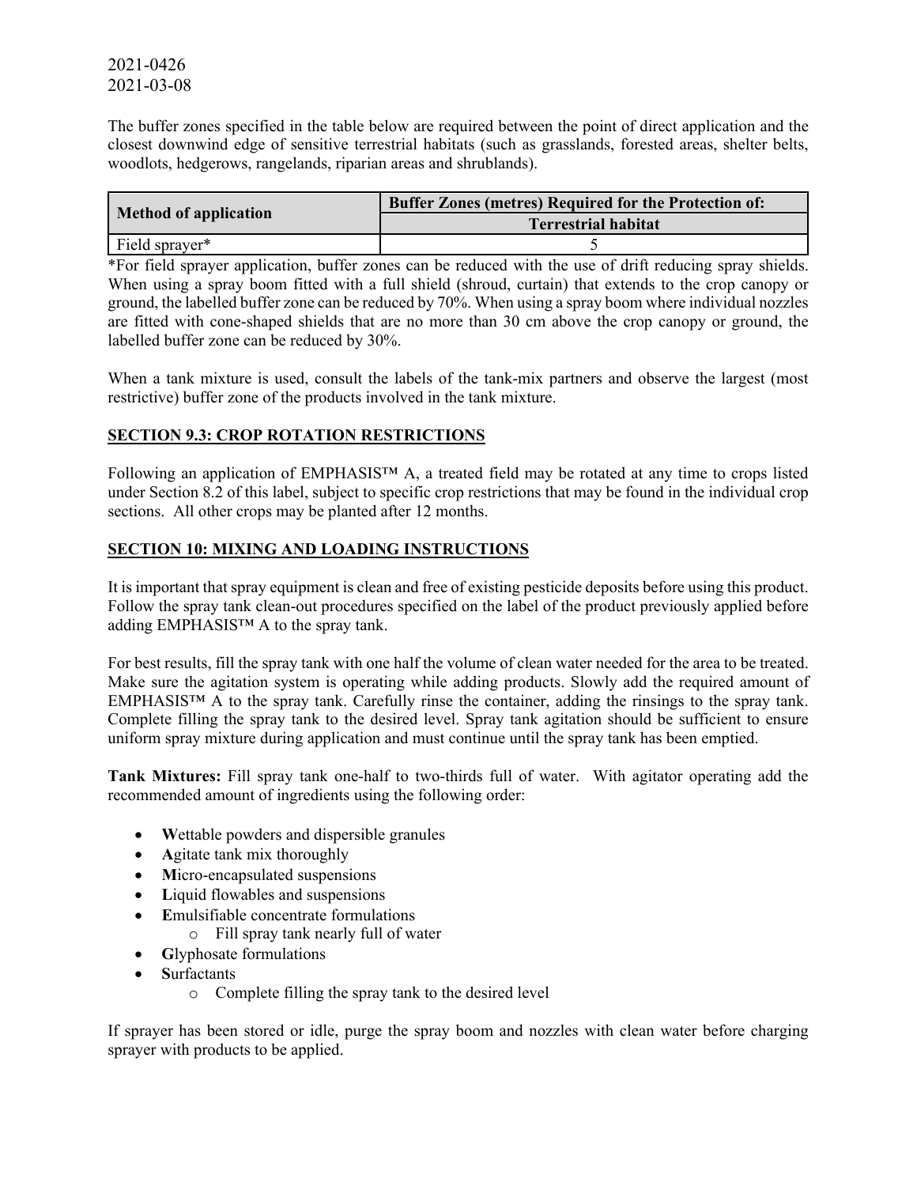2021-0426
2021-03-08

The buffer zones specified in the table below are required between the point of direct application and the closest downwind edge of sensitive terrestrial habitats (such as grasslands, forested areas, shelter belts, woodlots, hedgerows, rangelands, riparian areas and shrublands).

| Method of application | Buffer Zones (metres) Required for the Protection of: |
|---|---|
| | Terrestrial habitat |
| Field sprayer* | 5 |

*For field sprayer application, buffer zones can be reduced with the use of drift reducing spray shields. When using a spray boom fitted with a full shield (shroud, curtain) that extends to the crop canopy or ground, the labelled buffer zone can be reduced by 70%. When using a spray boom where individual nozzles are fitted with cone-shaped shields that are no more than 30 cm above the crop canopy or ground, the labelled buffer zone can be reduced by 30%.

When a tank mixture is used, consult the labels of the tank-mix partners and observe the largest (most restrictive) buffer zone of the products involved in the tank mixture.

## SECTION 9.3: CROP ROTATION RESTRICTIONS

Following an application of EMPHASIS™ A, a treated field may be rotated at any time to crops listed under Section 8.2 of this label, subject to specific crop restrictions that may be found in the individual crop sections. All other crops may be planted after 12 months.

## SECTION 10: MIXING AND LOADING INSTRUCTIONS

It is important that spray equipment is clean and free of existing pesticide deposits before using this product. Follow the spray tank clean-out procedures specified on the label of the product previously applied before adding EMPHASIS™ A to the spray tank.

For best results, fill the spray tank with one half the volume of clean water needed for the area to be treated. Make sure the agitation system is operating while adding products. Slowly add the required amount of EMPHASIS™ A to the spray tank. Carefully rinse the container, adding the rinsings to the spray tank. Complete filling the spray tank to the desired level. Spray tank agitation should be sufficient to ensure uniform spray mixture during application and must continue until the spray tank has been emptied.

**Tank Mixtures:** Fill spray tank one-half to two-thirds full of water. With agitator operating add the recommended amount of ingredients using the following order:

- **W**ettable powders and dispersible granules
- **A**gitate tank mix thoroughly
- **M**icro-encapsulated suspensions
- **L**iquid flowables and suspensions
- **E**mulsifiable concentrate formulations
  - Fill spray tank nearly full of water
- **G**lyphosate formulations
- **S**urfactants
  - Complete filling the spray tank to the desired level

If sprayer has been stored or idle, purge the spray boom and nozzles with clean water before charging sprayer with products to be applied.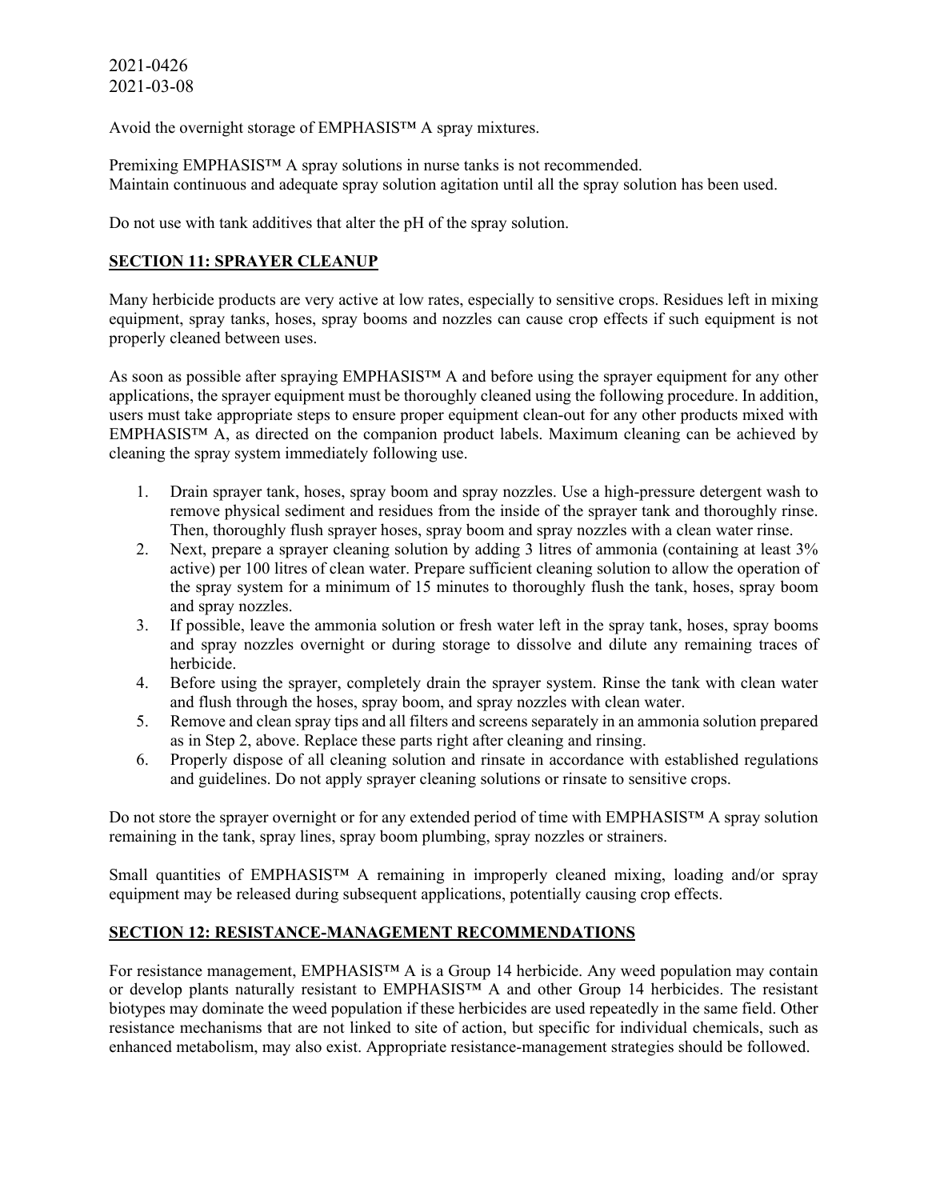2021-0426
2021-03-08

Avoid the overnight storage of EMPHASIS™ A spray mixtures.

Premixing EMPHASIS™ A spray solutions in nurse tanks is not recommended.
Maintain continuous and adequate spray solution agitation until all the spray solution has been used.

Do not use with tank additives that alter the pH of the spray solution.

## SECTION 11: SPRAYER CLEANUP

Many herbicide products are very active at low rates, especially to sensitive crops. Residues left in mixing equipment, spray tanks, hoses, spray booms and nozzles can cause crop effects if such equipment is not properly cleaned between uses.

As soon as possible after spraying EMPHASIS™ A and before using the sprayer equipment for any other applications, the sprayer equipment must be thoroughly cleaned using the following procedure. In addition, users must take appropriate steps to ensure proper equipment clean-out for any other products mixed with EMPHASIS™ A, as directed on the companion product labels. Maximum cleaning can be achieved by cleaning the spray system immediately following use.

1. Drain sprayer tank, hoses, spray boom and spray nozzles. Use a high-pressure detergent wash to remove physical sediment and residues from the inside of the sprayer tank and thoroughly rinse. Then, thoroughly flush sprayer hoses, spray boom and spray nozzles with a clean water rinse.
2. Next, prepare a sprayer cleaning solution by adding 3 litres of ammonia (containing at least 3% active) per 100 litres of clean water. Prepare sufficient cleaning solution to allow the operation of the spray system for a minimum of 15 minutes to thoroughly flush the tank, hoses, spray boom and spray nozzles.
3. If possible, leave the ammonia solution or fresh water left in the spray tank, hoses, spray booms and spray nozzles overnight or during storage to dissolve and dilute any remaining traces of herbicide.
4. Before using the sprayer, completely drain the sprayer system. Rinse the tank with clean water and flush through the hoses, spray boom, and spray nozzles with clean water.
5. Remove and clean spray tips and all filters and screens separately in an ammonia solution prepared as in Step 2, above. Replace these parts right after cleaning and rinsing.
6. Properly dispose of all cleaning solution and rinsate in accordance with established regulations and guidelines. Do not apply sprayer cleaning solutions or rinsate to sensitive crops.

Do not store the sprayer overnight or for any extended period of time with EMPHASIS™ A spray solution remaining in the tank, spray lines, spray boom plumbing, spray nozzles or strainers.

Small quantities of EMPHASIS™ A remaining in improperly cleaned mixing, loading and/or spray equipment may be released during subsequent applications, potentially causing crop effects.

## SECTION 12: RESISTANCE-MANAGEMENT RECOMMENDATIONS

For resistance management, EMPHASIS™ A is a Group 14 herbicide. Any weed population may contain or develop plants naturally resistant to EMPHASIS™ A and other Group 14 herbicides. The resistant biotypes may dominate the weed population if these herbicides are used repeatedly in the same field. Other resistance mechanisms that are not linked to site of action, but specific for individual chemicals, such as enhanced metabolism, may also exist. Appropriate resistance-management strategies should be followed.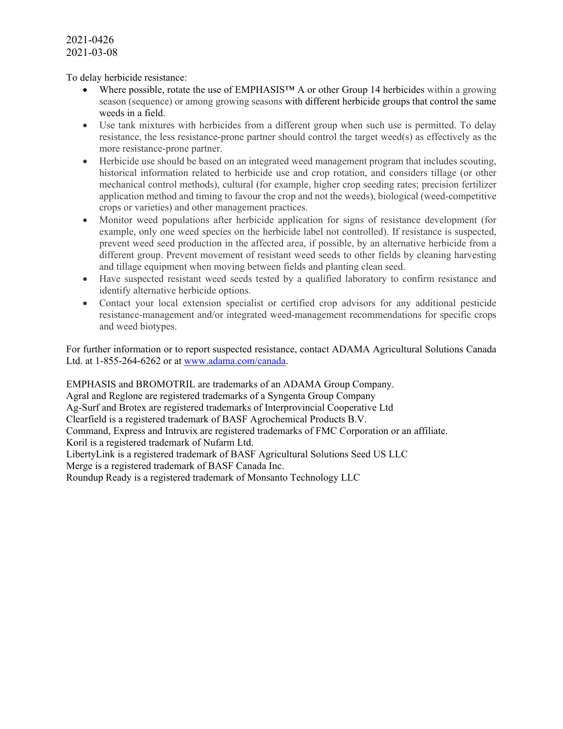2021-0426
2021-03-08

To delay herbicide resistance:

- Where possible, rotate the use of EMPHASIS™ A or other Group 14 herbicides within a growing season (sequence) or among growing seasons with different herbicide groups that control the same weeds in a field.
- Use tank mixtures with herbicides from a different group when such use is permitted. To delay resistance, the less resistance-prone partner should control the target weed(s) as effectively as the more resistance-prone partner.
- Herbicide use should be based on an integrated weed management program that includes scouting, historical information related to herbicide use and crop rotation, and considers tillage (or other mechanical control methods), cultural (for example, higher crop seeding rates; precision fertilizer application method and timing to favour the crop and not the weeds), biological (weed-competitive crops or varieties) and other management practices.
- Monitor weed populations after herbicide application for signs of resistance development (for example, only one weed species on the herbicide label not controlled). If resistance is suspected, prevent weed seed production in the affected area, if possible, by an alternative herbicide from a different group. Prevent movement of resistant weed seeds to other fields by cleaning harvesting and tillage equipment when moving between fields and planting clean seed.
- Have suspected resistant weed seeds tested by a qualified laboratory to confirm resistance and identify alternative herbicide options.
- Contact your local extension specialist or certified crop advisors for any additional pesticide resistance-management and/or integrated weed-management recommendations for specific crops and weed biotypes.

For further information or to report suspected resistance, contact ADAMA Agricultural Solutions Canada Ltd. at 1-855-264-6262 or at www.adama.com/canada.

EMPHASIS and BROMOTRIL are trademarks of an ADAMA Group Company.
Agral and Reglone are registered trademarks of a Syngenta Group Company
Ag-Surf and Brotex are registered trademarks of Interprovincial Cooperative Ltd
Clearfield is a registered trademark of BASF Agrochemical Products B.V.
Command, Express and Intruvix are registered trademarks of FMC Corporation or an affiliate.
Koril is a registered trademark of Nufarm Ltd.
LibertyLink is a registered trademark of BASF Agricultural Solutions Seed US LLC
Merge is a registered trademark of BASF Canada Inc.
Roundup Ready is a registered trademark of Monsanto Technology LLC